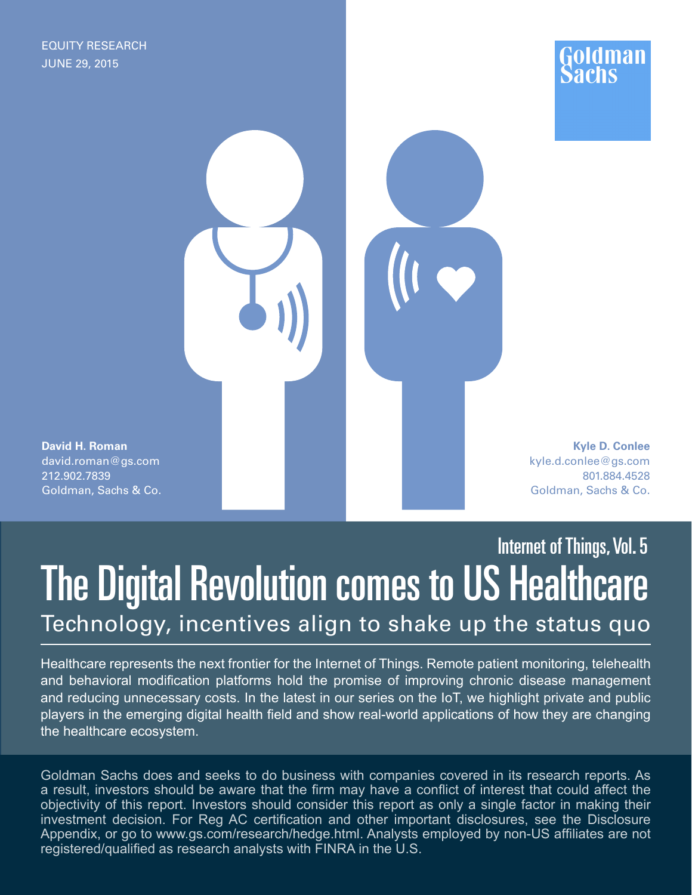EQUITY RESEARCH
JUNE 29, 2015

Goldman Sachs

**David H. Roman**
david.roman@gs.com
212.902.7839
Goldman, Sachs & Co.

**Kyle D. Conlee**
kyle.d.conlee@gs.com
801.884.4528
Goldman, Sachs & Co.

Internet of Things, Vol. 5

# The Digital Revolution comes to US Healthcare

## Technology, incentives align to shake up the status quo

Healthcare represents the next frontier for the Internet of Things. Remote patient monitoring, telehealth and behavioral modification platforms hold the promise of improving chronic disease management and reducing unnecessary costs. In the latest in our series on the IoT, we highlight private and public players in the emerging digital health field and show real-world applications of how they are changing the healthcare ecosystem.

Goldman Sachs does and seeks to do business with companies covered in its research reports. As a result, investors should be aware that the firm may have a conflict of interest that could affect the objectivity of this report. Investors should consider this report as only a single factor in making their investment decision. For Reg AC certification and other important disclosures, see the Disclosure Appendix, or go to www.gs.com/research/hedge.html. Analysts employed by non-US affiliates are not registered/qualified as research analysts with FINRA in the U.S.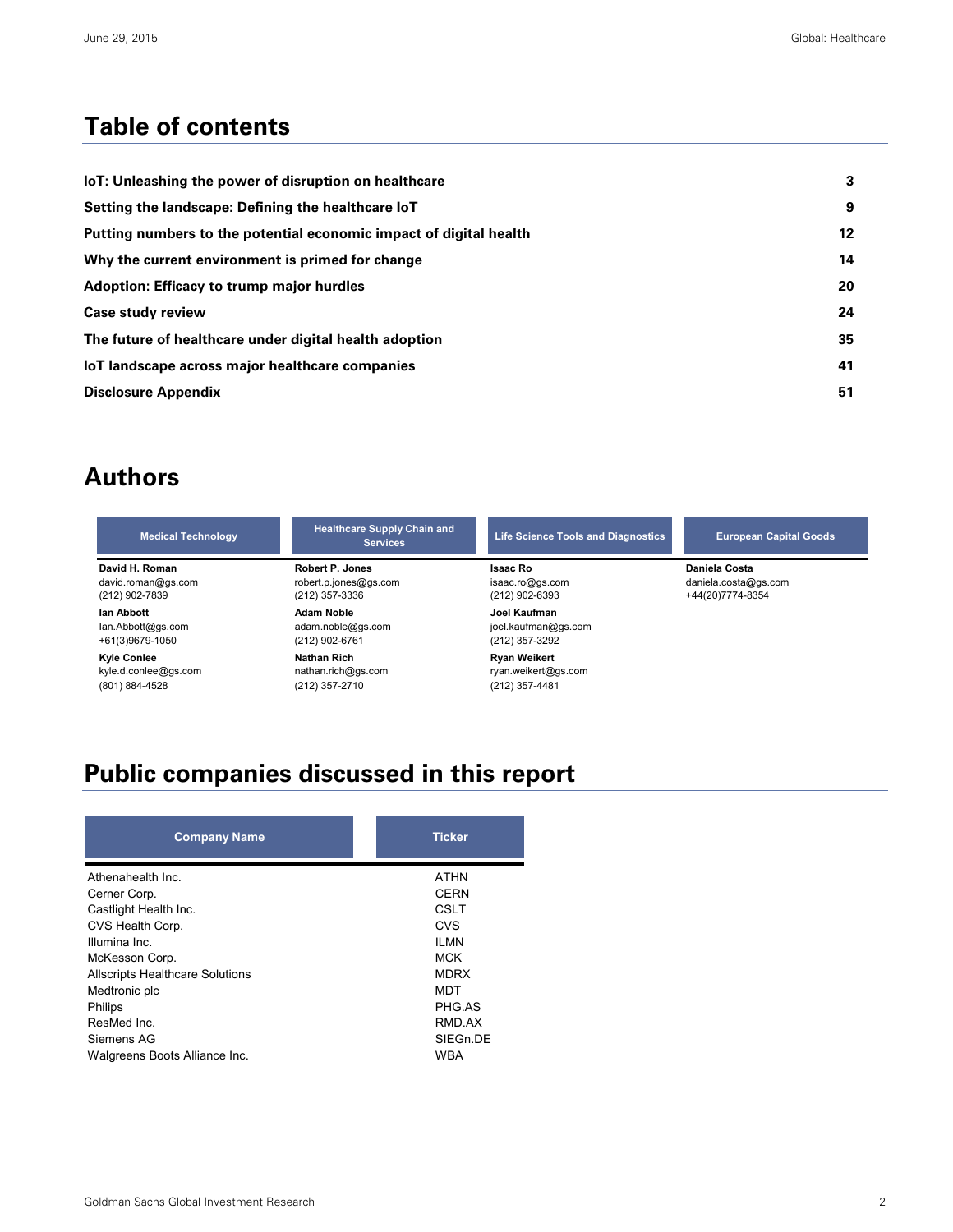## Table of contents

| | |
|---|---|
| **IoT: Unleashing the power of disruption on healthcare** | **3** |
| **Setting the landscape: Defining the healthcare IoT** | **9** |
| **Putting numbers to the potential economic impact of digital health** | **12** |
| **Why the current environment is primed for change** | **14** |
| **Adoption: Efficacy to trump major hurdles** | **20** |
| **Case study review** | **24** |
| **The future of healthcare under digital health adoption** | **35** |
| **IoT landscape across major healthcare companies** | **41** |
| **Disclosure Appendix** | **51** |

## Authors

| Medical Technology | Healthcare Supply Chain and Services | Life Science Tools and Diagnostics | European Capital Goods |
|---|---|---|---|
| **David H. Roman**<br>david.roman@gs.com<br>(212) 902-7839 | **Robert P. Jones**<br>robert.p.jones@gs.com<br>(212) 357-3336 | **Isaac Ro**<br>isaac.ro@gs.com<br>(212) 902-6393 | **Daniela Costa**<br>daniela.costa@gs.com<br>+44(20)7774-8354 |
| **Ian Abbott**<br>Ian.Abbott@gs.com<br>+61(3)9679-1050 | **Adam Noble**<br>adam.noble@gs.com<br>(212) 902-6761 | **Joel Kaufman**<br>joel.kaufman@gs.com<br>(212) 357-3292 | |
| **Kyle Conlee**<br>kyle.d.conlee@gs.com<br>(801) 884-4528 | **Nathan Rich**<br>nathan.rich@gs.com<br>(212) 357-2710 | **Ryan Weikert**<br>ryan.weikert@gs.com<br>(212) 357-4481 | |

## Public companies discussed in this report

| Company Name | Ticker |
|---|---|
| Athenahealth Inc. | ATHN |
| Cerner Corp. | CERN |
| Castlight Health Inc. | CSLT |
| CVS Health Corp. | CVS |
| Illumina Inc. | ILMN |
| McKesson Corp. | MCK |
| Allscripts Healthcare Solutions | MDRX |
| Medtronic plc | MDT |
| Philips | PHG.AS |
| ResMed Inc. | RMD.AX |
| Siemens AG | SIEGn.DE |
| Walgreens Boots Alliance Inc. | WBA |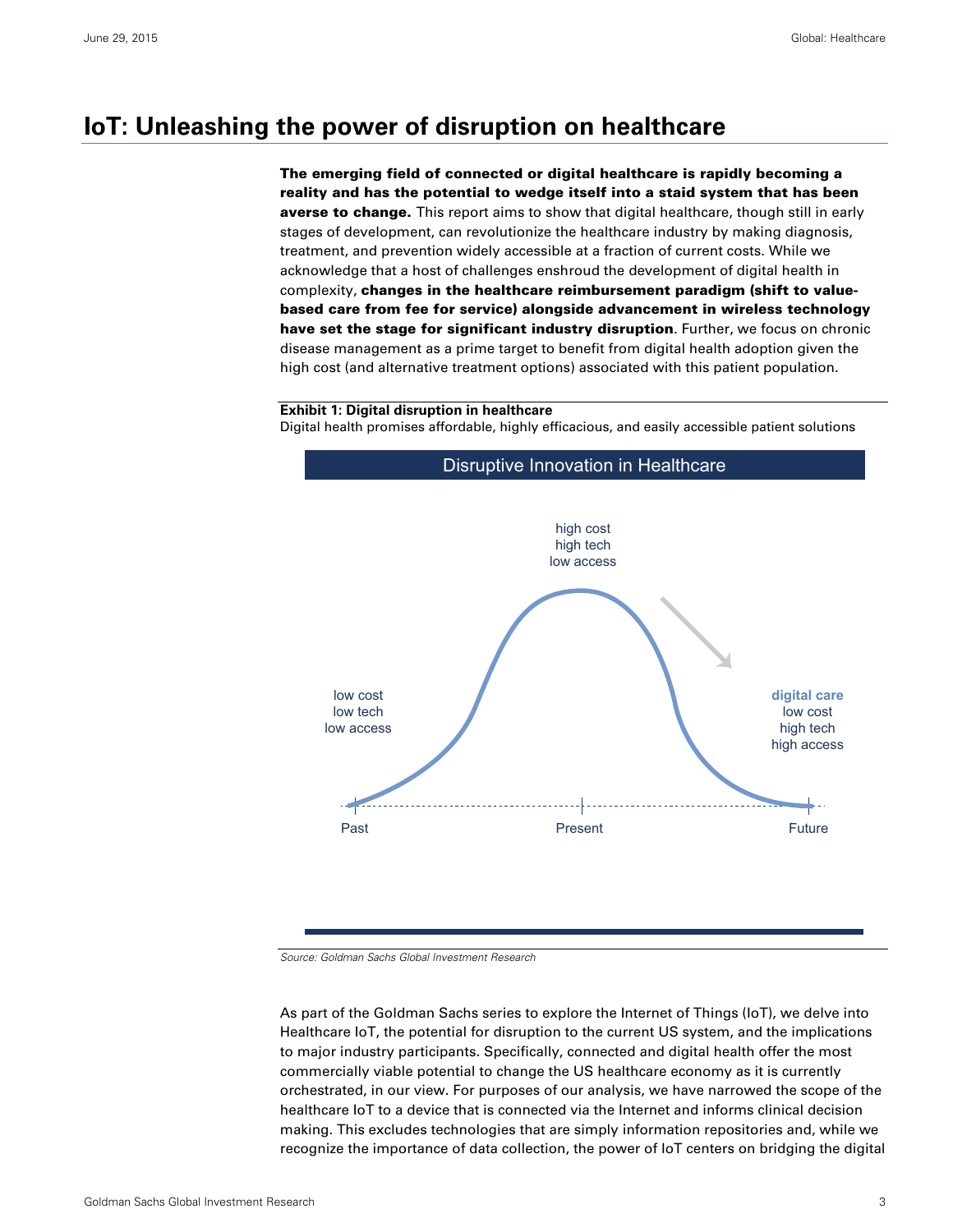# IoT: Unleashing the power of disruption on healthcare

**The emerging field of connected or digital healthcare is rapidly becoming a reality and has the potential to wedge itself into a staid system that has been averse to change.** This report aims to show that digital healthcare, though still in early stages of development, can revolutionize the healthcare industry by making diagnosis, treatment, and prevention widely accessible at a fraction of current costs. While we acknowledge that a host of challenges enshroud the development of digital health in complexity, **changes in the healthcare reimbursement paradigm (shift to value-based care from fee for service) alongside advancement in wireless technology have set the stage for significant industry disruption**. Further, we focus on chronic disease management as a prime target to benefit from digital health adoption given the high cost (and alternative treatment options) associated with this patient population.

**Exhibit 1: Digital disruption in healthcare**

Digital health promises affordable, highly efficacious, and easily accessible patient solutions

Disruptive Innovation in Healthcare

| Past | Present | Future |
|---|---|---|
| low cost, low tech, low access | high cost, high tech, low access | **digital care**: low cost, high tech, high access |

*Source: Goldman Sachs Global Investment Research*

As part of the Goldman Sachs series to explore the Internet of Things (IoT), we delve into Healthcare IoT, the potential for disruption to the current US system, and the implications to major industry participants. Specifically, connected and digital health offer the most commercially viable potential to change the US healthcare economy as it is currently orchestrated, in our view. For purposes of our analysis, we have narrowed the scope of the healthcare IoT to a device that is connected via the Internet and informs clinical decision making. This excludes technologies that are simply information repositories and, while we recognize the importance of data collection, the power of IoT centers on bridging the digital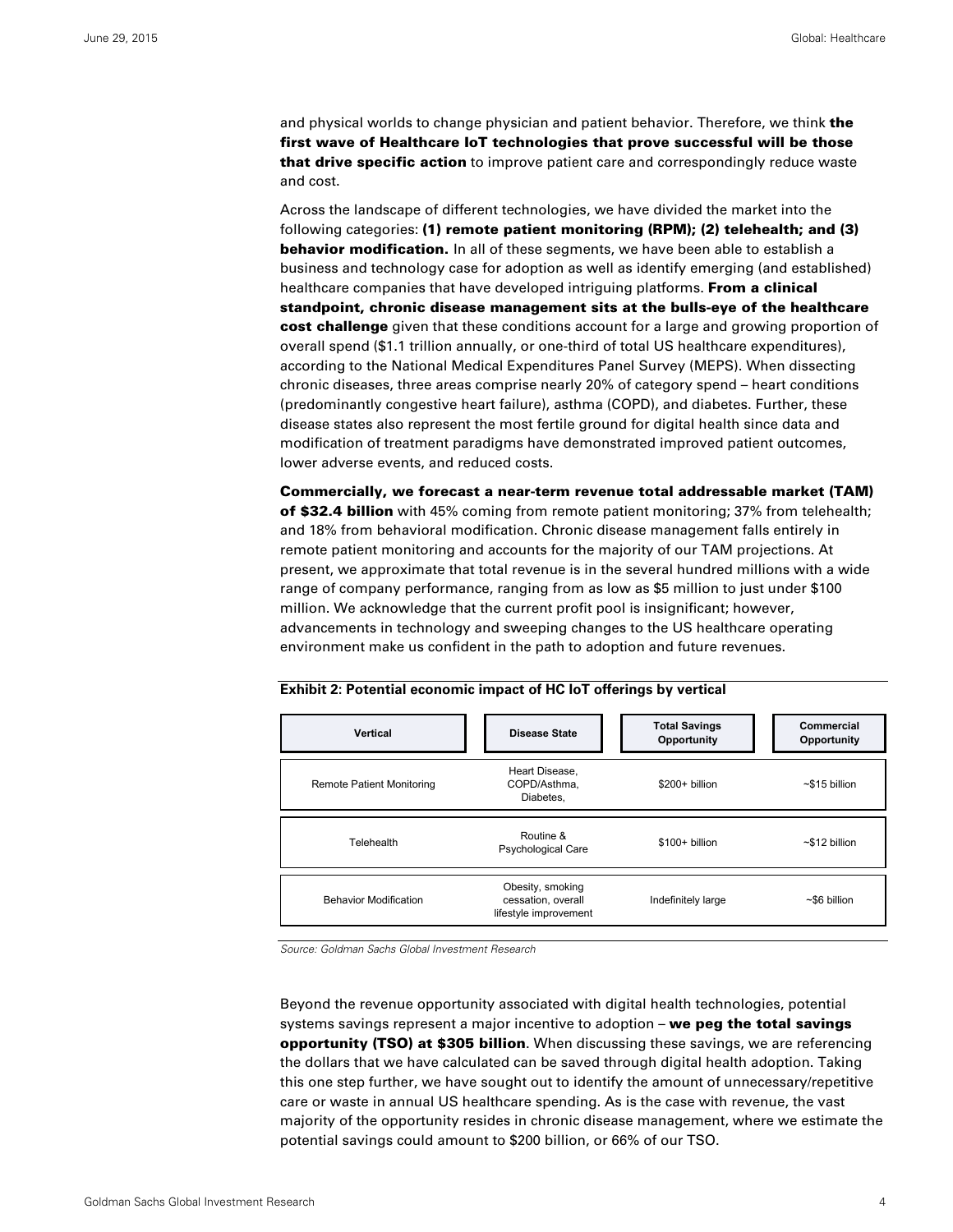and physical worlds to change physician and patient behavior. Therefore, we think **the first wave of Healthcare IoT technologies that prove successful will be those that drive specific action** to improve patient care and correspondingly reduce waste and cost.

Across the landscape of different technologies, we have divided the market into the following categories: **(1) remote patient monitoring (RPM); (2) telehealth; and (3) behavior modification.** In all of these segments, we have been able to establish a business and technology case for adoption as well as identify emerging (and established) healthcare companies that have developed intriguing platforms. **From a clinical standpoint, chronic disease management sits at the bulls-eye of the healthcare cost challenge** given that these conditions account for a large and growing proportion of overall spend ($1.1 trillion annually, or one-third of total US healthcare expenditures), according to the National Medical Expenditures Panel Survey (MEPS). When dissecting chronic diseases, three areas comprise nearly 20% of category spend – heart conditions (predominantly congestive heart failure), asthma (COPD), and diabetes. Further, these disease states also represent the most fertile ground for digital health since data and modification of treatment paradigms have demonstrated improved patient outcomes, lower adverse events, and reduced costs.

**Commercially, we forecast a near-term revenue total addressable market (TAM) of $32.4 billion** with 45% coming from remote patient monitoring; 37% from telehealth; and 18% from behavioral modification. Chronic disease management falls entirely in remote patient monitoring and accounts for the majority of our TAM projections. At present, we approximate that total revenue is in the several hundred millions with a wide range of company performance, ranging from as low as $5 million to just under $100 million. We acknowledge that the current profit pool is insignificant; however, advancements in technology and sweeping changes to the US healthcare operating environment make us confident in the path to adoption and future revenues.

**Exhibit 2: Potential economic impact of HC IoT offerings by vertical**

| Vertical | Disease State | Total Savings Opportunity | Commercial Opportunity |
|---|---|---|---|
| Remote Patient Monitoring | Heart Disease, COPD/Asthma, Diabetes, | $200+ billion | ~$15 billion |
| Telehealth | Routine & Psychological Care | $100+ billion | ~$12 billion |
| Behavior Modification | Obesity, smoking cessation, overall lifestyle improvement | Indefinitely large | ~$6 billion |

*Source: Goldman Sachs Global Investment Research*

Beyond the revenue opportunity associated with digital health technologies, potential systems savings represent a major incentive to adoption – **we peg the total savings opportunity (TSO) at $305 billion**. When discussing these savings, we are referencing the dollars that we have calculated can be saved through digital health adoption. Taking this one step further, we have sought out to identify the amount of unnecessary/repetitive care or waste in annual US healthcare spending. As is the case with revenue, the vast majority of the opportunity resides in chronic disease management, where we estimate the potential savings could amount to $200 billion, or 66% of our TSO.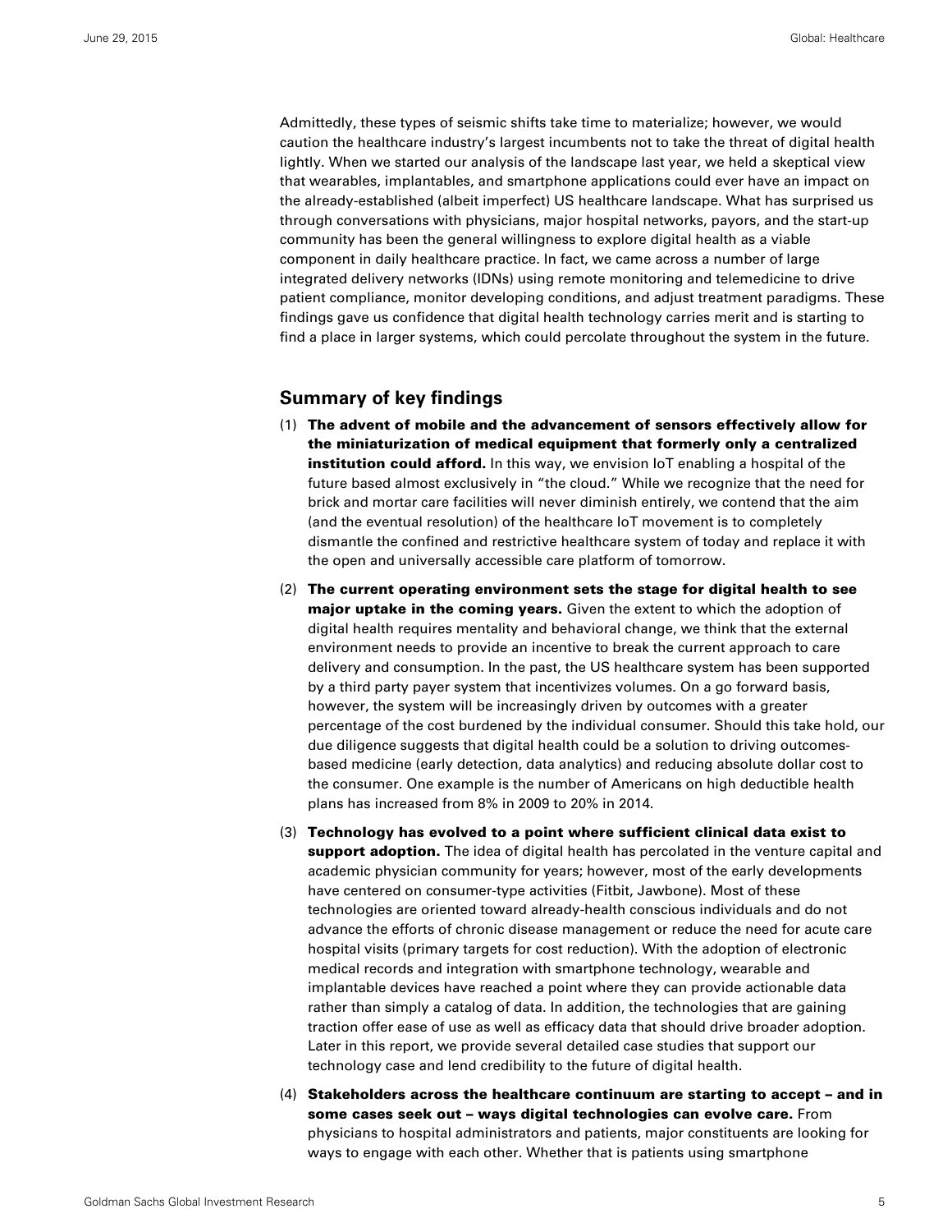Admittedly, these types of seismic shifts take time to materialize; however, we would caution the healthcare industry's largest incumbents not to take the threat of digital health lightly. When we started our analysis of the landscape last year, we held a skeptical view that wearables, implantables, and smartphone applications could ever have an impact on the already-established (albeit imperfect) US healthcare landscape. What has surprised us through conversations with physicians, major hospital networks, payors, and the start-up community has been the general willingness to explore digital health as a viable component in daily healthcare practice. In fact, we came across a number of large integrated delivery networks (IDNs) using remote monitoring and telemedicine to drive patient compliance, monitor developing conditions, and adjust treatment paradigms. These findings gave us confidence that digital health technology carries merit and is starting to find a place in larger systems, which could percolate throughout the system in the future.

## Summary of key findings

(1) **The advent of mobile and the advancement of sensors effectively allow for the miniaturization of medical equipment that formerly only a centralized institution could afford.** In this way, we envision IoT enabling a hospital of the future based almost exclusively in "the cloud." While we recognize that the need for brick and mortar care facilities will never diminish entirely, we contend that the aim (and the eventual resolution) of the healthcare IoT movement is to completely dismantle the confined and restrictive healthcare system of today and replace it with the open and universally accessible care platform of tomorrow.

(2) **The current operating environment sets the stage for digital health to see major uptake in the coming years.** Given the extent to which the adoption of digital health requires mentality and behavioral change, we think that the external environment needs to provide an incentive to break the current approach to care delivery and consumption. In the past, the US healthcare system has been supported by a third party payer system that incentivizes volumes. On a go forward basis, however, the system will be increasingly driven by outcomes with a greater percentage of the cost burdened by the individual consumer. Should this take hold, our due diligence suggests that digital health could be a solution to driving outcomes-based medicine (early detection, data analytics) and reducing absolute dollar cost to the consumer. One example is the number of Americans on high deductible health plans has increased from 8% in 2009 to 20% in 2014.

(3) **Technology has evolved to a point where sufficient clinical data exist to support adoption.** The idea of digital health has percolated in the venture capital and academic physician community for years; however, most of the early developments have centered on consumer-type activities (Fitbit, Jawbone). Most of these technologies are oriented toward already-health conscious individuals and do not advance the efforts of chronic disease management or reduce the need for acute care hospital visits (primary targets for cost reduction). With the adoption of electronic medical records and integration with smartphone technology, wearable and implantable devices have reached a point where they can provide actionable data rather than simply a catalog of data. In addition, the technologies that are gaining traction offer ease of use as well as efficacy data that should drive broader adoption. Later in this report, we provide several detailed case studies that support our technology case and lend credibility to the future of digital health.

(4) **Stakeholders across the healthcare continuum are starting to accept – and in some cases seek out – ways digital technologies can evolve care.** From physicians to hospital administrators and patients, major constituents are looking for ways to engage with each other. Whether that is patients using smartphone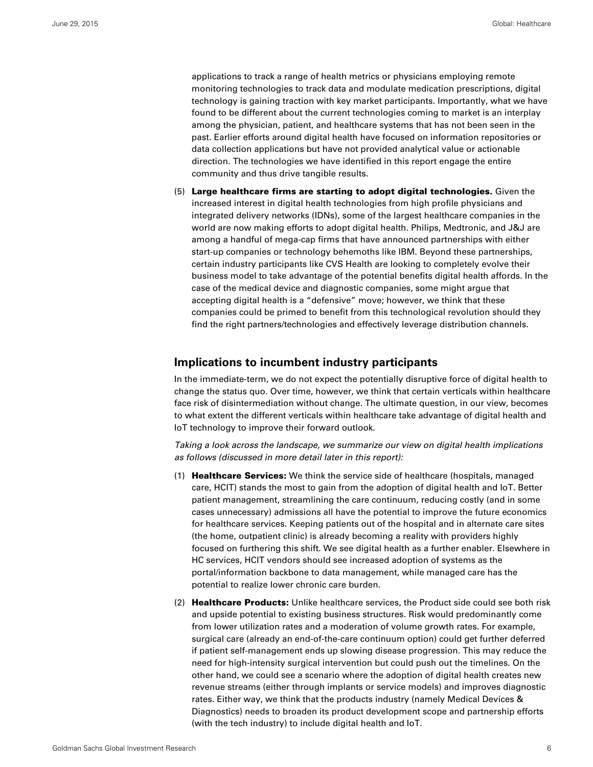applications to track a range of health metrics or physicians employing remote monitoring technologies to track data and modulate medication prescriptions, digital technology is gaining traction with key market participants. Importantly, what we have found to be different about the current technologies coming to market is an interplay among the physician, patient, and healthcare systems that has not been seen in the past. Earlier efforts around digital health have focused on information repositories or data collection applications but have not provided analytical value or actionable direction. The technologies we have identified in this report engage the entire community and thus drive tangible results.

(5) **Large healthcare firms are starting to adopt digital technologies.** Given the increased interest in digital health technologies from high profile physicians and integrated delivery networks (IDNs), some of the largest healthcare companies in the world are now making efforts to adopt digital health. Philips, Medtronic, and J&J are among a handful of mega-cap firms that have announced partnerships with either start-up companies or technology behemoths like IBM. Beyond these partnerships, certain industry participants like CVS Health are looking to completely evolve their business model to take advantage of the potential benefits digital health affords. In the case of the medical device and diagnostic companies, some might argue that accepting digital health is a "defensive" move; however, we think that these companies could be primed to benefit from this technological revolution should they find the right partners/technologies and effectively leverage distribution channels.

## Implications to incumbent industry participants

In the immediate-term, we do not expect the potentially disruptive force of digital health to change the status quo. Over time, however, we think that certain verticals within healthcare face risk of disintermediation without change. The ultimate question, in our view, becomes to what extent the different verticals within healthcare take advantage of digital health and IoT technology to improve their forward outlook.

*Taking a look across the landscape, we summarize our view on digital health implications as follows (discussed in more detail later in this report):*

(1) **Healthcare Services:** We think the service side of healthcare (hospitals, managed care, HCIT) stands the most to gain from the adoption of digital health and IoT. Better patient management, streamlining the care continuum, reducing costly (and in some cases unnecessary) admissions all have the potential to improve the future economics for healthcare services. Keeping patients out of the hospital and in alternate care sites (the home, outpatient clinic) is already becoming a reality with providers highly focused on furthering this shift. We see digital health as a further enabler. Elsewhere in HC services, HCIT vendors should see increased adoption of systems as the portal/information backbone to data management, while managed care has the potential to realize lower chronic care burden.

(2) **Healthcare Products:** Unlike healthcare services, the Product side could see both risk and upside potential to existing business structures. Risk would predominantly come from lower utilization rates and a moderation of volume growth rates. For example, surgical care (already an end-of-the-care continuum option) could get further deferred if patient self-management ends up slowing disease progression. This may reduce the need for high-intensity surgical intervention but could push out the timelines. On the other hand, we could see a scenario where the adoption of digital health creates new revenue streams (either through implants or service models) and improves diagnostic rates. Either way, we think that the products industry (namely Medical Devices & Diagnostics) needs to broaden its product development scope and partnership efforts (with the tech industry) to include digital health and IoT.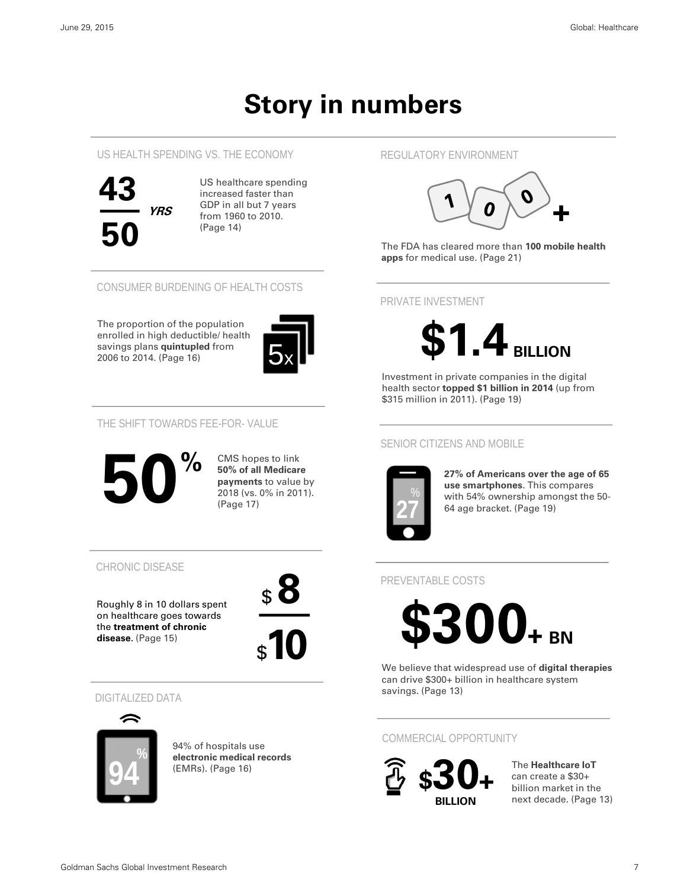# Story in numbers

## US HEALTH SPENDING VS. THE ECONOMY

**43/50 YRS**

US healthcare spending increased faster than GDP in all but 7 years from 1960 to 2010. (Page 14)

## CONSUMER BURDENING OF HEALTH COSTS

**5x**

The proportion of the population enrolled in high deductible/ health savings plans **quintupled** from 2006 to 2014. (Page 16)

## THE SHIFT TOWARDS FEE-FOR- VALUE

**50%**

CMS hopes to link **50% of all Medicare payments** to value by 2018 (vs. 0% in 2011). (Page 17)

## CHRONIC DISEASE

**$8/$10**

Roughly 8 in 10 dollars spent on healthcare goes towards the **treatment of chronic disease**. (Page 15)

## DIGITALIZED DATA

**94%**

94% of hospitals use **electronic medical records** (EMRs). (Page 16)

## REGULATORY ENVIRONMENT

**100+**

The FDA has cleared more than **100 mobile health apps** for medical use. (Page 21)

## PRIVATE INVESTMENT

**$1.4 BILLION**

Investment in private companies in the digital health sector **topped $1 billion in 2014** (up from $315 million in 2011). (Page 19)

## SENIOR CITIZENS AND MOBILE

**27%**

**27% of Americans over the age of 65 use smartphones**. This compares with 54% ownership amongst the 50-64 age bracket. (Page 19)

## PREVENTABLE COSTS

**$300+ BN**

We believe that widespread use of **digital therapies** can drive $300+ billion in healthcare system savings. (Page 13)

## COMMERCIAL OPPORTUNITY

**$30+ BILLION**

The **Healthcare IoT** can create a $30+ billion market in the next decade. (Page 13)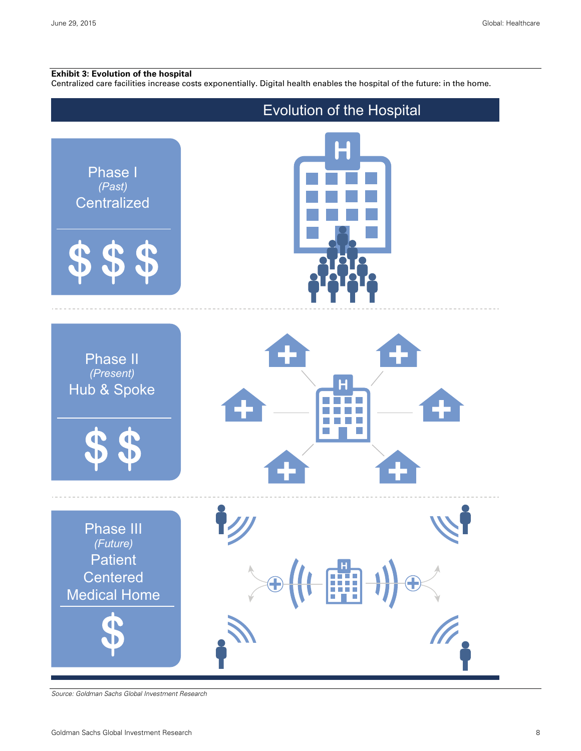**Exhibit 3: Evolution of the hospital**

Centralized care facilities increase costs exponentially. Digital health enables the hospital of the future: in the home.

Evolution of the Hospital

Phase I
*(Past)*
Centralized

$ $ $

Phase II
*(Present)*
Hub & Spoke

$ $

Phase III
*(Future)*
Patient Centered Medical Home

$

*Source: Goldman Sachs Global Investment Research*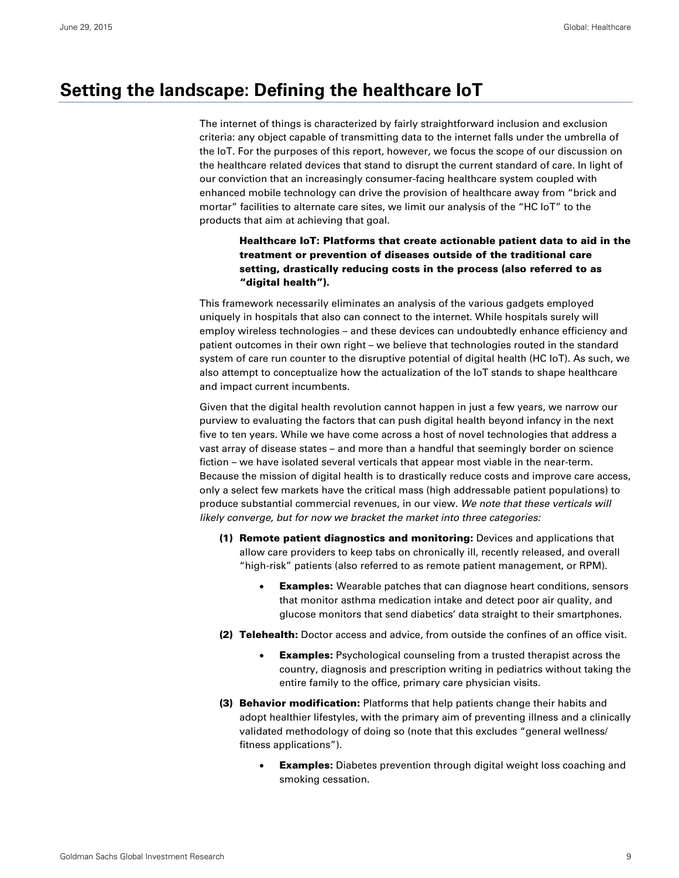# Setting the landscape: Defining the healthcare IoT

The internet of things is characterized by fairly straightforward inclusion and exclusion criteria: any object capable of transmitting data to the internet falls under the umbrella of the IoT. For the purposes of this report, however, we focus the scope of our discussion on the healthcare related devices that stand to disrupt the current standard of care. In light of our conviction that an increasingly consumer-facing healthcare system coupled with enhanced mobile technology can drive the provision of healthcare away from "brick and mortar" facilities to alternate care sites, we limit our analysis of the "HC IoT" to the products that aim at achieving that goal.

> **Healthcare IoT: Platforms that create actionable patient data to aid in the treatment or prevention of diseases outside of the traditional care setting, drastically reducing costs in the process (also referred to as "digital health").**

This framework necessarily eliminates an analysis of the various gadgets employed uniquely in hospitals that also can connect to the internet. While hospitals surely will employ wireless technologies – and these devices can undoubtedly enhance efficiency and patient outcomes in their own right – we believe that technologies routed in the standard system of care run counter to the disruptive potential of digital health (HC IoT). As such, we also attempt to conceptualize how the actualization of the IoT stands to shape healthcare and impact current incumbents.

Given that the digital health revolution cannot happen in just a few years, we narrow our purview to evaluating the factors that can push digital health beyond infancy in the next five to ten years. While we have come across a host of novel technologies that address a vast array of disease states – and more than a handful that seemingly border on science fiction – we have isolated several verticals that appear most viable in the near-term. Because the mission of digital health is to drastically reduce costs and improve care access, only a select few markets have the critical mass (high addressable patient populations) to produce substantial commercial revenues, in our view. *We note that these verticals will likely converge, but for now we bracket the market into three categories:*

**(1) Remote patient diagnostics and monitoring:** Devices and applications that allow care providers to keep tabs on chronically ill, recently released, and overall "high-risk" patients (also referred to as remote patient management, or RPM).

- **Examples:** Wearable patches that can diagnose heart conditions, sensors that monitor asthma medication intake and detect poor air quality, and glucose monitors that send diabetics' data straight to their smartphones.

**(2) Telehealth:** Doctor access and advice, from outside the confines of an office visit.

- **Examples:** Psychological counseling from a trusted therapist across the country, diagnosis and prescription writing in pediatrics without taking the entire family to the office, primary care physician visits.

**(3) Behavior modification:** Platforms that help patients change their habits and adopt healthier lifestyles, with the primary aim of preventing illness and a clinically validated methodology of doing so (note that this excludes "general wellness/ fitness applications").

- **Examples:** Diabetes prevention through digital weight loss coaching and smoking cessation.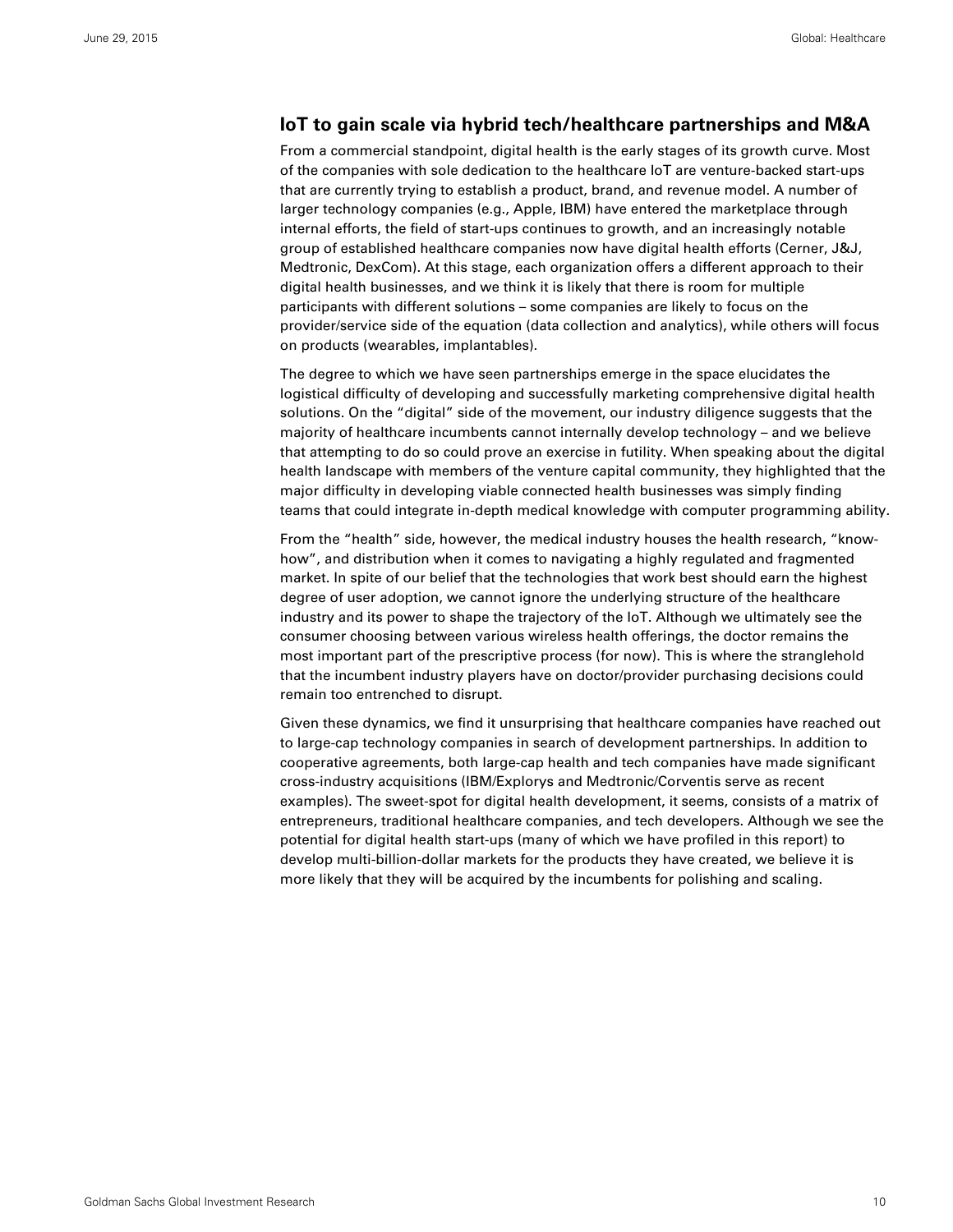## IoT to gain scale via hybrid tech/healthcare partnerships and M&A

From a commercial standpoint, digital health is the early stages of its growth curve. Most of the companies with sole dedication to the healthcare IoT are venture-backed start-ups that are currently trying to establish a product, brand, and revenue model. A number of larger technology companies (e.g., Apple, IBM) have entered the marketplace through internal efforts, the field of start-ups continues to growth, and an increasingly notable group of established healthcare companies now have digital health efforts (Cerner, J&J, Medtronic, DexCom). At this stage, each organization offers a different approach to their digital health businesses, and we think it is likely that there is room for multiple participants with different solutions – some companies are likely to focus on the provider/service side of the equation (data collection and analytics), while others will focus on products (wearables, implantables).

The degree to which we have seen partnerships emerge in the space elucidates the logistical difficulty of developing and successfully marketing comprehensive digital health solutions. On the "digital" side of the movement, our industry diligence suggests that the majority of healthcare incumbents cannot internally develop technology – and we believe that attempting to do so could prove an exercise in futility. When speaking about the digital health landscape with members of the venture capital community, they highlighted that the major difficulty in developing viable connected health businesses was simply finding teams that could integrate in-depth medical knowledge with computer programming ability.

From the "health" side, however, the medical industry houses the health research, "know-how", and distribution when it comes to navigating a highly regulated and fragmented market. In spite of our belief that the technologies that work best should earn the highest degree of user adoption, we cannot ignore the underlying structure of the healthcare industry and its power to shape the trajectory of the IoT. Although we ultimately see the consumer choosing between various wireless health offerings, the doctor remains the most important part of the prescriptive process (for now). This is where the stranglehold that the incumbent industry players have on doctor/provider purchasing decisions could remain too entrenched to disrupt.

Given these dynamics, we find it unsurprising that healthcare companies have reached out to large-cap technology companies in search of development partnerships. In addition to cooperative agreements, both large-cap health and tech companies have made significant cross-industry acquisitions (IBM/Explorys and Medtronic/Corventis serve as recent examples). The sweet-spot for digital health development, it seems, consists of a matrix of entrepreneurs, traditional healthcare companies, and tech developers. Although we see the potential for digital health start-ups (many of which we have profiled in this report) to develop multi-billion-dollar markets for the products they have created, we believe it is more likely that they will be acquired by the incumbents for polishing and scaling.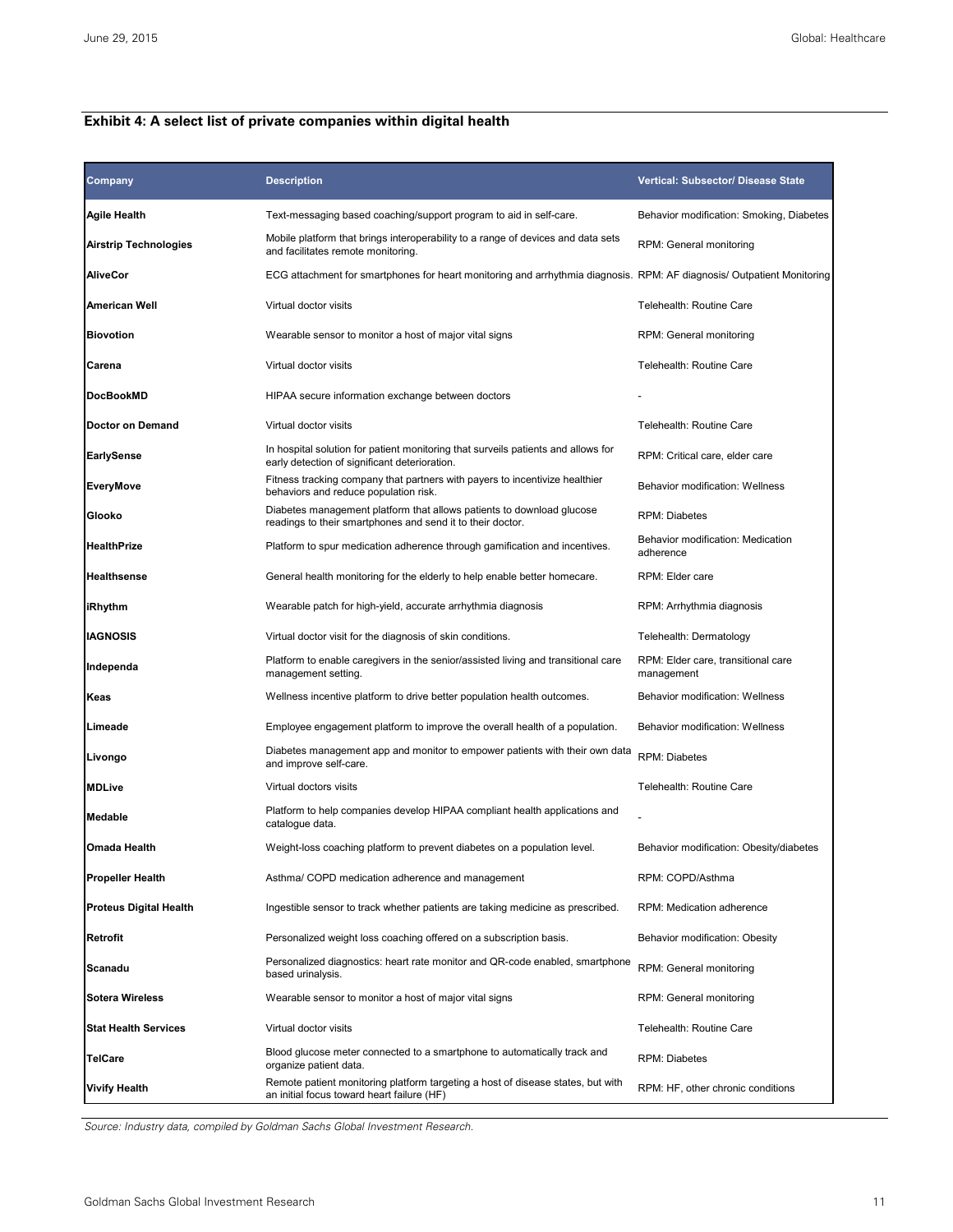**Exhibit 4: A select list of private companies within digital health**

| Company | Description | Vertical: Subsector/ Disease State |
|---|---|---|
| **Agile Health** | Text-messaging based coaching/support program to aid in self-care. | Behavior modification: Smoking, Diabetes |
| **Airstrip Technologies** | Mobile platform that brings interoperability to a range of devices and data sets and facilitates remote monitoring. | RPM: General monitoring |
| **AliveCor** | ECG attachment for smartphones for heart monitoring and arrhythmia diagnosis. | RPM: AF diagnosis/ Outpatient Monitoring |
| **American Well** | Virtual doctor visits | Telehealth: Routine Care |
| **Biovotion** | Wearable sensor to monitor a host of major vital signs | RPM: General monitoring |
| **Carena** | Virtual doctor visits | Telehealth: Routine Care |
| **DocBookMD** | HIPAA secure information exchange between doctors | - |
| **Doctor on Demand** | Virtual doctor visits | Telehealth: Routine Care |
| **EarlySense** | In hospital solution for patient monitoring that surveils patients and allows for early detection of significant deterioration. | RPM: Critical care, elder care |
| **EveryMove** | Fitness tracking company that partners with payers to incentivize healthier behaviors and reduce population risk. | Behavior modification: Wellness |
| **Glooko** | Diabetes management platform that allows patients to download glucose readings to their smartphones and send it to their doctor. | RPM: Diabetes |
| **HealthPrize** | Platform to spur medication adherence through gamification and incentives. | Behavior modification: Medication adherence |
| **Healthsense** | General health monitoring for the elderly to help enable better homecare. | RPM: Elder care |
| **iRhythm** | Wearable patch for high-yield, accurate arrhythmia diagnosis | RPM: Arrhythmia diagnosis |
| **IAGNOSIS** | Virtual doctor visit for the diagnosis of skin conditions. | Telehealth: Dermatology |
| **Independa** | Platform to enable caregivers in the senior/assisted living and transitional care management setting. | RPM: Elder care, transitional care management |
| **Keas** | Wellness incentive platform to drive better population health outcomes. | Behavior modification: Wellness |
| **Limeade** | Employee engagement platform to improve the overall health of a population. | Behavior modification: Wellness |
| **Livongo** | Diabetes management app and monitor to empower patients with their own data and improve self-care. | RPM: Diabetes |
| **MDLive** | Virtual doctors visits | Telehealth: Routine Care |
| **Medable** | Platform to help companies develop HIPAA compliant health applications and catalogue data. | - |
| **Omada Health** | Weight-loss coaching platform to prevent diabetes on a population level. | Behavior modification: Obesity/diabetes |
| **Propeller Health** | Asthma/ COPD medication adherence and management | RPM: COPD/Asthma |
| **Proteus Digital Health** | Ingestible sensor to track whether patients are taking medicine as prescribed. | RPM: Medication adherence |
| **Retrofit** | Personalized weight loss coaching offered on a subscription basis. | Behavior modification: Obesity |
| **Scanadu** | Personalized diagnostics: heart rate monitor and QR-code enabled, smartphone based urinalysis. | RPM: General monitoring |
| **Sotera Wireless** | Wearable sensor to monitor a host of major vital signs | RPM: General monitoring |
| **Stat Health Services** | Virtual doctor visits | Telehealth: Routine Care |
| **TelCare** | Blood glucose meter connected to a smartphone to automatically track and organize patient data. | RPM: Diabetes |
| **Vivify Health** | Remote patient monitoring platform targeting a host of disease states, but with an initial focus toward heart failure (HF) | RPM: HF, other chronic conditions |

*Source: Industry data, compiled by Goldman Sachs Global Investment Research.*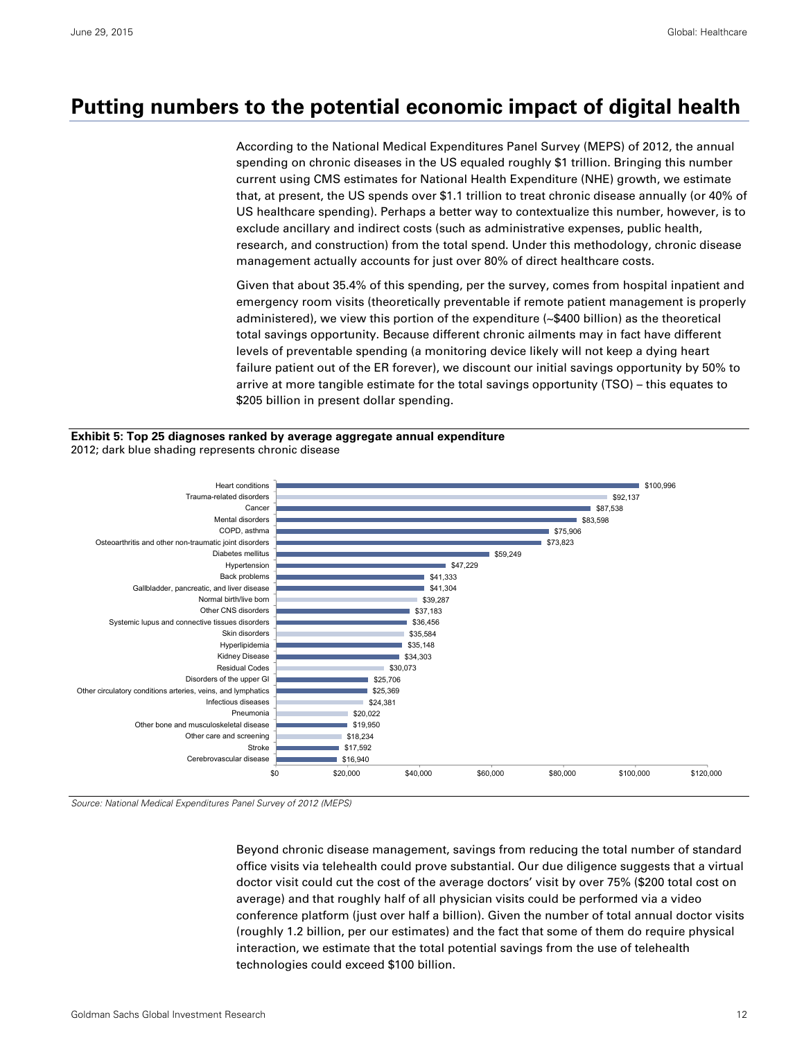# Putting numbers to the potential economic impact of digital health

According to the National Medical Expenditures Panel Survey (MEPS) of 2012, the annual spending on chronic diseases in the US equaled roughly $1 trillion. Bringing this number current using CMS estimates for National Health Expenditure (NHE) growth, we estimate that, at present, the US spends over $1.1 trillion to treat chronic disease annually (or 40% of US healthcare spending). Perhaps a better way to contextualize this number, however, is to exclude ancillary and indirect costs (such as administrative expenses, public health, research, and construction) from the total spend. Under this methodology, chronic disease management actually accounts for just over 80% of direct healthcare costs.

Given that about 35.4% of this spending, per the survey, comes from hospital inpatient and emergency room visits (theoretically preventable if remote patient management is properly administered), we view this portion of the expenditure (~$400 billion) as the theoretical total savings opportunity. Because different chronic ailments may in fact have different levels of preventable spending (a monitoring device likely will not keep a dying heart failure patient out of the ER forever), we discount our initial savings opportunity by 50% to arrive at more tangible estimate for the total savings opportunity (TSO) – this equates to $205 billion in present dollar spending.

**Exhibit 5: Top 25 diagnoses ranked by average aggregate annual expenditure**
2012; dark blue shading represents chronic disease

| Diagnosis | Expenditure |
|---|---|
| Heart conditions | $100,996 |
| Trauma-related disorders | $92,137 |
| Cancer | $87,538 |
| Mental disorders | $83,598 |
| COPD, asthma | $75,906 |
| Osteoarthritis and other non-traumatic joint disorders | $73,823 |
| Diabetes mellitus | $59,249 |
| Hypertension | $47,229 |
| Back problems | $41,333 |
| Gallbladder, pancreatic, and liver disease | $41,304 |
| Normal birth/live born | $39,287 |
| Other CNS disorders | $37,183 |
| Systemic lupus and connective tissues disorders | $36,456 |
| Skin disorders | $35,584 |
| Hyperlipidemia | $35,148 |
| Kidney Disease | $34,303 |
| Residual Codes | $30,073 |
| Disorders of the upper GI | $25,706 |
| Other circulatory conditions arteries, veins, and lymphatics | $25,369 |
| Infectious diseases | $24,381 |
| Pneumonia | $20,022 |
| Other bone and musculoskeletal disease | $19,950 |
| Other care and screening | $18,234 |
| Stroke | $17,592 |
| Cerebrovascular disease | $16,940 |

*Source: National Medical Expenditures Panel Survey of 2012 (MEPS)*

Beyond chronic disease management, savings from reducing the total number of standard office visits via telehealth could prove substantial. Our due diligence suggests that a virtual doctor visit could cut the cost of the average doctors' visit by over 75% ($200 total cost on average) and that roughly half of all physician visits could be performed via a video conference platform (just over half a billion). Given the number of total annual doctor visits (roughly 1.2 billion, per our estimates) and the fact that some of them do require physical interaction, we estimate that the total potential savings from the use of telehealth technologies could exceed $100 billion.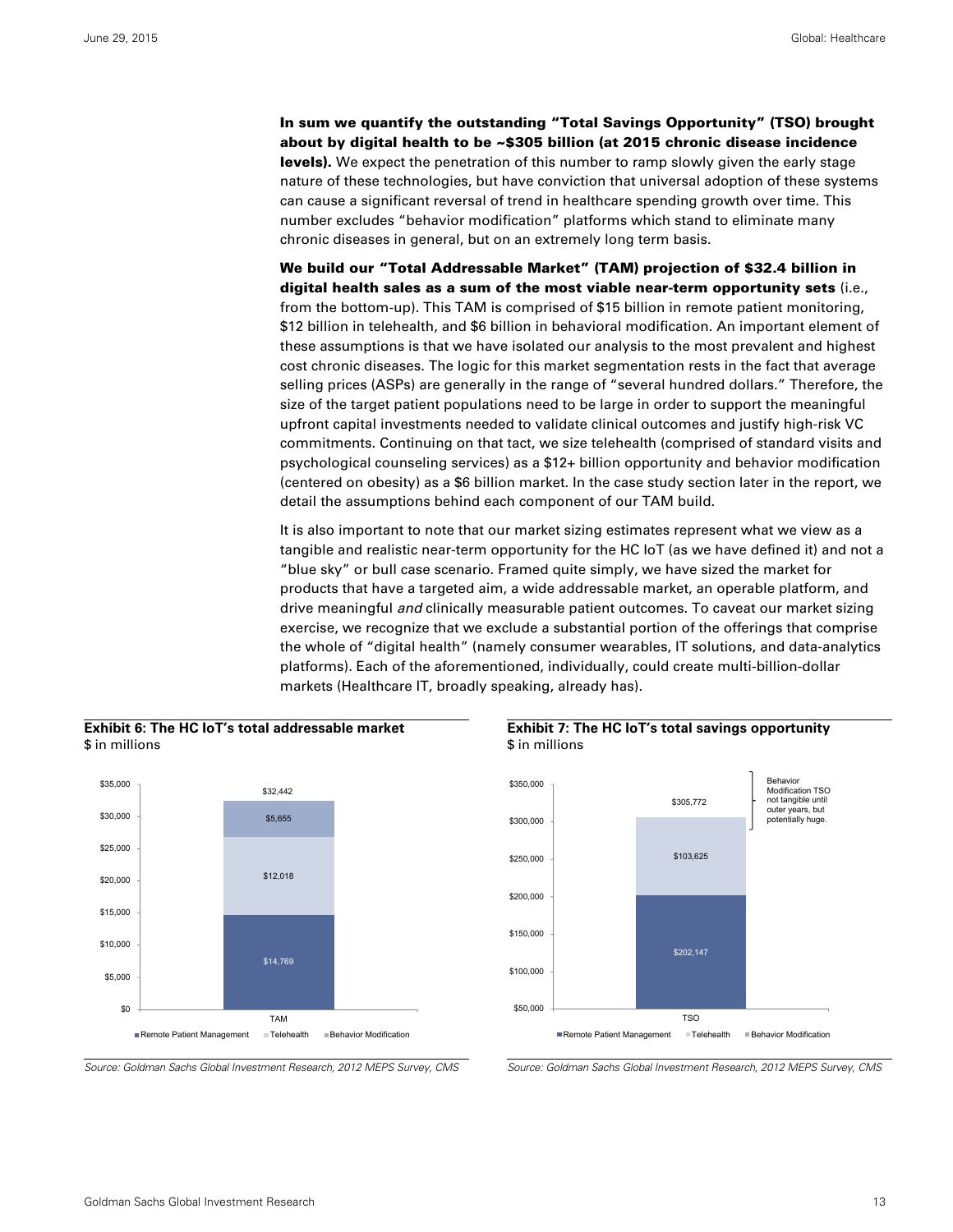**In sum we quantify the outstanding "Total Savings Opportunity" (TSO) brought about by digital health to be ~$305 billion (at 2015 chronic disease incidence levels).** We expect the penetration of this number to ramp slowly given the early stage nature of these technologies, but have conviction that universal adoption of these systems can cause a significant reversal of trend in healthcare spending growth over time. This number excludes "behavior modification" platforms which stand to eliminate many chronic diseases in general, but on an extremely long term basis.

**We build our "Total Addressable Market" (TAM) projection of $32.4 billion in digital health sales as a sum of the most viable near-term opportunity sets** (i.e., from the bottom-up). This TAM is comprised of $15 billion in remote patient monitoring, $12 billion in telehealth, and $6 billion in behavioral modification. An important element of these assumptions is that we have isolated our analysis to the most prevalent and highest cost chronic diseases. The logic for this market segmentation rests in the fact that average selling prices (ASPs) are generally in the range of "several hundred dollars." Therefore, the size of the target patient populations need to be large in order to support the meaningful upfront capital investments needed to validate clinical outcomes and justify high-risk VC commitments. Continuing on that tact, we size telehealth (comprised of standard visits and psychological counseling services) as a $12+ billion opportunity and behavior modification (centered on obesity) as a $6 billion market. In the case study section later in the report, we detail the assumptions behind each component of our TAM build.

It is also important to note that our market sizing estimates represent what we view as a tangible and realistic near-term opportunity for the HC IoT (as we have defined it) and not a "blue sky" or bull case scenario. Framed quite simply, we have sized the market for products that have a targeted aim, a wide addressable market, an operable platform, and drive meaningful *and* clinically measurable patient outcomes. To caveat our market sizing exercise, we recognize that we exclude a substantial portion of the offerings that comprise the whole of "digital health" (namely consumer wearables, IT solutions, and data-analytics platforms). Each of the aforementioned, individually, could create multi-billion-dollar markets (Healthcare IT, broadly speaking, already has).

**Exhibit 6: The HC IoT's total addressable market**
$ in millions

| TAM | $ in millions |
|---|---|
| Remote Patient Management | $14,769 |
| Telehealth | $12,018 |
| Behavior Modification | $5,655 |
| Total | $32,442 |

*Source: Goldman Sachs Global Investment Research, 2012 MEPS Survey, CMS*

**Exhibit 7: The HC IoT's total savings opportunity**
$ in millions

| TSO | $ in millions |
|---|---|
| Remote Patient Management | $202,147 |
| Telehealth | $103,625 |
| Behavior Modification | Behavior Modification TSO not tangible until outer years, but potentially huge. |
| Total | $305,772 |

*Source: Goldman Sachs Global Investment Research, 2012 MEPS Survey, CMS*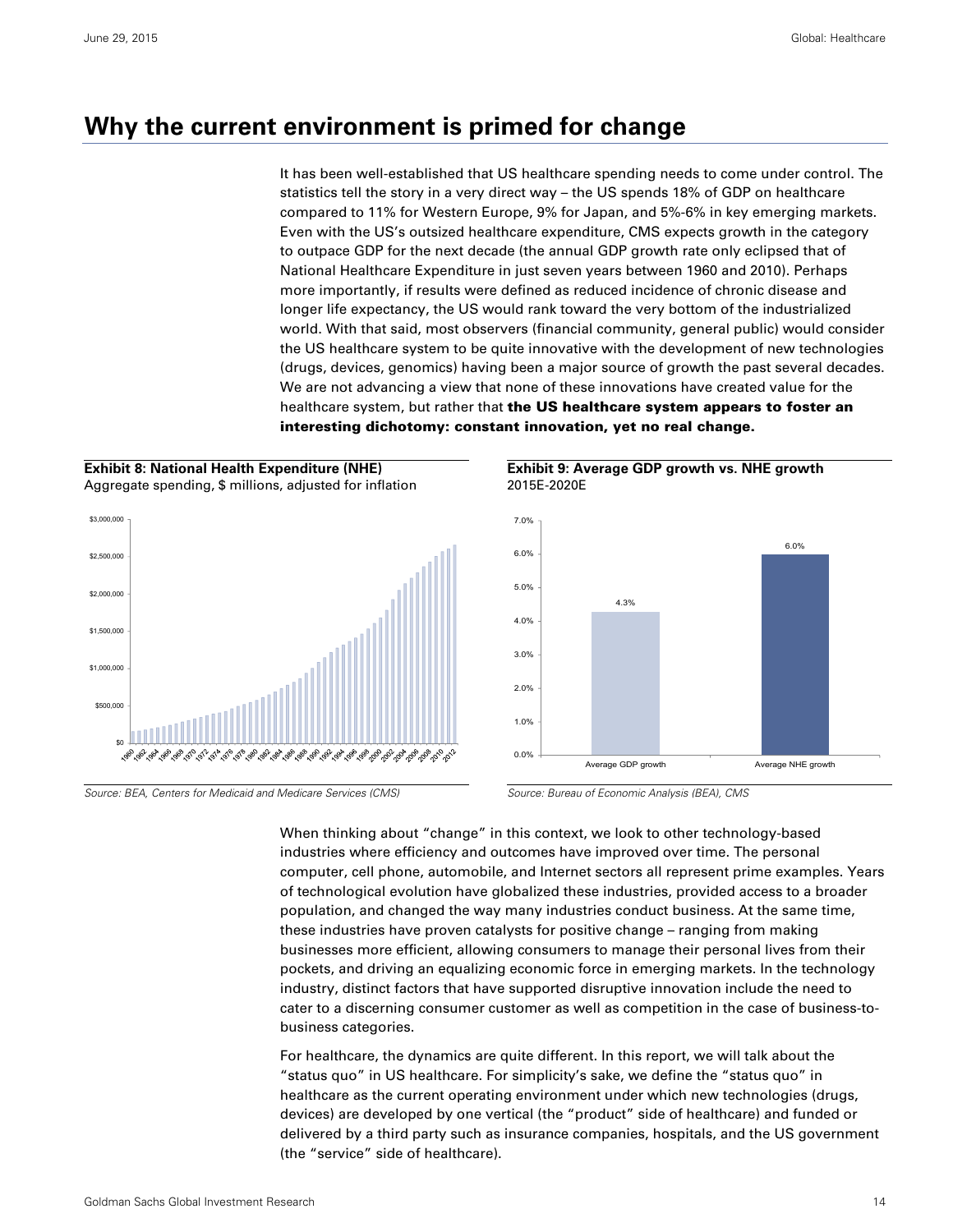# Why the current environment is primed for change

It has been well-established that US healthcare spending needs to come under control. The statistics tell the story in a very direct way – the US spends 18% of GDP on healthcare compared to 11% for Western Europe, 9% for Japan, and 5%-6% in key emerging markets. Even with the US's outsized healthcare expenditure, CMS expects growth in the category to outpace GDP for the next decade (the annual GDP growth rate only eclipsed that of National Healthcare Expenditure in just seven years between 1960 and 2010). Perhaps more importantly, if results were defined as reduced incidence of chronic disease and longer life expectancy, the US would rank toward the very bottom of the industrialized world. With that said, most observers (financial community, general public) would consider the US healthcare system to be quite innovative with the development of new technologies (drugs, devices, genomics) having been a major source of growth the past several decades. We are not advancing a view that none of these innovations have created value for the healthcare system, but rather that **the US healthcare system appears to foster an interesting dichotomy: constant innovation, yet no real change.**

**Exhibit 8: National Health Expenditure (NHE)**
Aggregate spending, $ millions, adjusted for inflation

*Source: BEA, Centers for Medicaid and Medicare Services (CMS)*

**Exhibit 9: Average GDP growth vs. NHE growth**
2015E-2020E

| | Average GDP growth | Average NHE growth |
|---|---|---|
| 2015E-2020E | 4.3% | 6.0% |

*Source: Bureau of Economic Analysis (BEA), CMS*

When thinking about "change" in this context, we look to other technology-based industries where efficiency and outcomes have improved over time. The personal computer, cell phone, automobile, and Internet sectors all represent prime examples. Years of technological evolution have globalized these industries, provided access to a broader population, and changed the way many industries conduct business. At the same time, these industries have proven catalysts for positive change – ranging from making businesses more efficient, allowing consumers to manage their personal lives from their pockets, and driving an equalizing economic force in emerging markets. In the technology industry, distinct factors that have supported disruptive innovation include the need to cater to a discerning consumer customer as well as competition in the case of business-to-business categories.

For healthcare, the dynamics are quite different. In this report, we will talk about the "status quo" in US healthcare. For simplicity's sake, we define the "status quo" in healthcare as the current operating environment under which new technologies (drugs, devices) are developed by one vertical (the "product" side of healthcare) and funded or delivered by a third party such as insurance companies, hospitals, and the US government (the "service" side of healthcare).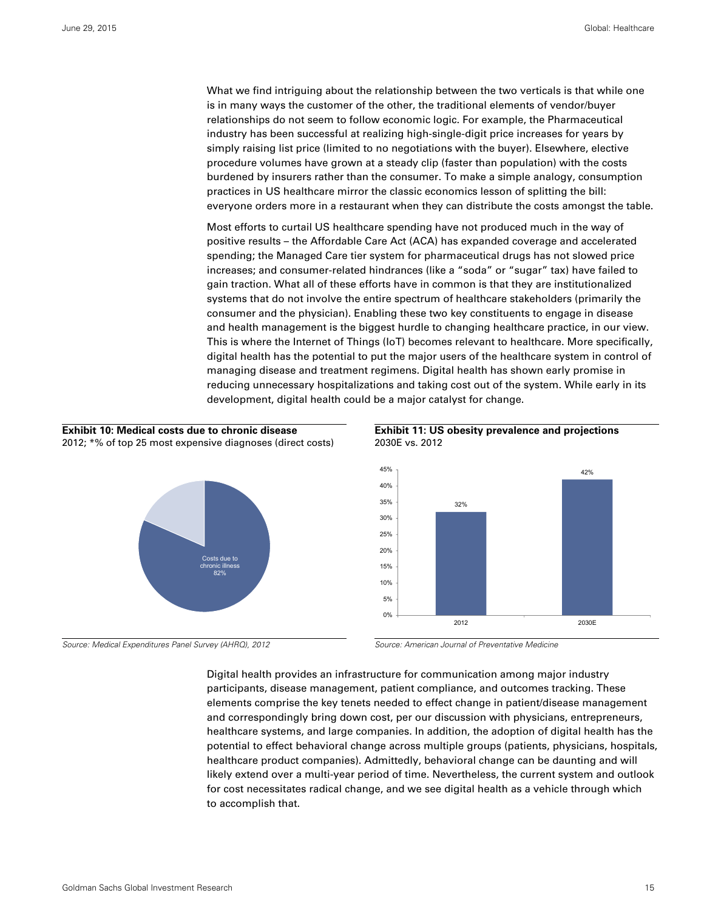What we find intriguing about the relationship between the two verticals is that while one is in many ways the customer of the other, the traditional elements of vendor/buyer relationships do not seem to follow economic logic. For example, the Pharmaceutical industry has been successful at realizing high-single-digit price increases for years by simply raising list price (limited to no negotiations with the buyer). Elsewhere, elective procedure volumes have grown at a steady clip (faster than population) with the costs burdened by insurers rather than the consumer. To make a simple analogy, consumption practices in US healthcare mirror the classic economics lesson of splitting the bill: everyone orders more in a restaurant when they can distribute the costs amongst the table.

Most efforts to curtail US healthcare spending have not produced much in the way of positive results – the Affordable Care Act (ACA) has expanded coverage and accelerated spending; the Managed Care tier system for pharmaceutical drugs has not slowed price increases; and consumer-related hindrances (like a "soda" or "sugar" tax) have failed to gain traction. What all of these efforts have in common is that they are institutionalized systems that do not involve the entire spectrum of healthcare stakeholders (primarily the consumer and the physician). Enabling these two key constituents to engage in disease and health management is the biggest hurdle to changing healthcare practice, in our view. This is where the Internet of Things (IoT) becomes relevant to healthcare. More specifically, digital health has the potential to put the major users of the healthcare system in control of managing disease and treatment regimens. Digital health has shown early promise in reducing unnecessary hospitalizations and taking cost out of the system. While early in its development, digital health could be a major catalyst for change.

**Exhibit 10: Medical costs due to chronic disease**
2012; *% of top 25 most expensive diagnoses (direct costs)

Costs due to chronic illness 82%

*Source: Medical Expenditures Panel Survey (AHRQ), 2012*

**Exhibit 11: US obesity prevalence and projections**
2030E vs. 2012

| Year | Obesity prevalence |
|---|---|
| 2012 | 32% |
| 2030E | 42% |

*Source: American Journal of Preventative Medicine*

Digital health provides an infrastructure for communication among major industry participants, disease management, patient compliance, and outcomes tracking. These elements comprise the key tenets needed to effect change in patient/disease management and correspondingly bring down cost, per our discussion with physicians, entrepreneurs, healthcare systems, and large companies. In addition, the adoption of digital health has the potential to effect behavioral change across multiple groups (patients, physicians, hospitals, healthcare product companies). Admittedly, behavioral change can be daunting and will likely extend over a multi-year period of time. Nevertheless, the current system and outlook for cost necessitates radical change, and we see digital health as a vehicle through which to accomplish that.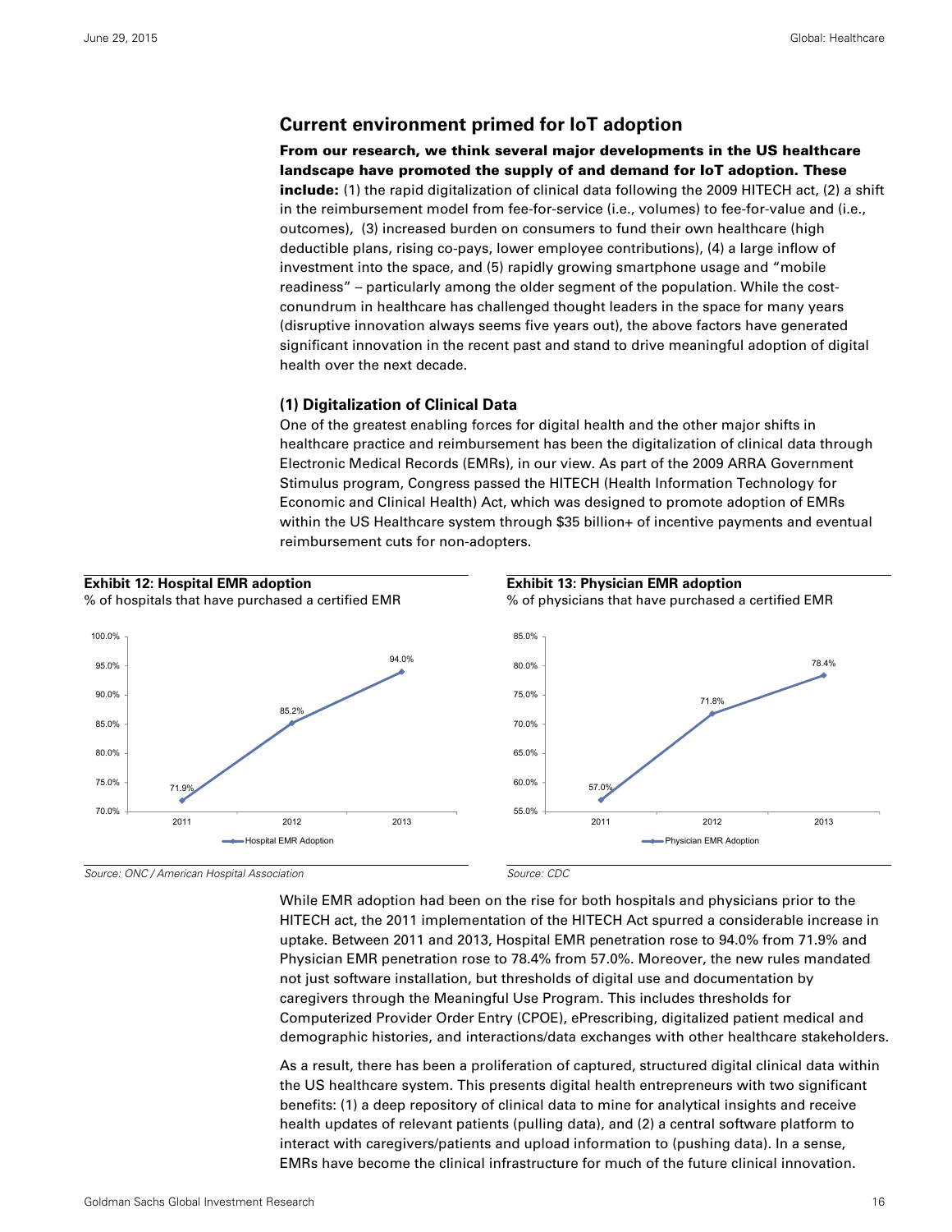## Current environment primed for IoT adoption

**From our research, we think several major developments in the US healthcare landscape have promoted the supply of and demand for IoT adoption. These include:** (1) the rapid digitalization of clinical data following the 2009 HITECH act, (2) a shift in the reimbursement model from fee-for-service (i.e., volumes) to fee-for-value and (i.e., outcomes), (3) increased burden on consumers to fund their own healthcare (high deductible plans, rising co-pays, lower employee contributions), (4) a large inflow of investment into the space, and (5) rapidly growing smartphone usage and "mobile readiness" – particularly among the older segment of the population. While the cost-conundrum in healthcare has challenged thought leaders in the space for many years (disruptive innovation always seems five years out), the above factors have generated significant innovation in the recent past and stand to drive meaningful adoption of digital health over the next decade.

### (1) Digitalization of Clinical Data

One of the greatest enabling forces for digital health and the other major shifts in healthcare practice and reimbursement has been the digitalization of clinical data through Electronic Medical Records (EMRs), in our view. As part of the 2009 ARRA Government Stimulus program, Congress passed the HITECH (Health Information Technology for Economic and Clinical Health) Act, which was designed to promote adoption of EMRs within the US Healthcare system through $35 billion+ of incentive payments and eventual reimbursement cuts for non-adopters.

**Exhibit 12: Hospital EMR adoption**

% of hospitals that have purchased a certified EMR

| Year | Hospital EMR Adoption |
|---|---|
| 2011 | 71.9% |
| 2012 | 85.2% |
| 2013 | 94.0% |

Source: ONC / American Hospital Association

**Exhibit 13: Physician EMR adoption**

% of physicians that have purchased a certified EMR

| Year | Physician EMR Adoption |
|---|---|
| 2011 | 57.0% |
| 2012 | 71.8% |
| 2013 | 78.4% |

Source: CDC

While EMR adoption had been on the rise for both hospitals and physicians prior to the HITECH act, the 2011 implementation of the HITECH Act spurred a considerable increase in uptake. Between 2011 and 2013, Hospital EMR penetration rose to 94.0% from 71.9% and Physician EMR penetration rose to 78.4% from 57.0%. Moreover, the new rules mandated not just software installation, but thresholds of digital use and documentation by caregivers through the Meaningful Use Program. This includes thresholds for Computerized Provider Order Entry (CPOE), ePrescribing, digitalized patient medical and demographic histories, and interactions/data exchanges with other healthcare stakeholders.

As a result, there has been a proliferation of captured, structured digital clinical data within the US healthcare system. This presents digital health entrepreneurs with two significant benefits: (1) a deep repository of clinical data to mine for analytical insights and receive health updates of relevant patients (pulling data), and (2) a central software platform to interact with caregivers/patients and upload information to (pushing data). In a sense, EMRs have become the clinical infrastructure for much of the future clinical innovation.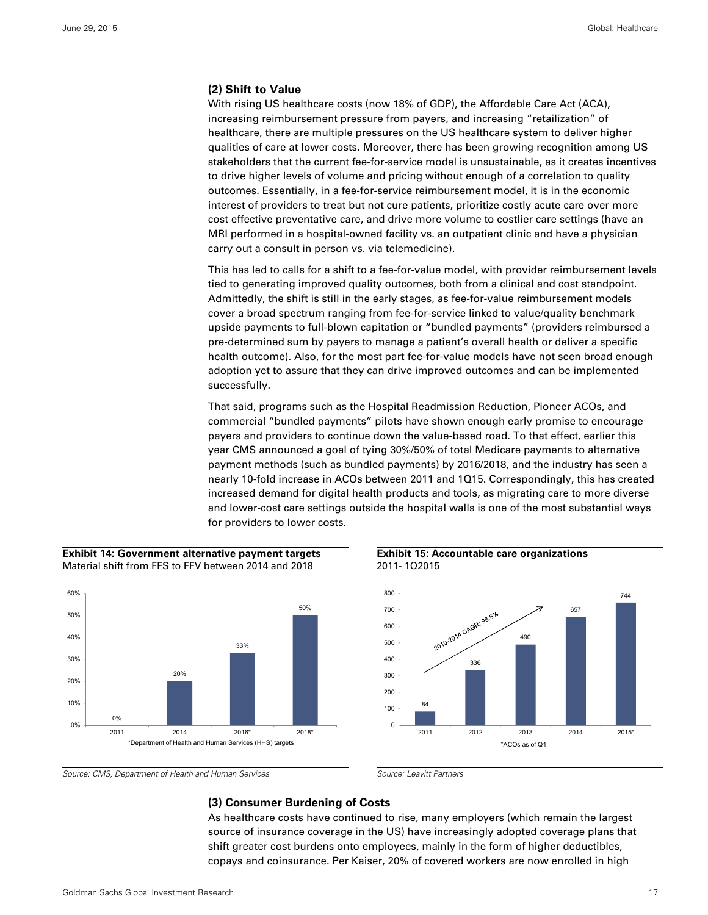### (2) Shift to Value

With rising US healthcare costs (now 18% of GDP), the Affordable Care Act (ACA), increasing reimbursement pressure from payers, and increasing "retailization" of healthcare, there are multiple pressures on the US healthcare system to deliver higher qualities of care at lower costs. Moreover, there has been growing recognition among US stakeholders that the current fee-for-service model is unsustainable, as it creates incentives to drive higher levels of volume and pricing without enough of a correlation to quality outcomes. Essentially, in a fee-for-service reimbursement model, it is in the economic interest of providers to treat but not cure patients, prioritize costly acute care over more cost effective preventative care, and drive more volume to costlier care settings (have an MRI performed in a hospital-owned facility vs. an outpatient clinic and have a physician carry out a consult in person vs. via telemedicine).

This has led to calls for a shift to a fee-for-value model, with provider reimbursement levels tied to generating improved quality outcomes, both from a clinical and cost standpoint. Admittedly, the shift is still in the early stages, as fee-for-value reimbursement models cover a broad spectrum ranging from fee-for-service linked to value/quality benchmark upside payments to full-blown capitation or "bundled payments" (providers reimbursed a pre-determined sum by payers to manage a patient's overall health or deliver a specific health outcome). Also, for the most part fee-for-value models have not seen broad enough adoption yet to assure that they can drive improved outcomes and can be implemented successfully.

That said, programs such as the Hospital Readmission Reduction, Pioneer ACOs, and commercial "bundled payments" pilots have shown enough early promise to encourage payers and providers to continue down the value-based road. To that effect, earlier this year CMS announced a goal of tying 30%/50% of total Medicare payments to alternative payment methods (such as bundled payments) by 2016/2018, and the industry has seen a nearly 10-fold increase in ACOs between 2011 and 1Q15. Correspondingly, this has created increased demand for digital health products and tools, as migrating care to more diverse and lower-cost care settings outside the hospital walls is one of the most substantial ways for providers to lower costs.

**Exhibit 14: Government alternative payment targets**
Material shift from FFS to FFV between 2014 and 2018

| Year | Target |
|---|---|
| 2011 | 0% |
| 2014 | 20% |
| 2016* | 33% |
| 2018* | 50% |

*Department of Health and Human Services (HHS) targets

*Source: CMS, Department of Health and Human Services*

**Exhibit 15: Accountable care organizations**
2011- 1Q2015

| Year | ACOs |
|---|---|
| 2011 | 84 |
| 2012 | 336 |
| 2013 | 490 |
| 2014 | 657 |
| 2015* | 744 |

2010-2014 CAGR: 98.5%

*ACOs as of Q1

*Source: Leavitt Partners*

### (3) Consumer Burdening of Costs

As healthcare costs have continued to rise, many employers (which remain the largest source of insurance coverage in the US) have increasingly adopted coverage plans that shift greater cost burdens onto employees, mainly in the form of higher deductibles, copays and coinsurance. Per Kaiser, 20% of covered workers are now enrolled in high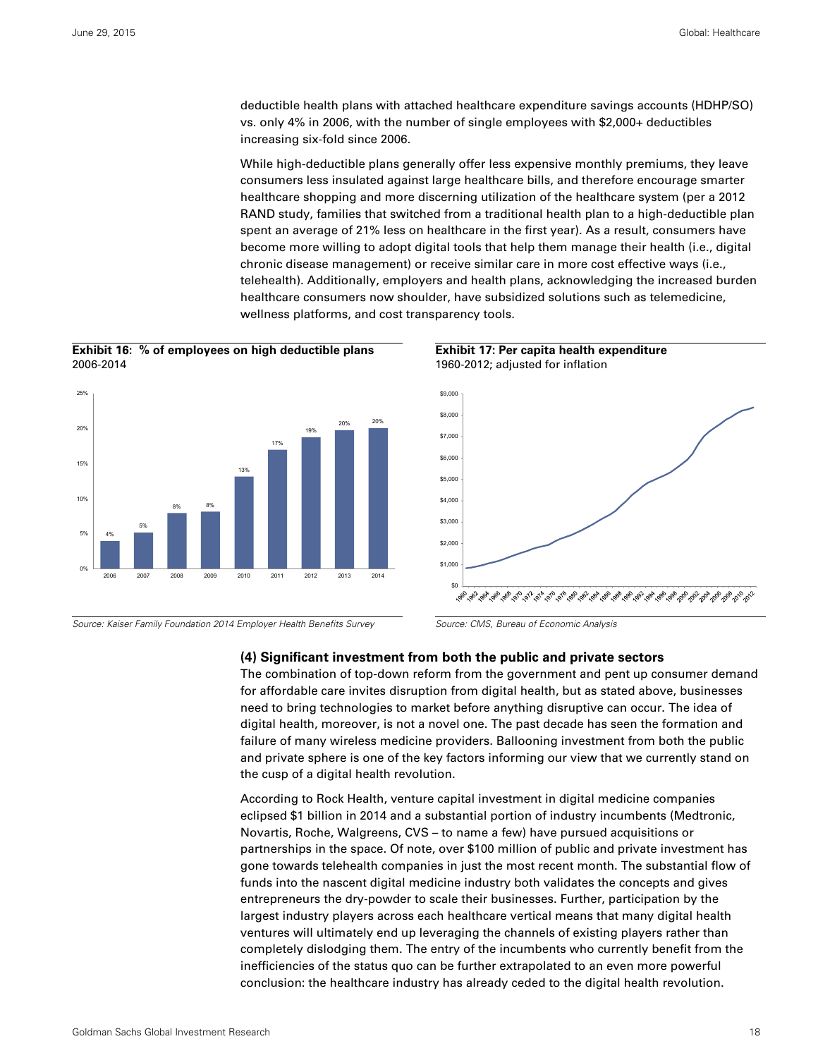deductible health plans with attached healthcare expenditure savings accounts (HDHP/SO) vs. only 4% in 2006, with the number of single employees with $2,000+ deductibles increasing six-fold since 2006.

While high-deductible plans generally offer less expensive monthly premiums, they leave consumers less insulated against large healthcare bills, and therefore encourage smarter healthcare shopping and more discerning utilization of the healthcare system (per a 2012 RAND study, families that switched from a traditional health plan to a high-deductible plan spent an average of 21% less on healthcare in the first year). As a result, consumers have become more willing to adopt digital tools that help them manage their health (i.e., digital chronic disease management) or receive similar care in more cost effective ways (i.e., telehealth). Additionally, employers and health plans, acknowledging the increased burden healthcare consumers now shoulder, have subsidized solutions such as telemedicine, wellness platforms, and cost transparency tools.

**Exhibit 16: % of employees on high deductible plans**
2006-2014

| Year | % of employees |
|---|---|
| 2006 | 4% |
| 2007 | 5% |
| 2008 | 8% |
| 2009 | 8% |
| 2010 | 13% |
| 2011 | 17% |
| 2012 | 19% |
| 2013 | 20% |
| 2014 | 20% |

*Source: Kaiser Family Foundation 2014 Employer Health Benefits Survey*

**Exhibit 17: Per capita health expenditure**
1960-2012; adjusted for inflation

*Source: CMS, Bureau of Economic Analysis*

### (4) Significant investment from both the public and private sectors

The combination of top-down reform from the government and pent up consumer demand for affordable care invites disruption from digital health, but as stated above, businesses need to bring technologies to market before anything disruptive can occur. The idea of digital health, moreover, is not a novel one. The past decade has seen the formation and failure of many wireless medicine providers. Ballooning investment from both the public and private sphere is one of the key factors informing our view that we currently stand on the cusp of a digital health revolution.

According to Rock Health, venture capital investment in digital medicine companies eclipsed $1 billion in 2014 and a substantial portion of industry incumbents (Medtronic, Novartis, Roche, Walgreens, CVS – to name a few) have pursued acquisitions or partnerships in the space. Of note, over $100 million of public and private investment has gone towards telehealth companies in just the most recent month. The substantial flow of funds into the nascent digital medicine industry both validates the concepts and gives entrepreneurs the dry-powder to scale their businesses. Further, participation by the largest industry players across each healthcare vertical means that many digital health ventures will ultimately end up leveraging the channels of existing players rather than completely dislodging them. The entry of the incumbents who currently benefit from the inefficiencies of the status quo can be further extrapolated to an even more powerful conclusion: the healthcare industry has already ceded to the digital health revolution.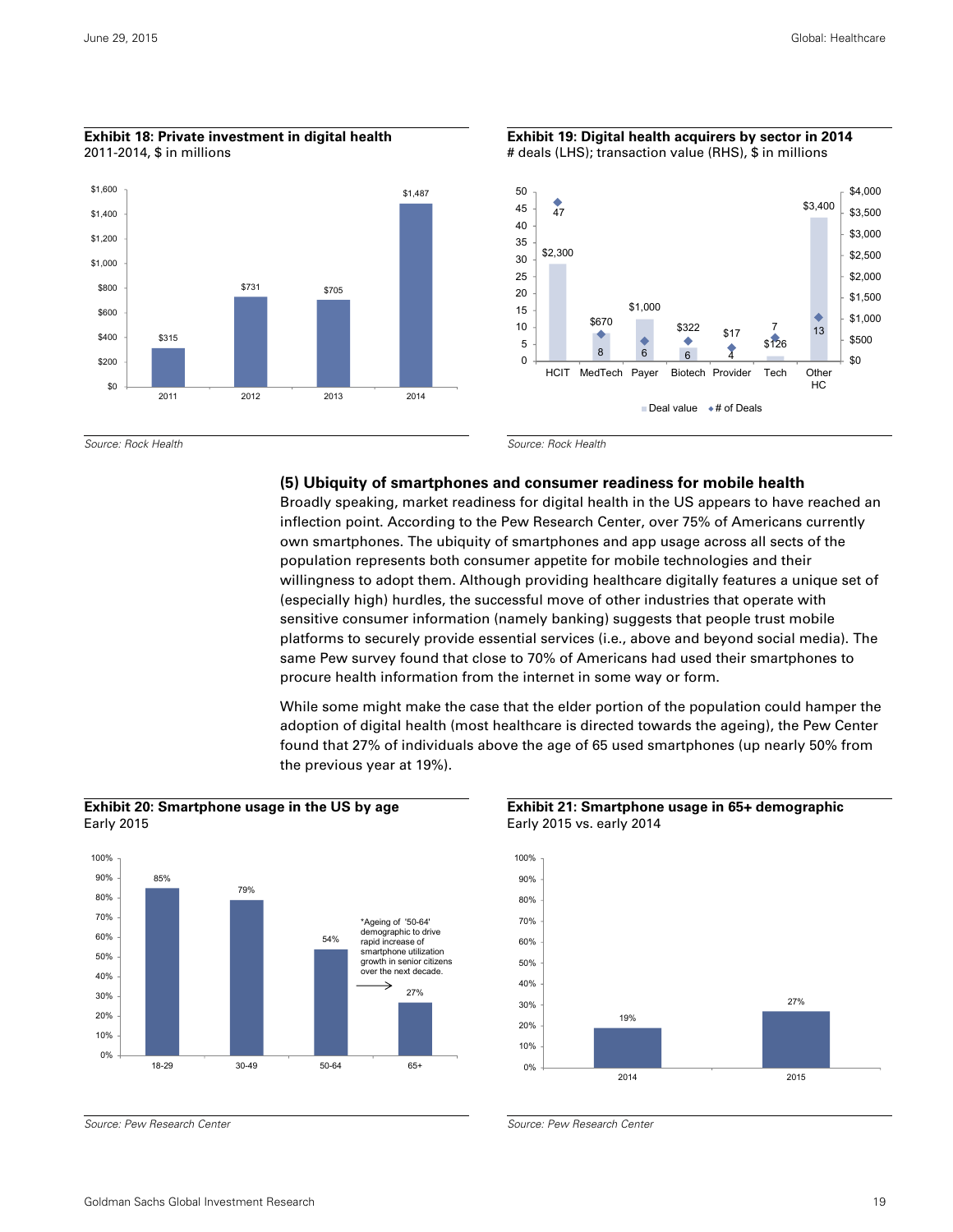**Exhibit 18: Private investment in digital health**
2011-2014, $ in millions

| Year | Investment |
|---|---|
| 2011 | $315 |
| 2012 | $731 |
| 2013 | $705 |
| 2014 | $1,487 |

*Source: Rock Health*

**Exhibit 19: Digital health acquirers by sector in 2014**
# deals (LHS); transaction value (RHS), $ in millions

| Sector | Deal value | # of Deals |
|---|---|---|
| HCIT | $2,300 | 47 |
| MedTech | $670 | 8 |
| Payer | $1,000 | 6 |
| Biotech | $322 | 6 |
| Provider | $17 | 4 |
| Tech | $126 | 7 |
| Other HC | $3,400 | 13 |

*Source: Rock Health*

### (5) Ubiquity of smartphones and consumer readiness for mobile health

Broadly speaking, market readiness for digital health in the US appears to have reached an inflection point. According to the Pew Research Center, over 75% of Americans currently own smartphones. The ubiquity of smartphones and app usage across all sects of the population represents both consumer appetite for mobile technologies and their willingness to adopt them. Although providing healthcare digitally features a unique set of (especially high) hurdles, the successful move of other industries that operate with sensitive consumer information (namely banking) suggests that people trust mobile platforms to securely provide essential services (i.e., above and beyond social media). The same Pew survey found that close to 70% of Americans had used their smartphones to procure health information from the internet in some way or form.

While some might make the case that the elder portion of the population could hamper the adoption of digital health (most healthcare is directed towards the ageing), the Pew Center found that 27% of individuals above the age of 65 used smartphones (up nearly 50% from the previous year at 19%).

**Exhibit 20: Smartphone usage in the US by age**
Early 2015

| Age | Usage |
|---|---|
| 18-29 | 85% |
| 30-49 | 79% |
| 50-64 | 54% |
| 65+ | 27% |

*Ageing of '50-64' demographic to drive rapid increase of smartphone utilization growth in senior citizens over the next decade.

*Source: Pew Research Center*

**Exhibit 21: Smartphone usage in 65+ demographic**
Early 2015 vs. early 2014

| Year | Usage |
|---|---|
| 2014 | 19% |
| 2015 | 27% |

*Source: Pew Research Center*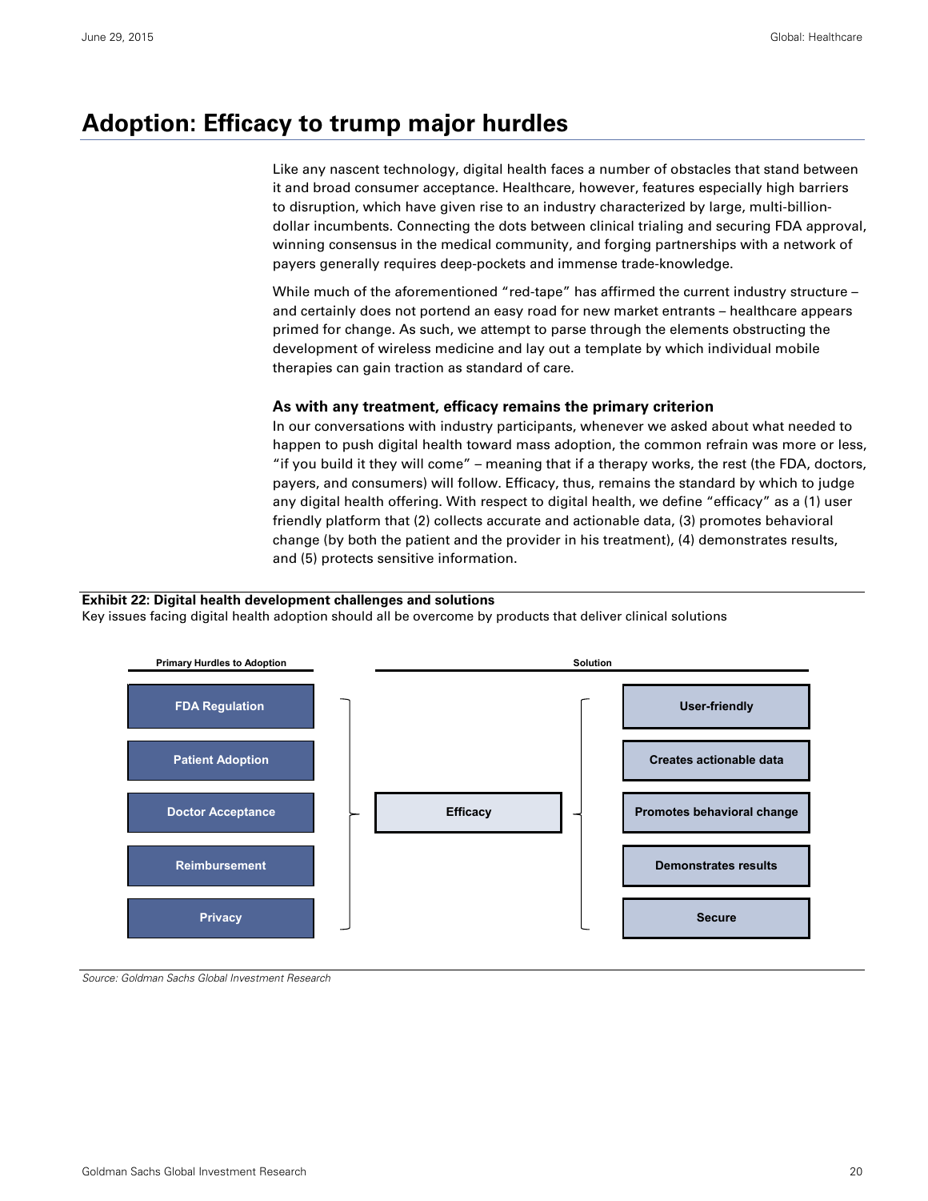## Adoption: Efficacy to trump major hurdles

Like any nascent technology, digital health faces a number of obstacles that stand between it and broad consumer acceptance. Healthcare, however, features especially high barriers to disruption, which have given rise to an industry characterized by large, multi-billion-dollar incumbents. Connecting the dots between clinical trialing and securing FDA approval, winning consensus in the medical community, and forging partnerships with a network of payers generally requires deep-pockets and immense trade-knowledge.

While much of the aforementioned "red-tape" has affirmed the current industry structure – and certainly does not portend an easy road for new market entrants – healthcare appears primed for change. As such, we attempt to parse through the elements obstructing the development of wireless medicine and lay out a template by which individual mobile therapies can gain traction as standard of care.

### As with any treatment, efficacy remains the primary criterion

In our conversations with industry participants, whenever we asked about what needed to happen to push digital health toward mass adoption, the common refrain was more or less, "if you build it they will come" – meaning that if a therapy works, the rest (the FDA, doctors, payers, and consumers) will follow. Efficacy, thus, remains the standard by which to judge any digital health offering. With respect to digital health, we define "efficacy" as a (1) user friendly platform that (2) collects accurate and actionable data, (3) promotes behavioral change (by both the patient and the provider in his treatment), (4) demonstrates results, and (5) protects sensitive information.

**Exhibit 22: Digital health development challenges and solutions**

Key issues facing digital health adoption should all be overcome by products that deliver clinical solutions

| Primary Hurdles to Adoption | | Solution |
|---|---|---|
| FDA Regulation | | User-friendly |
| Patient Adoption | | Creates actionable data |
| Doctor Acceptance | Efficacy | Promotes behavioral change |
| Reimbursement | | Demonstrates results |
| Privacy | | Secure |

*Source: Goldman Sachs Global Investment Research*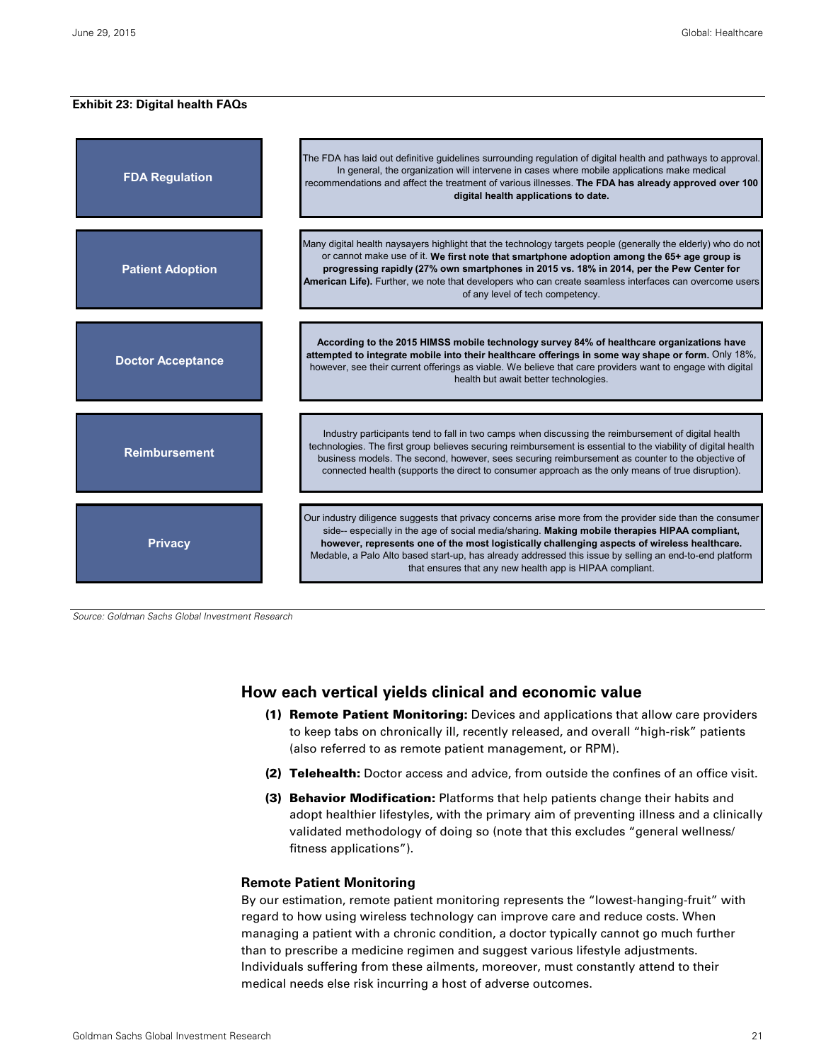**Exhibit 23: Digital health FAQs**

| Topic | Description |
|---|---|
| **FDA Regulation** | The FDA has laid out definitive guidelines surrounding regulation of digital health and pathways to approval. In general, the organization will intervene in cases where mobile applications make medical recommendations and affect the treatment of various illnesses. **The FDA has already approved over 100 digital health applications to date.** |
| **Patient Adoption** | Many digital health naysayers highlight that the technology targets people (generally the elderly) who do not or cannot make use of it. **We first note that smartphone adoption among the 65+ age group is progressing rapidly (27% own smartphones in 2015 vs. 18% in 2014, per the Pew Center for American Life).** Further, we note that developers who can create seamless interfaces can overcome users of any level of tech competency. |
| **Doctor Acceptance** | **According to the 2015 HIMSS mobile technology survey 84% of healthcare organizations have attempted to integrate mobile into their healthcare offerings in some way shape or form.** Only 18%, however, see their current offerings as viable. We believe that care providers want to engage with digital health but await better technologies. |
| **Reimbursement** | Industry participants tend to fall in two camps when discussing the reimbursement of digital health technologies. The first group believes securing reimbursement is essential to the viability of digital health business models. The second, however, sees securing reimbursement as counter to the objective of connected health (supports the direct to consumer approach as the only means of true disruption). |
| **Privacy** | Our industry diligence suggests that privacy concerns arise more from the provider side than the consumer side-- especially in the age of social media/sharing. **Making mobile therapies HIPAA compliant, however, represents one of the most logistically challenging aspects of wireless healthcare.** Medable, a Palo Alto based start-up, has already addressed this issue by selling an end-to-end platform that ensures that any new health app is HIPAA compliant. |

*Source: Goldman Sachs Global Investment Research*

## How each vertical yields clinical and economic value

**(1) Remote Patient Monitoring:** Devices and applications that allow care providers to keep tabs on chronically ill, recently released, and overall "high-risk" patients (also referred to as remote patient management, or RPM).

**(2) Telehealth:** Doctor access and advice, from outside the confines of an office visit.

**(3) Behavior Modification:** Platforms that help patients change their habits and adopt healthier lifestyles, with the primary aim of preventing illness and a clinically validated methodology of doing so (note that this excludes "general wellness/ fitness applications").

### Remote Patient Monitoring

By our estimation, remote patient monitoring represents the "lowest-hanging-fruit" with regard to how using wireless technology can improve care and reduce costs. When managing a patient with a chronic condition, a doctor typically cannot go much further than to prescribe a medicine regimen and suggest various lifestyle adjustments. Individuals suffering from these ailments, moreover, must constantly attend to their medical needs else risk incurring a host of adverse outcomes.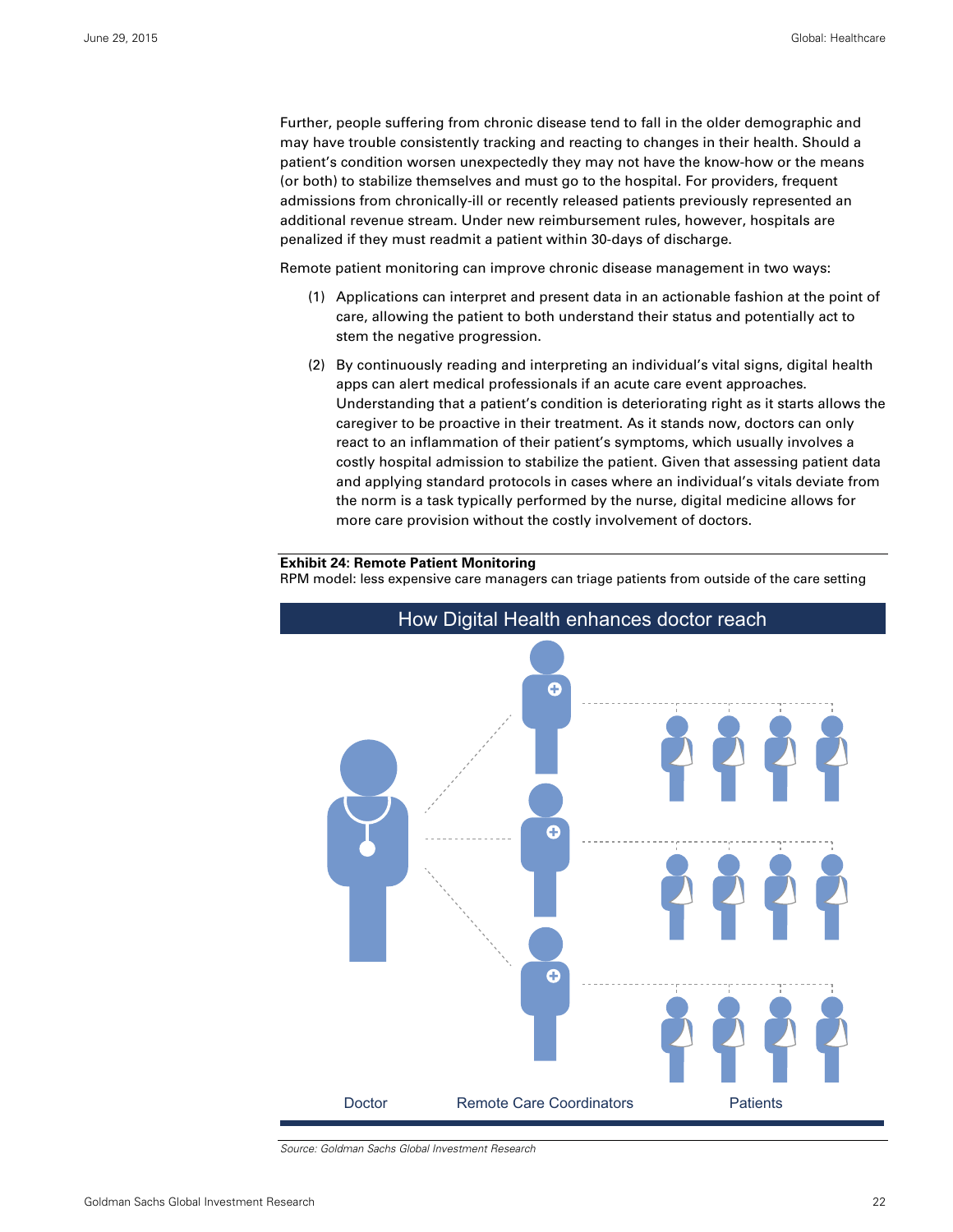Further, people suffering from chronic disease tend to fall in the older demographic and may have trouble consistently tracking and reacting to changes in their health. Should a patient's condition worsen unexpectedly they may not have the know-how or the means (or both) to stabilize themselves and must go to the hospital. For providers, frequent admissions from chronically-ill or recently released patients previously represented an additional revenue stream. Under new reimbursement rules, however, hospitals are penalized if they must readmit a patient within 30-days of discharge.

Remote patient monitoring can improve chronic disease management in two ways:

(1) Applications can interpret and present data in an actionable fashion at the point of care, allowing the patient to both understand their status and potentially act to stem the negative progression.

(2) By continuously reading and interpreting an individual's vital signs, digital health apps can alert medical professionals if an acute care event approaches. Understanding that a patient's condition is deteriorating right as it starts allows the caregiver to be proactive in their treatment. As it stands now, doctors can only react to an inflammation of their patient's symptoms, which usually involves a costly hospital admission to stabilize the patient. Given that assessing patient data and applying standard protocols in cases where an individual's vitals deviate from the norm is a task typically performed by the nurse, digital medicine allows for more care provision without the costly involvement of doctors.

**Exhibit 24: Remote Patient Monitoring**

RPM model: less expensive care managers can triage patients from outside of the care setting

How Digital Health enhances doctor reach

Doctor — Remote Care Coordinators — Patients

*Source: Goldman Sachs Global Investment Research*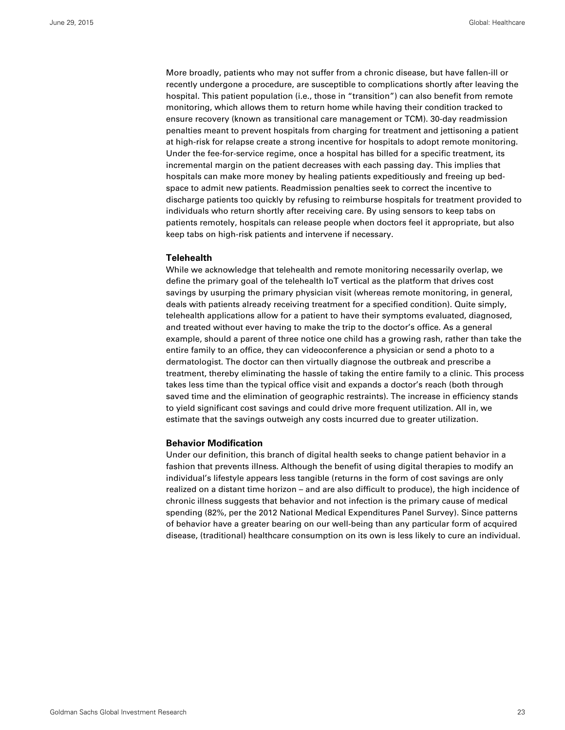More broadly, patients who may not suffer from a chronic disease, but have fallen-ill or recently undergone a procedure, are susceptible to complications shortly after leaving the hospital. This patient population (i.e., those in "transition") can also benefit from remote monitoring, which allows them to return home while having their condition tracked to ensure recovery (known as transitional care management or TCM). 30-day readmission penalties meant to prevent hospitals from charging for treatment and jettisoning a patient at high-risk for relapse create a strong incentive for hospitals to adopt remote monitoring. Under the fee-for-service regime, once a hospital has billed for a specific treatment, its incremental margin on the patient decreases with each passing day. This implies that hospitals can make more money by healing patients expeditiously and freeing up bed-space to admit new patients. Readmission penalties seek to correct the incentive to discharge patients too quickly by refusing to reimburse hospitals for treatment provided to individuals who return shortly after receiving care. By using sensors to keep tabs on patients remotely, hospitals can release people when doctors feel it appropriate, but also keep tabs on high-risk patients and intervene if necessary.

### Telehealth

While we acknowledge that telehealth and remote monitoring necessarily overlap, we define the primary goal of the telehealth IoT vertical as the platform that drives cost savings by usurping the primary physician visit (whereas remote monitoring, in general, deals with patients already receiving treatment for a specified condition). Quite simply, telehealth applications allow for a patient to have their symptoms evaluated, diagnosed, and treated without ever having to make the trip to the doctor's office. As a general example, should a parent of three notice one child has a growing rash, rather than take the entire family to an office, they can videoconference a physician or send a photo to a dermatologist. The doctor can then virtually diagnose the outbreak and prescribe a treatment, thereby eliminating the hassle of taking the entire family to a clinic. This process takes less time than the typical office visit and expands a doctor's reach (both through saved time and the elimination of geographic restraints). The increase in efficiency stands to yield significant cost savings and could drive more frequent utilization. All in, we estimate that the savings outweigh any costs incurred due to greater utilization.

### Behavior Modification

Under our definition, this branch of digital health seeks to change patient behavior in a fashion that prevents illness. Although the benefit of using digital therapies to modify an individual's lifestyle appears less tangible (returns in the form of cost savings are only realized on a distant time horizon – and are also difficult to produce), the high incidence of chronic illness suggests that behavior and not infection is the primary cause of medical spending (82%, per the 2012 National Medical Expenditures Panel Survey). Since patterns of behavior have a greater bearing on our well-being than any particular form of acquired disease, (traditional) healthcare consumption on its own is less likely to cure an individual.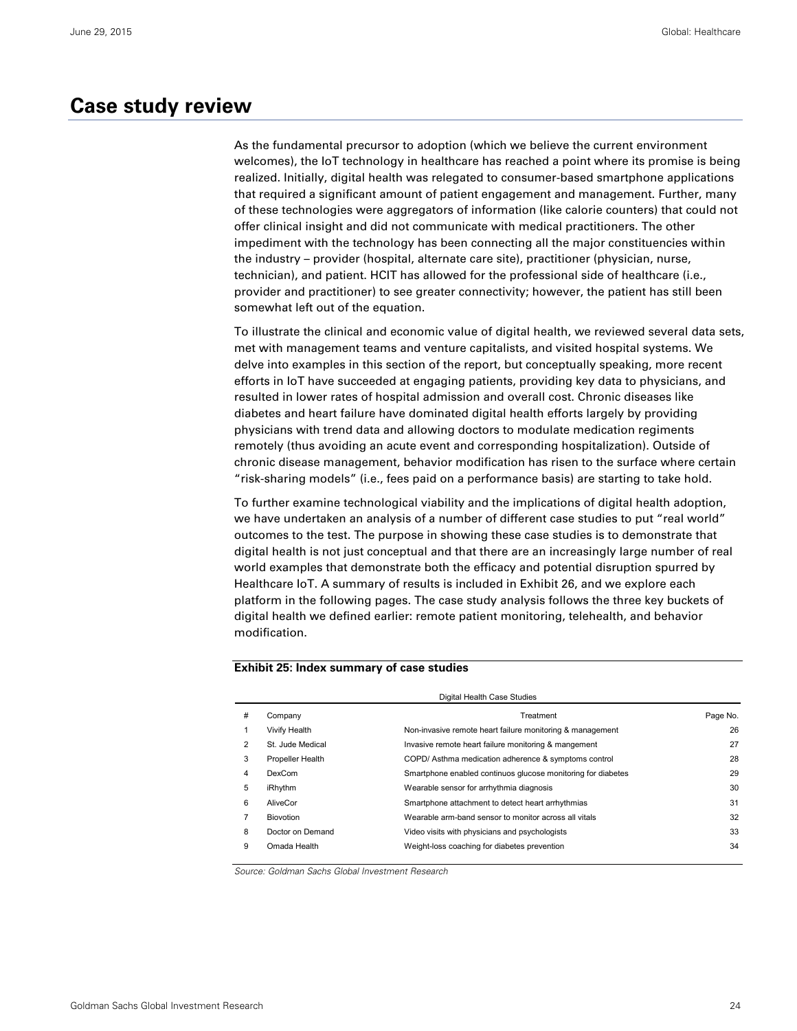# Case study review

As the fundamental precursor to adoption (which we believe the current environment welcomes), the IoT technology in healthcare has reached a point where its promise is being realized. Initially, digital health was relegated to consumer-based smartphone applications that required a significant amount of patient engagement and management. Further, many of these technologies were aggregators of information (like calorie counters) that could not offer clinical insight and did not communicate with medical practitioners. The other impediment with the technology has been connecting all the major constituencies within the industry – provider (hospital, alternate care site), practitioner (physician, nurse, technician), and patient. HCIT has allowed for the professional side of healthcare (i.e., provider and practitioner) to see greater connectivity; however, the patient has still been somewhat left out of the equation.

To illustrate the clinical and economic value of digital health, we reviewed several data sets, met with management teams and venture capitalists, and visited hospital systems. We delve into examples in this section of the report, but conceptually speaking, more recent efforts in IoT have succeeded at engaging patients, providing key data to physicians, and resulted in lower rates of hospital admission and overall cost. Chronic diseases like diabetes and heart failure have dominated digital health efforts largely by providing physicians with trend data and allowing doctors to modulate medication regiments remotely (thus avoiding an acute event and corresponding hospitalization). Outside of chronic disease management, behavior modification has risen to the surface where certain "risk-sharing models" (i.e., fees paid on a performance basis) are starting to take hold.

To further examine technological viability and the implications of digital health adoption, we have undertaken an analysis of a number of different case studies to put "real world" outcomes to the test. The purpose in showing these case studies is to demonstrate that digital health is not just conceptual and that there are an increasingly large number of real world examples that demonstrate both the efficacy and potential disruption spurred by Healthcare IoT. A summary of results is included in Exhibit 26, and we explore each platform in the following pages. The case study analysis follows the three key buckets of digital health we defined earlier: remote patient monitoring, telehealth, and behavior modification.

**Exhibit 25: Index summary of case studies**

Digital Health Case Studies

| # | Company | Treatment | Page No. |
|---|---|---|---|
| 1 | Vivify Health | Non-invasive remote heart failure monitoring & management | 26 |
| 2 | St. Jude Medical | Invasive remote heart failure monitoring & mangement | 27 |
| 3 | Propeller Health | COPD/ Asthma medication adherence & symptoms control | 28 |
| 4 | DexCom | Smartphone enabled continuos glucose monitoring for diabetes | 29 |
| 5 | iRhythm | Wearable sensor for arrhythmia diagnosis | 30 |
| 6 | AliveCor | Smartphone attachment to detect heart arrhythmias | 31 |
| 7 | Biovotion | Wearable arm-band sensor to monitor across all vitals | 32 |
| 8 | Doctor on Demand | Video visits with physicians and psychologists | 33 |
| 9 | Omada Health | Weight-loss coaching for diabetes prevention | 34 |

*Source: Goldman Sachs Global Investment Research*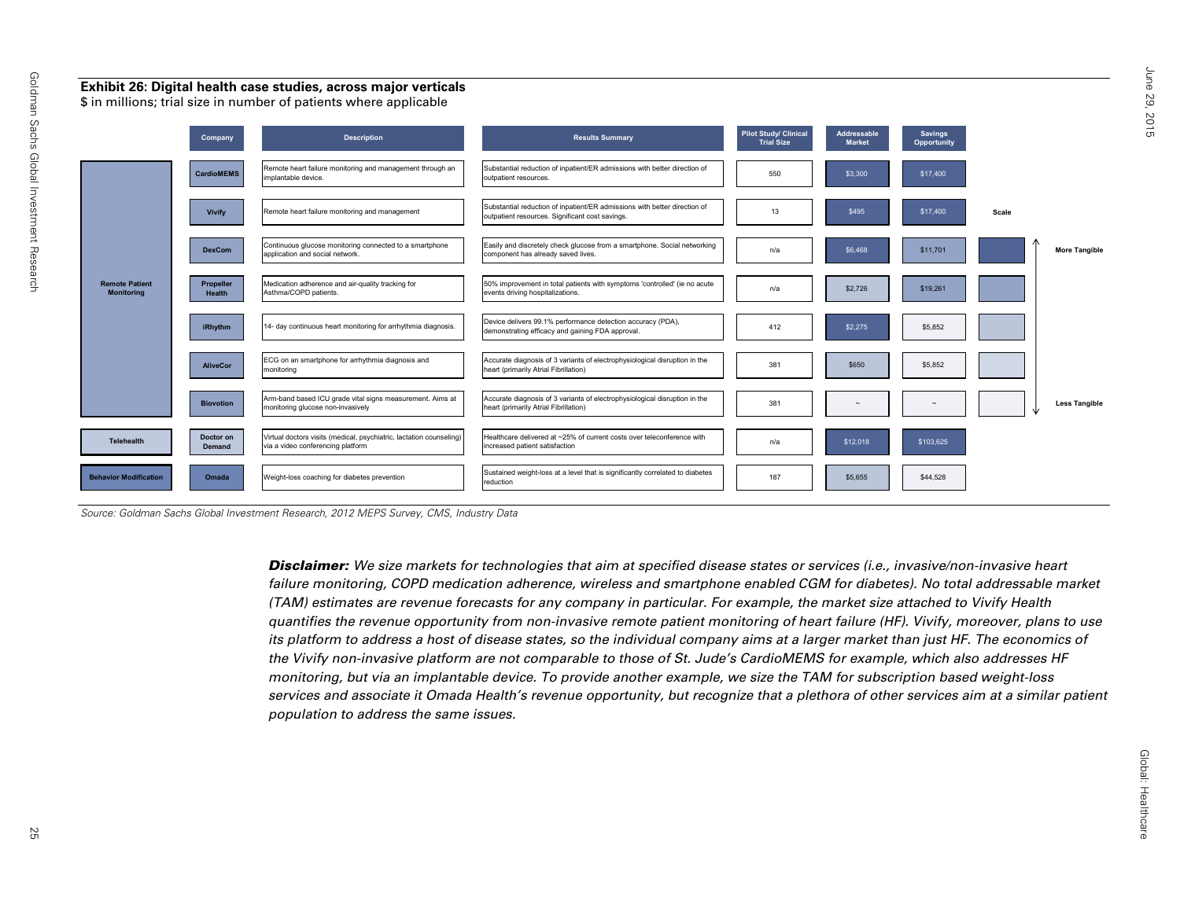**Exhibit 26: Digital health case studies, across major verticals**

$ in millions; trial size in number of patients where applicable

| Category | Company | Description | Results Summary | Pilot Study/ Clinical Trial Size | Addressable Market | Savings Opportunity |
|---|---|---|---|---|---|---|
| Remote Patient Monitoring | CardioMEMS | Remote heart failure monitoring and management through an implantable device. | Substantial reduction of inpatient/ER admissions with better direction of outpatient resources. | 550 | $3,300 | $17,400 |
| | Vivify | Remote heart failure monitoring and management | Substantial reduction of inpatient/ER admissions with better direction of outpatient resources. Significant cost savings. | 13 | $495 | $17,400 |
| | DexCom | Continuous glucose monitoring connected to a smartphone application and social network. | Easily and discretely check glucose from a smartphone. Social networking component has already saved lives. | n/a | $6,468 | $11,701 |
| | Propeller Health | Medication adherence and air-quality tracking for Asthma/COPD patients. | 50% improvement in total patients with symptoms 'controlled' (ie no acute events driving hospitalizations. | n/a | $2,726 | $19,261 |
| | iRhythm | 14- day continuous heart monitoring for arrhythmia diagnosis. | Device delivers 99.1% performance detection accuracy (PDA), demonstrating efficacy and gaining FDA approval. | 412 | $2,275 | $5,852 |
| | AliveCor | ECG on an smartphone for arrhythmia diagnosis and monitoring | Accurate diagnosis of 3 variants of electrophysiological disruption in the heart (primarily Atrial Fibrillation) | 381 | $650 | $5,852 |
| | Biovotion | Arm-band based ICU grade vital signs measurement. Aims at monitoring glucose non-invasively | Accurate diagnosis of 3 variants of electrophysiological disruption in the heart (primarily Atrial Fibrillation) | 381 | ~ | ~ |
| Telehealth | Doctor on Demand | Virtual doctors visits (medical, psychiatric, lactation counseling) via a video conferencing platform | Healthcare delivered at ~25% of current costs over teleconference with increased patient satisfaction | n/a | $12,018 | $103,625 |
| Behavior Modification | Omada | Weight-loss coaching for diabetes prevention | Sustained weight-loss at a level that is significantly correlated to diabetes reduction | 187 | $5,655 | $44,528 |

Scale: More Tangible ↔ Less Tangible

Source: Goldman Sachs Global Investment Research, 2012 MEPS Survey, CMS, Industry Data

***Disclaimer:*** *We size markets for technologies that aim at specified disease states or services (i.e., invasive/non-invasive heart failure monitoring, COPD medication adherence, wireless and smartphone enabled CGM for diabetes). No total addressable market (TAM) estimates are revenue forecasts for any company in particular. For example, the market size attached to Vivify Health quantifies the revenue opportunity from non-invasive remote patient monitoring of heart failure (HF). Vivify, moreover, plans to use its platform to address a host of disease states, so the individual company aims at a larger market than just HF. The economics of the Vivify non-invasive platform are not comparable to those of St. Jude's CardioMEMS for example, which also addresses HF monitoring, but via an implantable device. To provide another example, we size the TAM for subscription based weight-loss services and associate it Omada Health's revenue opportunity, but recognize that a plethora of other services aim at a similar patient population to address the same issues.*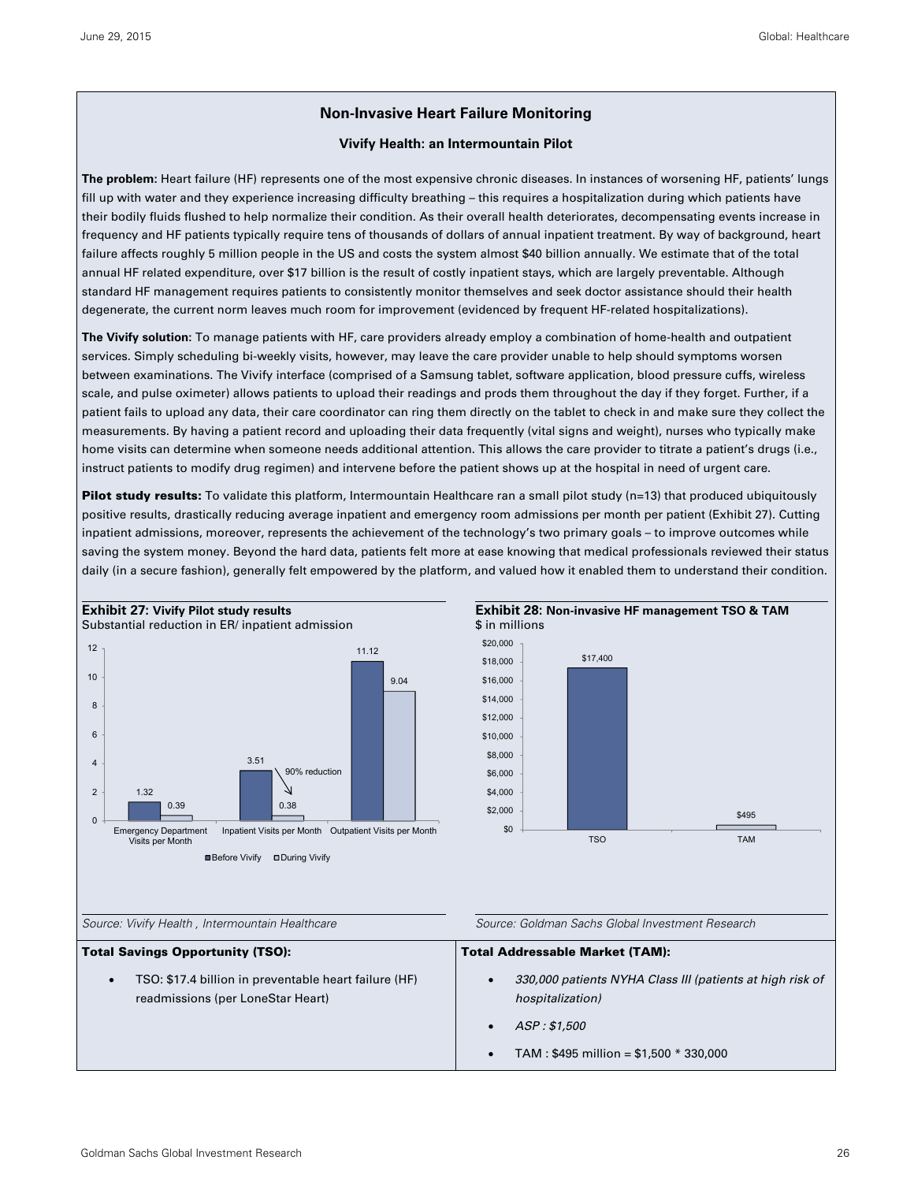## Non-Invasive Heart Failure Monitoring

### Vivify Health: an Intermountain Pilot

**The problem:** Heart failure (HF) represents one of the most expensive chronic diseases. In instances of worsening HF, patients' lungs fill up with water and they experience increasing difficulty breathing – this requires a hospitalization during which patients have their bodily fluids flushed to help normalize their condition. As their overall health deteriorates, decompensating events increase in frequency and HF patients typically require tens of thousands of dollars of annual inpatient treatment. By way of background, heart failure affects roughly 5 million people in the US and costs the system almost $40 billion annually. We estimate that of the total annual HF related expenditure, over $17 billion is the result of costly inpatient stays, which are largely preventable. Although standard HF management requires patients to consistently monitor themselves and seek doctor assistance should their health degenerate, the current norm leaves much room for improvement (evidenced by frequent HF-related hospitalizations).

**The Vivify solution:** To manage patients with HF, care providers already employ a combination of home-health and outpatient services. Simply scheduling bi-weekly visits, however, may leave the care provider unable to help should symptoms worsen between examinations. The Vivify interface (comprised of a Samsung tablet, software application, blood pressure cuffs, wireless scale, and pulse oximeter) allows patients to upload their readings and prods them throughout the day if they forget. Further, if a patient fails to upload any data, their care coordinator can ring them directly on the tablet to check in and make sure they collect the measurements. By having a patient record and uploading their data frequently (vital signs and weight), nurses who typically make home visits can determine when someone needs additional attention. This allows the care provider to titrate a patient's drugs (i.e., instruct patients to modify drug regimen) and intervene before the patient shows up at the hospital in need of urgent care.

**Pilot study results:** To validate this platform, Intermountain Healthcare ran a small pilot study (n=13) that produced ubiquitously positive results, drastically reducing average inpatient and emergency room admissions per month per patient (Exhibit 27). Cutting inpatient admissions, moreover, represents the achievement of the technology's two primary goals – to improve outcomes while saving the system money. Beyond the hard data, patients felt more at ease knowing that medical professionals reviewed their status daily (in a secure fashion), generally felt empowered by the platform, and valued how it enabled them to understand their condition.

**Exhibit 27: Vivify Pilot study results**
Substantial reduction in ER/ inpatient admission

| | Before Vivify | During Vivify |
|---|---|---|
| Emergency Department Visits per Month | 1.32 | 0.39 |
| Inpatient Visits per Month | 3.51 | 0.38 |
| Outpatient Visits per Month | 11.12 | 9.04 |

90% reduction (Inpatient Visits per Month)

*Source: Vivify Health , Intermountain Healthcare*

**Exhibit 28: Non-invasive HF management TSO & TAM**
$ in millions

| | $ in millions |
|---|---|
| TSO | $17,400 |
| TAM | $495 |

*Source: Goldman Sachs Global Investment Research*

| **Total Savings Opportunity (TSO):** | **Total Addressable Market (TAM):** |
|---|---|
| • TSO: $17.4 billion in preventable heart failure (HF) readmissions (per LoneStar Heart) | • *330,000 patients NYHA Class III (patients at high risk of hospitalization)*<br>• *ASP : $1,500*<br>• TAM : $495 million = $1,500 * 330,000 |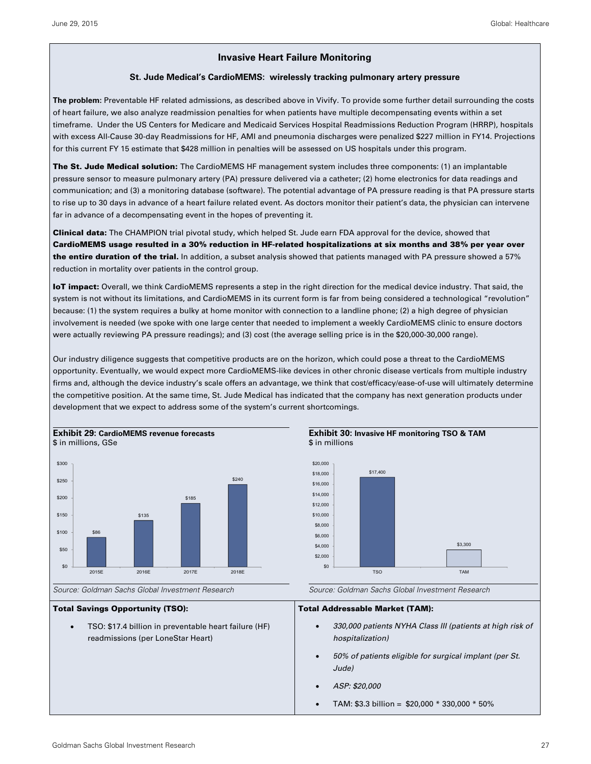## Invasive Heart Failure Monitoring

### St. Jude Medical's CardioMEMS: wirelessly tracking pulmonary artery pressure

**The problem:** Preventable HF related admissions, as described above in Vivify. To provide some further detail surrounding the costs of heart failure, we also analyze readmission penalties for when patients have multiple decompensating events within a set timeframe. Under the US Centers for Medicare and Medicaid Services Hospital Readmissions Reduction Program (HRRP), hospitals with excess All-Cause 30-day Readmissions for HF, AMI and pneumonia discharges were penalized $227 million in FY14. Projections for this current FY 15 estimate that $428 million in penalties will be assessed on US hospitals under this program.

**The St. Jude Medical solution:** The CardioMEMS HF management system includes three components: (1) an implantable pressure sensor to measure pulmonary artery (PA) pressure delivered via a catheter; (2) home electronics for data readings and communication; and (3) a monitoring database (software). The potential advantage of PA pressure reading is that PA pressure starts to rise up to 30 days in advance of a heart failure related event. As doctors monitor their patient's data, the physician can intervene far in advance of a decompensating event in the hopes of preventing it.

**Clinical data:** The CHAMPION trial pivotal study, which helped St. Jude earn FDA approval for the device, showed that **CardioMEMS usage resulted in a 30% reduction in HF-related hospitalizations at six months and 38% per year over the entire duration of the trial.** In addition, a subset analysis showed that patients managed with PA pressure showed a 57% reduction in mortality over patients in the control group.

**IoT impact:** Overall, we think CardioMEMS represents a step in the right direction for the medical device industry. That said, the system is not without its limitations, and CardioMEMS in its current form is far from being considered a technological "revolution" because: (1) the system requires a bulky at home monitor with connection to a landline phone; (2) a high degree of physician involvement is needed (we spoke with one large center that needed to implement a weekly CardioMEMS clinic to ensure doctors were actually reviewing PA pressure readings); and (3) cost (the average selling price is in the $20,000-30,000 range).

Our industry diligence suggests that competitive products are on the horizon, which could pose a threat to the CardioMEMS opportunity. Eventually, we would expect more CardioMEMS-like devices in other chronic disease verticals from multiple industry firms and, although the device industry's scale offers an advantage, we think that cost/efficacy/ease-of-use will ultimately determine the competitive position. At the same time, St. Jude Medical has indicated that the company has next generation products under development that we expect to address some of the system's current shortcomings.

**Exhibit 29: CardioMEMS revenue forecasts**
$ in millions, GSe

| Year | Revenue |
|---|---|
| 2015E | $86 |
| 2016E | $135 |
| 2017E | $185 |
| 2018E | $240 |

*Source: Goldman Sachs Global Investment Research*

**Exhibit 30: Invasive HF monitoring TSO & TAM**
$ in millions

| | Value |
|---|---|
| TSO | $17,400 |
| TAM | $3,300 |

*Source: Goldman Sachs Global Investment Research*

**Total Savings Opportunity (TSO):**

- TSO: $17.4 billion in preventable heart failure (HF) readmissions (per LoneStar Heart)

**Total Addressable Market (TAM):**

- *330,000 patients NYHA Class III (patients at high risk of hospitalization)*
- *50% of patients eligible for surgical implant (per St. Jude)*
- *ASP: $20,000*
- TAM: $3.3 billion = $20,000 * 330,000 * 50%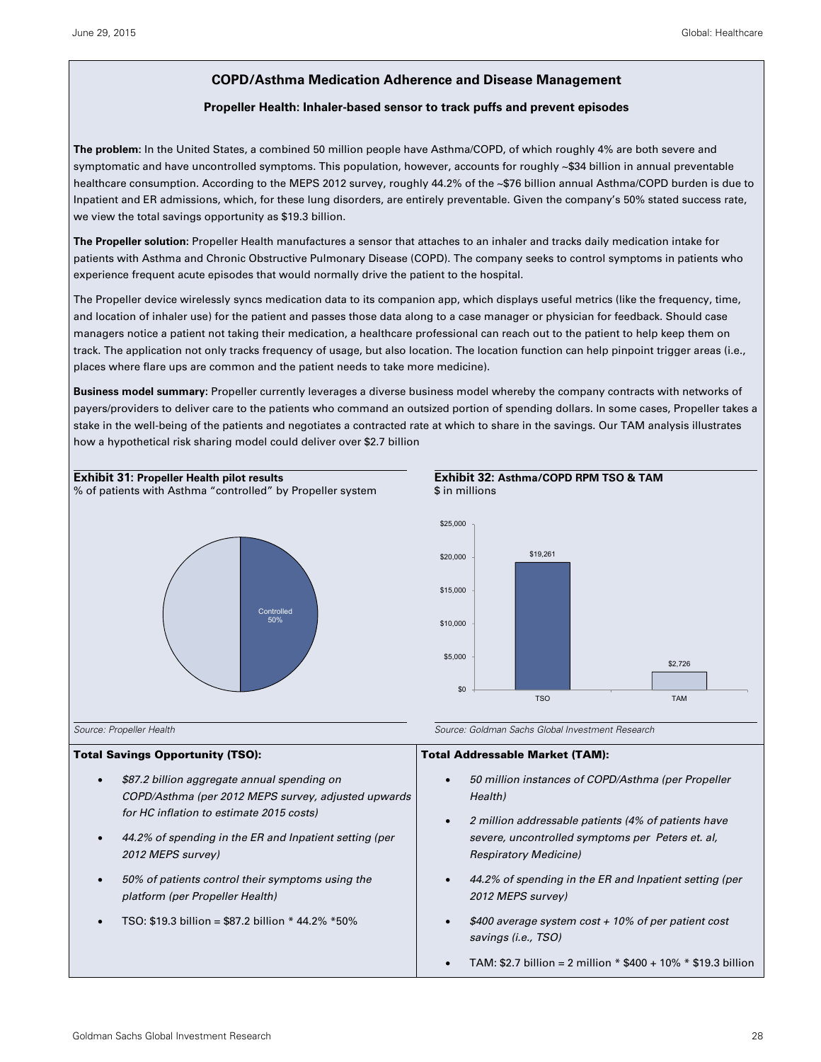## COPD/Asthma Medication Adherence and Disease Management

### Propeller Health: Inhaler-based sensor to track puffs and prevent episodes

**The problem:** In the United States, a combined 50 million people have Asthma/COPD, of which roughly 4% are both severe and symptomatic and have uncontrolled symptoms. This population, however, accounts for roughly ~$34 billion in annual preventable healthcare consumption. According to the MEPS 2012 survey, roughly 44.2% of the ~$76 billion annual Asthma/COPD burden is due to Inpatient and ER admissions, which, for these lung disorders, are entirely preventable. Given the company's 50% stated success rate, we view the total savings opportunity as $19.3 billion.

**The Propeller solution:** Propeller Health manufactures a sensor that attaches to an inhaler and tracks daily medication intake for patients with Asthma and Chronic Obstructive Pulmonary Disease (COPD). The company seeks to control symptoms in patients who experience frequent acute episodes that would normally drive the patient to the hospital.

The Propeller device wirelessly syncs medication data to its companion app, which displays useful metrics (like the frequency, time, and location of inhaler use) for the patient and passes those data along to a case manager or physician for feedback. Should case managers notice a patient not taking their medication, a healthcare professional can reach out to the patient to help keep them on track. The application not only tracks frequency of usage, but also location. The location function can help pinpoint trigger areas (i.e., places where flare ups are common and the patient needs to take more medicine).

**Business model summary:** Propeller currently leverages a diverse business model whereby the company contracts with networks of payers/providers to deliver care to the patients who command an outsized portion of spending dollars. In some cases, Propeller takes a stake in the well-being of the patients and negotiates a contracted rate at which to share in the savings. Our TAM analysis illustrates how a hypothetical risk sharing model could deliver over $2.7 billion

**Exhibit 31: Propeller Health pilot results**
% of patients with Asthma "controlled" by Propeller system

Controlled 50%

*Source: Propeller Health*

**Exhibit 32: Asthma/COPD RPM TSO & TAM**
$ in millions

| | TSO | TAM |
|---|---|---|
| $ in millions | $19,261 | $2,726 |

*Source: Goldman Sachs Global Investment Research*

**Total Savings Opportunity (TSO):**

- *$87.2 billion aggregate annual spending on COPD/Asthma (per 2012 MEPS survey, adjusted upwards for HC inflation to estimate 2015 costs)*
- *44.2% of spending in the ER and Inpatient setting (per 2012 MEPS survey)*
- *50% of patients control their symptoms using the platform (per Propeller Health)*
- TSO: $19.3 billion = $87.2 billion * 44.2% *50%

**Total Addressable Market (TAM):**

- *50 million instances of COPD/Asthma (per Propeller Health)*
- *2 million addressable patients (4% of patients have severe, uncontrolled symptoms per Peters et. al, Respiratory Medicine)*
- *44.2% of spending in the ER and Inpatient setting (per 2012 MEPS survey)*
- *$400 average system cost + 10% of per patient cost savings (i.e., TSO)*
- TAM: $2.7 billion = 2 million * $400 + 10% * $19.3 billion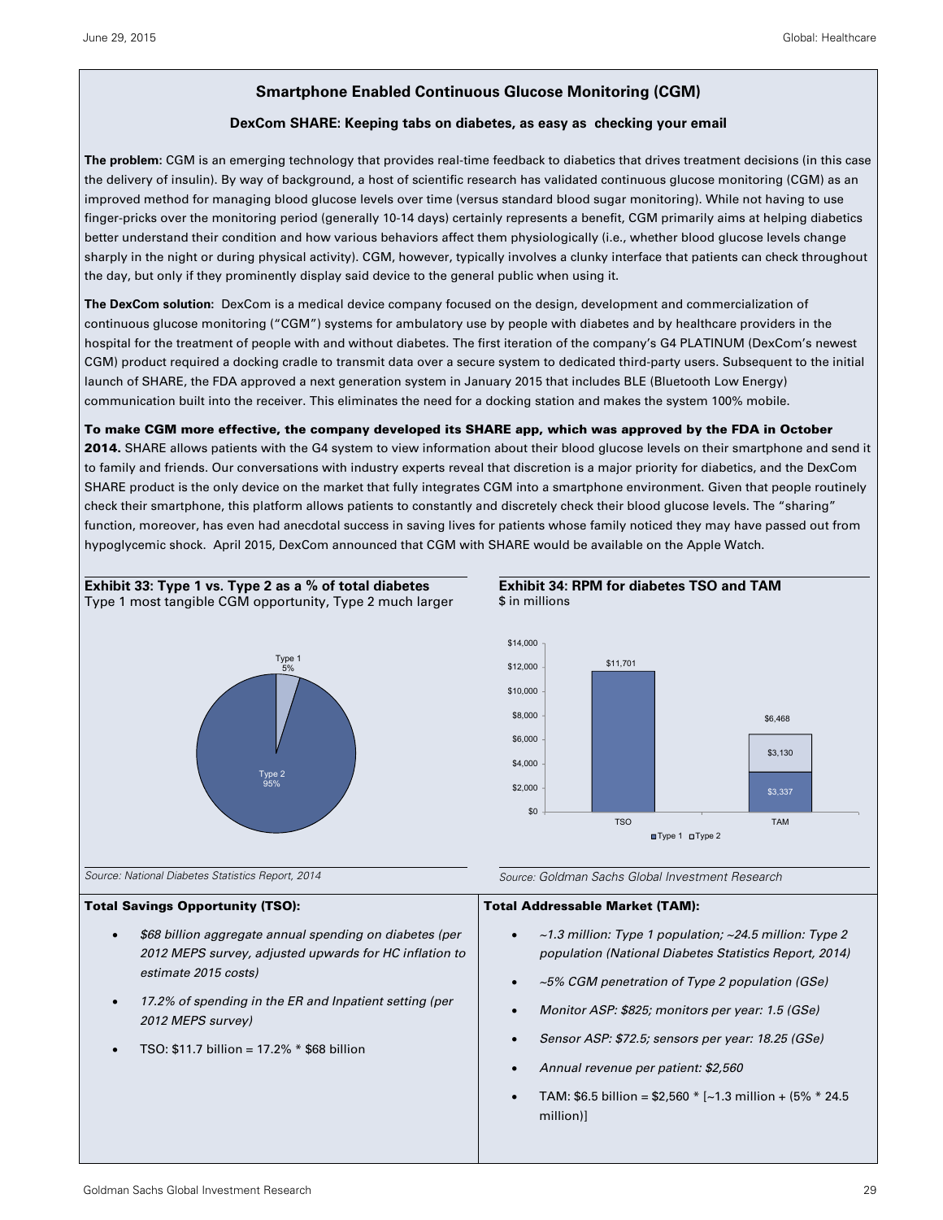## Smartphone Enabled Continuous Glucose Monitoring (CGM)

### DexCom SHARE: Keeping tabs on diabetes, as easy as checking your email

**The problem:** CGM is an emerging technology that provides real-time feedback to diabetics that drives treatment decisions (in this case the delivery of insulin). By way of background, a host of scientific research has validated continuous glucose monitoring (CGM) as an improved method for managing blood glucose levels over time (versus standard blood sugar monitoring). While not having to use finger-pricks over the monitoring period (generally 10-14 days) certainly represents a benefit, CGM primarily aims at helping diabetics better understand their condition and how various behaviors affect them physiologically (i.e., whether blood glucose levels change sharply in the night or during physical activity). CGM, however, typically involves a clunky interface that patients can check throughout the day, but only if they prominently display said device to the general public when using it.

**The DexCom solution:** DexCom is a medical device company focused on the design, development and commercialization of continuous glucose monitoring ("CGM") systems for ambulatory use by people with diabetes and by healthcare providers in the hospital for the treatment of people with and without diabetes. The first iteration of the company's G4 PLATINUM (DexCom's newest CGM) product required a docking cradle to transmit data over a secure system to dedicated third-party users. Subsequent to the initial launch of SHARE, the FDA approved a next generation system in January 2015 that includes BLE (Bluetooth Low Energy) communication built into the receiver. This eliminates the need for a docking station and makes the system 100% mobile.

**To make CGM more effective, the company developed its SHARE app, which was approved by the FDA in October 2014.** SHARE allows patients with the G4 system to view information about their blood glucose levels on their smartphone and send it to family and friends. Our conversations with industry experts reveal that discretion is a major priority for diabetics, and the DexCom SHARE product is the only device on the market that fully integrates CGM into a smartphone environment. Given that people routinely check their smartphone, this platform allows patients to constantly and discretely check their blood glucose levels. The "sharing" function, moreover, has even had anecdotal success in saving lives for patients whose family noticed they may have passed out from hypoglycemic shock. April 2015, DexCom announced that CGM with SHARE would be available on the Apple Watch.

**Exhibit 33: Type 1 vs. Type 2 as a % of total diabetes**
Type 1 most tangible CGM opportunity, Type 2 much larger

| Type | % of total diabetes |
|---|---|
| Type 1 | 5% |
| Type 2 | 95% |

*Source: National Diabetes Statistics Report, 2014*

**Exhibit 34: RPM for diabetes TSO and TAM**
$ in millions

| | Type 1 | Type 2 | Total |
|---|---|---|---|
| TSO | $11,701 | | $11,701 |
| TAM | $3,337 | $3,130 | $6,468 |

*Source: Goldman Sachs Global Investment Research*

**Total Savings Opportunity (TSO):**

- *$68 billion aggregate annual spending on diabetes (per 2012 MEPS survey, adjusted upwards for HC inflation to estimate 2015 costs)*
- *17.2% of spending in the ER and Inpatient setting (per 2012 MEPS survey)*
- TSO: $11.7 billion = 17.2% * $68 billion

**Total Addressable Market (TAM):**

- *~1.3 million: Type 1 population; ~24.5 million: Type 2 population (National Diabetes Statistics Report, 2014)*
- *~5% CGM penetration of Type 2 population (GSe)*
- *Monitor ASP: $825; monitors per year: 1.5 (GSe)*
- *Sensor ASP: $72.5; sensors per year: 18.25 (GSe)*
- *Annual revenue per patient: $2,560*
- TAM: $6.5 billion = $2,560 * [~1.3 million + (5% * 24.5 million)]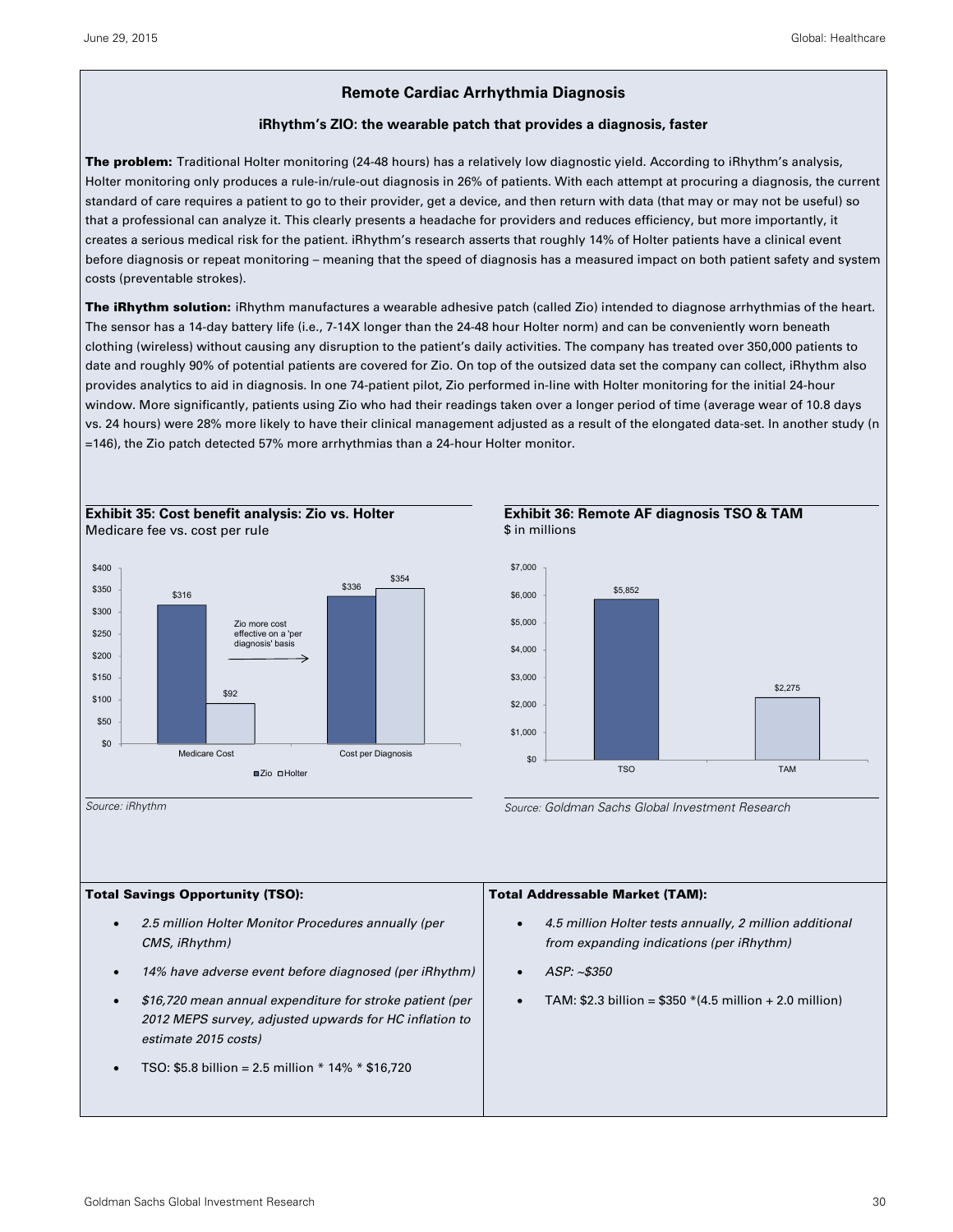## Remote Cardiac Arrhythmia Diagnosis

### iRhythm's ZIO: the wearable patch that provides a diagnosis, faster

**The problem:** Traditional Holter monitoring (24-48 hours) has a relatively low diagnostic yield. According to iRhythm's analysis, Holter monitoring only produces a rule-in/rule-out diagnosis in 26% of patients. With each attempt at procuring a diagnosis, the current standard of care requires a patient to go to their provider, get a device, and then return with data (that may or may not be useful) so that a professional can analyze it. This clearly presents a headache for providers and reduces efficiency, but more importantly, it creates a serious medical risk for the patient. iRhythm's research asserts that roughly 14% of Holter patients have a clinical event before diagnosis or repeat monitoring – meaning that the speed of diagnosis has a measured impact on both patient safety and system costs (preventable strokes).

**The iRhythm solution:** iRhythm manufactures a wearable adhesive patch (called Zio) intended to diagnose arrhythmias of the heart. The sensor has a 14-day battery life (i.e., 7-14X longer than the 24-48 hour Holter norm) and can be conveniently worn beneath clothing (wireless) without causing any disruption to the patient's daily activities. The company has treated over 350,000 patients to date and roughly 90% of potential patients are covered for Zio. On top of the outsized data set the company can collect, iRhythm also provides analytics to aid in diagnosis. In one 74-patient pilot, Zio performed in-line with Holter monitoring for the initial 24-hour window. More significantly, patients using Zio who had their readings taken over a longer period of time (average wear of 10.8 days vs. 24 hours) were 28% more likely to have their clinical management adjusted as a result of the elongated data-set. In another study (n =146), the Zio patch detected 57% more arrhythmias than a 24-hour Holter monitor.

**Exhibit 35: Cost benefit analysis: Zio vs. Holter**
Medicare fee vs. cost per rule

| | Zio | Holter |
|---|---|---|
| Medicare Cost | $316 | $92 |
| Cost per Diagnosis | $336 | $354 |

Zio more cost effective on a 'per diagnosis' basis

Source: iRhythm

**Exhibit 36: Remote AF diagnosis TSO & TAM**
$ in millions

| | $ in millions |
|---|---|
| TSO | $5,852 |
| TAM | $2,275 |

Source: Goldman Sachs Global Investment Research

**Total Savings Opportunity (TSO):**

- *2.5 million Holter Monitor Procedures annually (per CMS, iRhythm)*
- *14% have adverse event before diagnosed (per iRhythm)*
- *$16,720 mean annual expenditure for stroke patient (per 2012 MEPS survey, adjusted upwards for HC inflation to estimate 2015 costs)*
- TSO: $5.8 billion = 2.5 million * 14% * $16,720

**Total Addressable Market (TAM):**

- *4.5 million Holter tests annually, 2 million additional from expanding indications (per iRhythm)*
- *ASP: ~$350*
- TAM: $2.3 billion = $350 *(4.5 million + 2.0 million)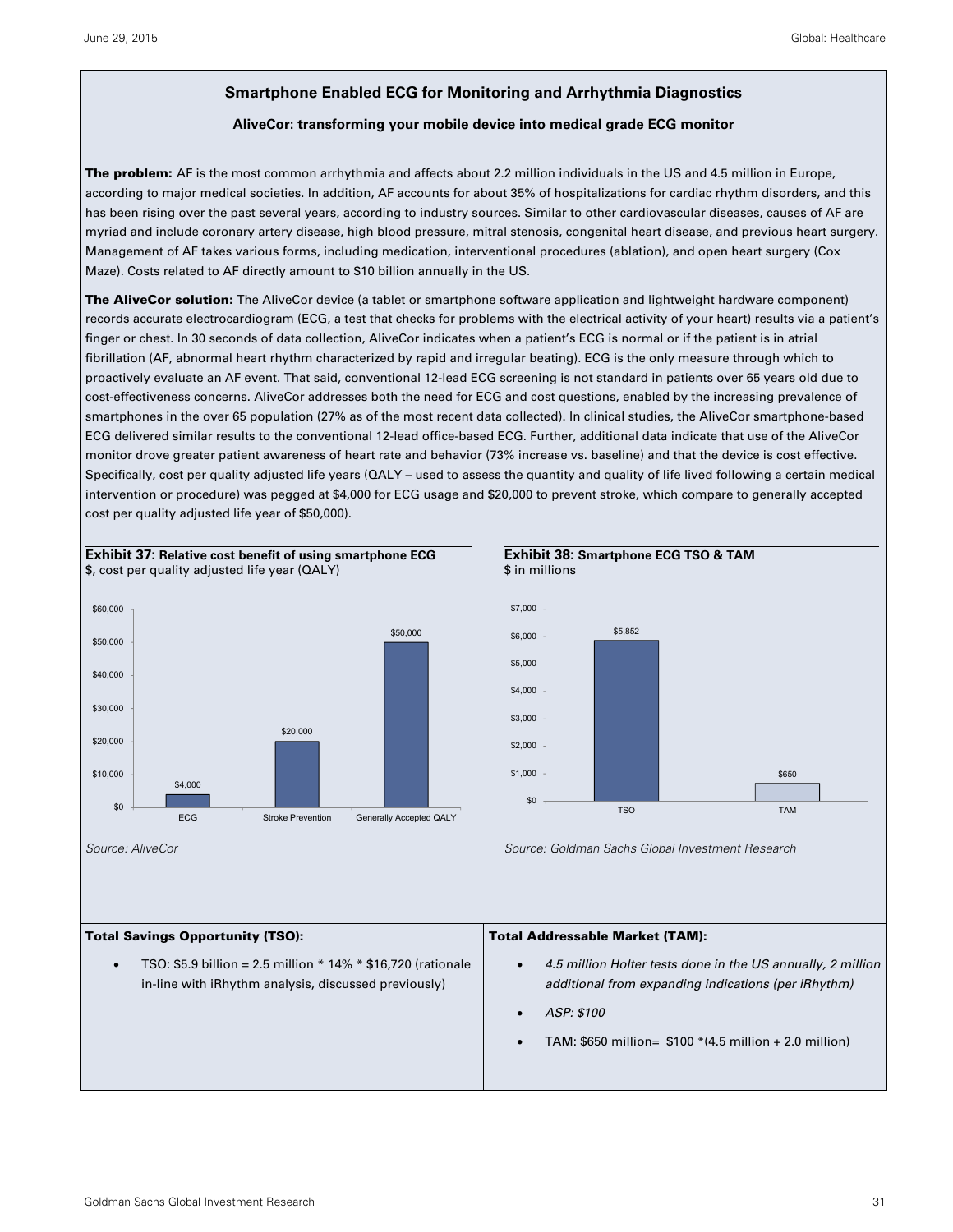## Smartphone Enabled ECG for Monitoring and Arrhythmia Diagnostics

### AliveCor: transforming your mobile device into medical grade ECG monitor

**The problem:** AF is the most common arrhythmia and affects about 2.2 million individuals in the US and 4.5 million in Europe, according to major medical societies. In addition, AF accounts for about 35% of hospitalizations for cardiac rhythm disorders, and this has been rising over the past several years, according to industry sources. Similar to other cardiovascular diseases, causes of AF are myriad and include coronary artery disease, high blood pressure, mitral stenosis, congenital heart disease, and previous heart surgery. Management of AF takes various forms, including medication, interventional procedures (ablation), and open heart surgery (Cox Maze). Costs related to AF directly amount to $10 billion annually in the US.

**The AliveCor solution:** The AliveCor device (a tablet or smartphone software application and lightweight hardware component) records accurate electrocardiogram (ECG, a test that checks for problems with the electrical activity of your heart) results via a patient's finger or chest. In 30 seconds of data collection, AliveCor indicates when a patient's ECG is normal or if the patient is in atrial fibrillation (AF, abnormal heart rhythm characterized by rapid and irregular beating). ECG is the only measure through which to proactively evaluate an AF event. That said, conventional 12-lead ECG screening is not standard in patients over 65 years old due to cost-effectiveness concerns. AliveCor addresses both the need for ECG and cost questions, enabled by the increasing prevalence of smartphones in the over 65 population (27% as of the most recent data collected). In clinical studies, the AliveCor smartphone-based ECG delivered similar results to the conventional 12-lead office-based ECG. Further, additional data indicate that use of the AliveCor monitor drove greater patient awareness of heart rate and behavior (73% increase vs. baseline) and that the device is cost effective. Specifically, cost per quality adjusted life years (QALY – used to assess the quantity and quality of life lived following a certain medical intervention or procedure) was pegged at $4,000 for ECG usage and $20,000 to prevent stroke, which compare to generally accepted cost per quality adjusted life year of $50,000).

**Exhibit 37: Relative cost benefit of using smartphone ECG**
$, cost per quality adjusted life year (QALY)

| | $, cost per QALY |
|---|---|
| ECG | $4,000 |
| Stroke Prevention | $20,000 |
| Generally Accepted QALY | $50,000 |

*Source: AliveCor*

**Exhibit 38: Smartphone ECG TSO & TAM**
$ in millions

| | $ in millions |
|---|---|
| TSO | $5,852 |
| TAM | $650 |

*Source: Goldman Sachs Global Investment Research*

**Total Savings Opportunity (TSO):**

- TSO: $5.9 billion = 2.5 million * 14% * $16,720 (rationale in-line with iRhythm analysis, discussed previously)

**Total Addressable Market (TAM):**

- *4.5 million Holter tests done in the US annually, 2 million additional from expanding indications (per iRhythm)*
- *ASP: $100*
- TAM: $650 million= $100 *(4.5 million + 2.0 million)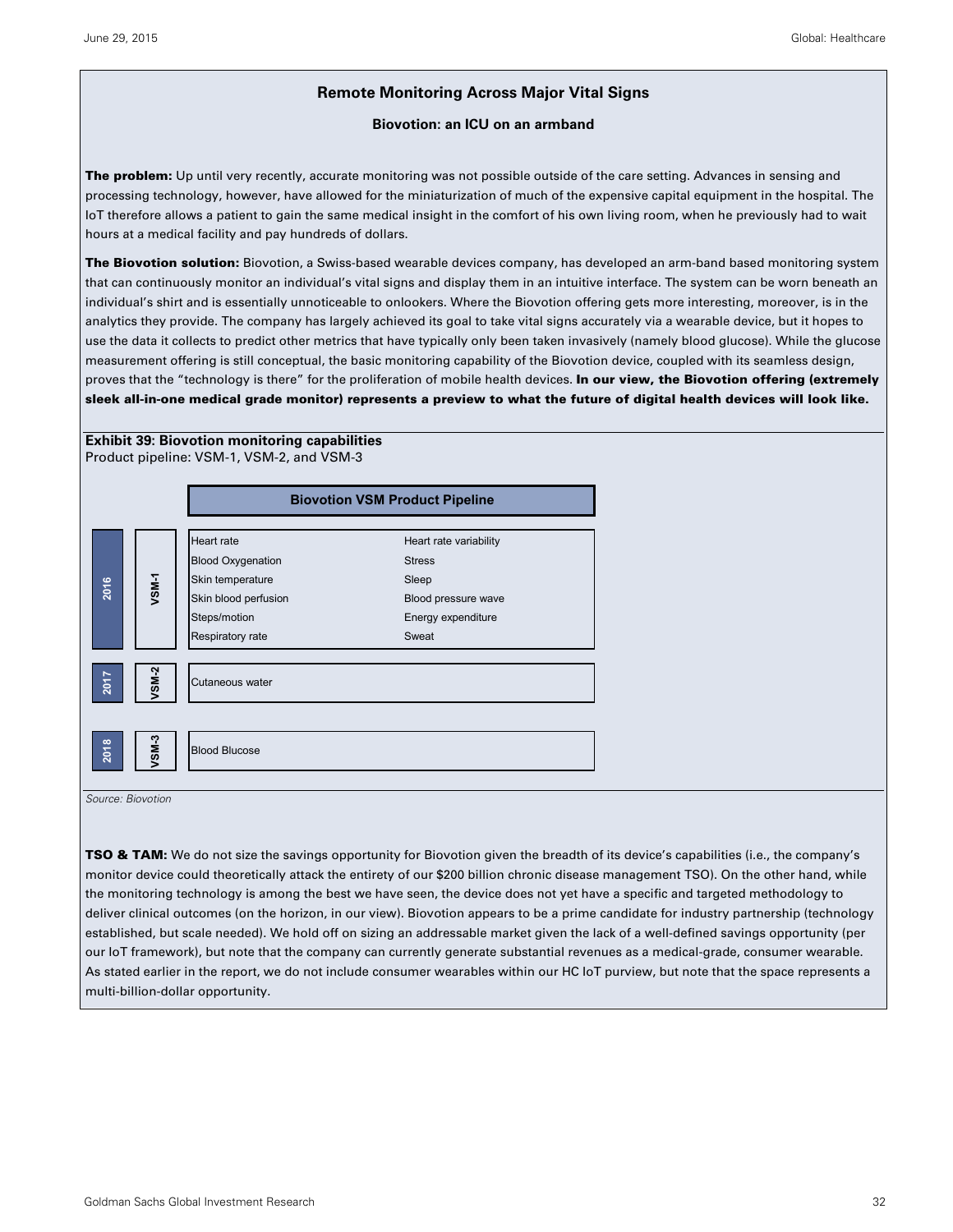## Remote Monitoring Across Major Vital Signs

### Biovotion: an ICU on an armband

**The problem:** Up until very recently, accurate monitoring was not possible outside of the care setting. Advances in sensing and processing technology, however, have allowed for the miniaturization of much of the expensive capital equipment in the hospital. The IoT therefore allows a patient to gain the same medical insight in the comfort of his own living room, when he previously had to wait hours at a medical facility and pay hundreds of dollars.

**The Biovotion solution:** Biovotion, a Swiss-based wearable devices company, has developed an arm-band based monitoring system that can continuously monitor an individual's vital signs and display them in an intuitive interface. The system can be worn beneath an individual's shirt and is essentially unnoticeable to onlookers. Where the Biovotion offering gets more interesting, moreover, is in the analytics they provide. The company has largely achieved its goal to take vital signs accurately via a wearable device, but it hopes to use the data it collects to predict other metrics that have typically only been taken invasively (namely blood glucose). While the glucose measurement offering is still conceptual, the basic monitoring capability of the Biovotion device, coupled with its seamless design, proves that the "technology is there" for the proliferation of mobile health devices. **In our view, the Biovotion offering (extremely sleek all-in-one medical grade monitor) represents a preview to what the future of digital health devices will look like.**

**Exhibit 39: Biovotion monitoring capabilities**
Product pipeline: VSM-1, VSM-2, and VSM-3

| Biovotion VSM Product Pipeline | | | |
|---|---|---|---|
| 2016 | VSM-1 | Heart rate | Heart rate variability |
| | | Blood Oxygenation | Stress |
| | | Skin temperature | Sleep |
| | | Skin blood perfusion | Blood pressure wave |
| | | Steps/motion | Energy expenditure |
| | | Respiratory rate | Sweat |
| 2017 | VSM-2 | Cutaneous water | |
| 2018 | VSM-3 | Blood Blucose | |

*Source: Biovotion*

**TSO & TAM:** We do not size the savings opportunity for Biovotion given the breadth of its device's capabilities (i.e., the company's monitor device could theoretically attack the entirety of our $200 billion chronic disease management TSO). On the other hand, while the monitoring technology is among the best we have seen, the device does not yet have a specific and targeted methodology to deliver clinical outcomes (on the horizon, in our view). Biovotion appears to be a prime candidate for industry partnership (technology established, but scale needed). We hold off on sizing an addressable market given the lack of a well-defined savings opportunity (per our IoT framework), but note that the company can currently generate substantial revenues as a medical-grade, consumer wearable. As stated earlier in the report, we do not include consumer wearables within our HC IoT purview, but note that the space represents a multi-billion-dollar opportunity.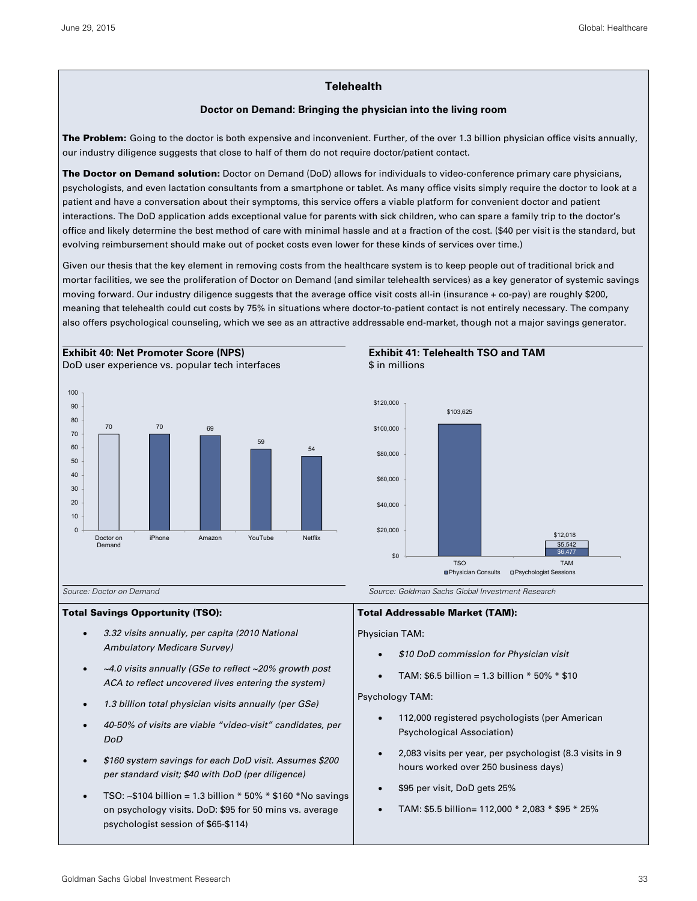# Telehealth

## Doctor on Demand: Bringing the physician into the living room

**The Problem:** Going to the doctor is both expensive and inconvenient. Further, of the over 1.3 billion physician office visits annually, our industry diligence suggests that close to half of them do not require doctor/patient contact.

**The Doctor on Demand solution:** Doctor on Demand (DoD) allows for individuals to video-conference primary care physicians, psychologists, and even lactation consultants from a smartphone or tablet. As many office visits simply require the doctor to look at a patient and have a conversation about their symptoms, this service offers a viable platform for convenient doctor and patient interactions. The DoD application adds exceptional value for parents with sick children, who can spare a family trip to the doctor's office and likely determine the best method of care with minimal hassle and at a fraction of the cost. ($40 per visit is the standard, but evolving reimbursement should make out of pocket costs even lower for these kinds of services over time.)

Given our thesis that the key element in removing costs from the healthcare system is to keep people out of traditional brick and mortar facilities, we see the proliferation of Doctor on Demand (and similar telehealth services) as a key generator of systemic savings moving forward. Our industry diligence suggests that the average office visit costs all-in (insurance + co-pay) are roughly $200, meaning that telehealth could cut costs by 75% in situations where doctor-to-patient contact is not entirely necessary. The company also offers psychological counseling, which we see as an attractive addressable end-market, though not a major savings generator.

**Exhibit 40: Net Promoter Score (NPS)**
DoD user experience vs. popular tech interfaces

| | NPS |
|---|---|
| Doctor on Demand | 70 |
| iPhone | 70 |
| Amazon | 69 |
| YouTube | 59 |
| Netflix | 54 |

Source: Doctor on Demand

**Exhibit 41: Telehealth TSO and TAM**
$ in millions

| | Physician Consults | Psychologist Sessions | Total |
|---|---|---|---|
| TSO | $103,625 | | $103,625 |
| TAM | $6,477 | $5,542 | $12,018 |

Source: Goldman Sachs Global Investment Research

**Total Savings Opportunity (TSO):**

- *3.32 visits annually, per capita (2010 National Ambulatory Medicare Survey)*
- *~4.0 visits annually (GSe to reflect ~20% growth post ACA to reflect uncovered lives entering the system)*
- *1.3 billion total physician visits annually (per GSe)*
- *40-50% of visits are viable "video-visit" candidates, per DoD*
- *$160 system savings for each DoD visit. Assumes $200 per standard visit; $40 with DoD (per diligence)*
- TSO: ~$104 billion = 1.3 billion * 50% * $160 *No savings on psychology visits. DoD: $95 for 50 mins vs. average psychologist session of $65-$114)

**Total Addressable Market (TAM):**

Physician TAM:

- *$10 DoD commission for Physician visit*
- TAM: $6.5 billion = 1.3 billion * 50% * $10

Psychology TAM:

- 112,000 registered psychologists (per American Psychological Association)
- 2,083 visits per year, per psychologist (8.3 visits in 9 hours worked over 250 business days)
- $95 per visit, DoD gets 25%
- TAM: $5.5 billion= 112,000 * 2,083 * $95 * 25%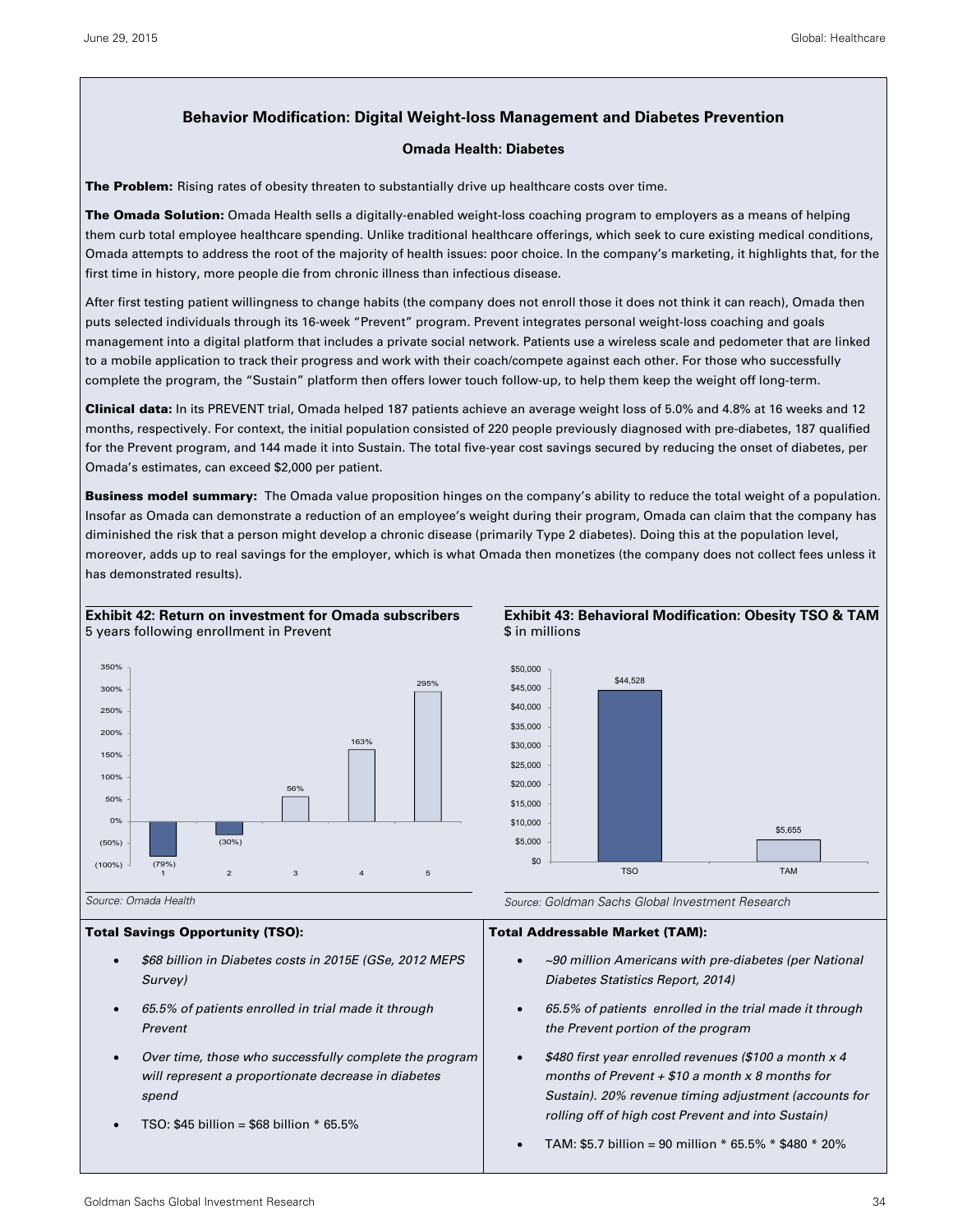## Behavior Modification: Digital Weight-loss Management and Diabetes Prevention

### Omada Health: Diabetes

**The Problem:** Rising rates of obesity threaten to substantially drive up healthcare costs over time.

**The Omada Solution:** Omada Health sells a digitally-enabled weight-loss coaching program to employers as a means of helping them curb total employee healthcare spending. Unlike traditional healthcare offerings, which seek to cure existing medical conditions, Omada attempts to address the root of the majority of health issues: poor choice. In the company's marketing, it highlights that, for the first time in history, more people die from chronic illness than infectious disease.

After first testing patient willingness to change habits (the company does not enroll those it does not think it can reach), Omada then puts selected individuals through its 16-week "Prevent" program. Prevent integrates personal weight-loss coaching and goals management into a digital platform that includes a private social network. Patients use a wireless scale and pedometer that are linked to a mobile application to track their progress and work with their coach/compete against each other. For those who successfully complete the program, the "Sustain" platform then offers lower touch follow-up, to help them keep the weight off long-term.

**Clinical data:** In its PREVENT trial, Omada helped 187 patients achieve an average weight loss of 5.0% and 4.8% at 16 weeks and 12 months, respectively. For context, the initial population consisted of 220 people previously diagnosed with pre-diabetes, 187 qualified for the Prevent program, and 144 made it into Sustain. The total five-year cost savings secured by reducing the onset of diabetes, per Omada's estimates, can exceed $2,000 per patient.

**Business model summary:** The Omada value proposition hinges on the company's ability to reduce the total weight of a population. Insofar as Omada can demonstrate a reduction of an employee's weight during their program, Omada can claim that the company has diminished the risk that a person might develop a chronic disease (primarily Type 2 diabetes). Doing this at the population level, moreover, adds up to real savings for the employer, which is what Omada then monetizes (the company does not collect fees unless it has demonstrated results).

**Exhibit 42: Return on investment for Omada subscribers**
5 years following enrollment in Prevent

| Year | ROI |
|---|---|
| 1 | (79%) |
| 2 | (30%) |
| 3 | 56% |
| 4 | 163% |
| 5 | 295% |

*Source: Omada Health*

**Exhibit 43: Behavioral Modification: Obesity TSO & TAM**
$ in millions

| | $ in millions |
|---|---|
| TSO | $44,528 |
| TAM | $5,655 |

*Source: Goldman Sachs Global Investment Research*

**Total Savings Opportunity (TSO):**

- *$68 billion in Diabetes costs in 2015E (GSe, 2012 MEPS Survey)*
- *65.5% of patients enrolled in trial made it through Prevent*
- *Over time, those who successfully complete the program will represent a proportionate decrease in diabetes spend*
- TSO: $45 billion = $68 billion * 65.5%

**Total Addressable Market (TAM):**

- *~90 million Americans with pre-diabetes (per National Diabetes Statistics Report, 2014)*
- *65.5% of patients enrolled in the trial made it through the Prevent portion of the program*
- *$480 first year enrolled revenues ($100 a month x 4 months of Prevent + $10 a month x 8 months for Sustain). 20% revenue timing adjustment (accounts for rolling off of high cost Prevent and into Sustain)*
- TAM: $5.7 billion = 90 million * 65.5% * $480 * 20%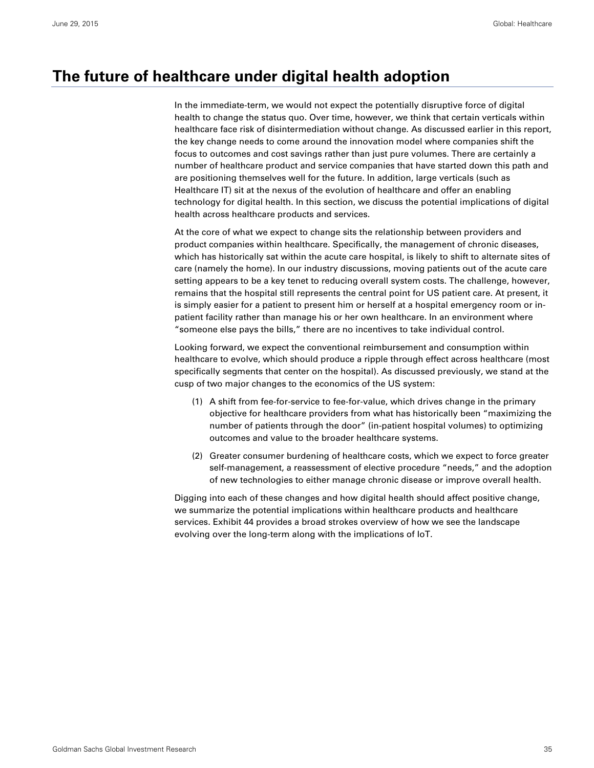# The future of healthcare under digital health adoption

In the immediate-term, we would not expect the potentially disruptive force of digital health to change the status quo. Over time, however, we think that certain verticals within healthcare face risk of disintermediation without change. As discussed earlier in this report, the key change needs to come around the innovation model where companies shift the focus to outcomes and cost savings rather than just pure volumes. There are certainly a number of healthcare product and service companies that have started down this path and are positioning themselves well for the future. In addition, large verticals (such as Healthcare IT) sit at the nexus of the evolution of healthcare and offer an enabling technology for digital health. In this section, we discuss the potential implications of digital health across healthcare products and services.

At the core of what we expect to change sits the relationship between providers and product companies within healthcare. Specifically, the management of chronic diseases, which has historically sat within the acute care hospital, is likely to shift to alternate sites of care (namely the home). In our industry discussions, moving patients out of the acute care setting appears to be a key tenet to reducing overall system costs. The challenge, however, remains that the hospital still represents the central point for US patient care. At present, it is simply easier for a patient to present him or herself at a hospital emergency room or in-patient facility rather than manage his or her own healthcare. In an environment where "someone else pays the bills," there are no incentives to take individual control.

Looking forward, we expect the conventional reimbursement and consumption within healthcare to evolve, which should produce a ripple through effect across healthcare (most specifically segments that center on the hospital). As discussed previously, we stand at the cusp of two major changes to the economics of the US system:

(1) A shift from fee-for-service to fee-for-value, which drives change in the primary objective for healthcare providers from what has historically been "maximizing the number of patients through the door" (in-patient hospital volumes) to optimizing outcomes and value to the broader healthcare systems.

(2) Greater consumer burdening of healthcare costs, which we expect to force greater self-management, a reassessment of elective procedure "needs," and the adoption of new technologies to either manage chronic disease or improve overall health.

Digging into each of these changes and how digital health should affect positive change, we summarize the potential implications within healthcare products and healthcare services. Exhibit 44 provides a broad strokes overview of how we see the landscape evolving over the long-term along with the implications of IoT.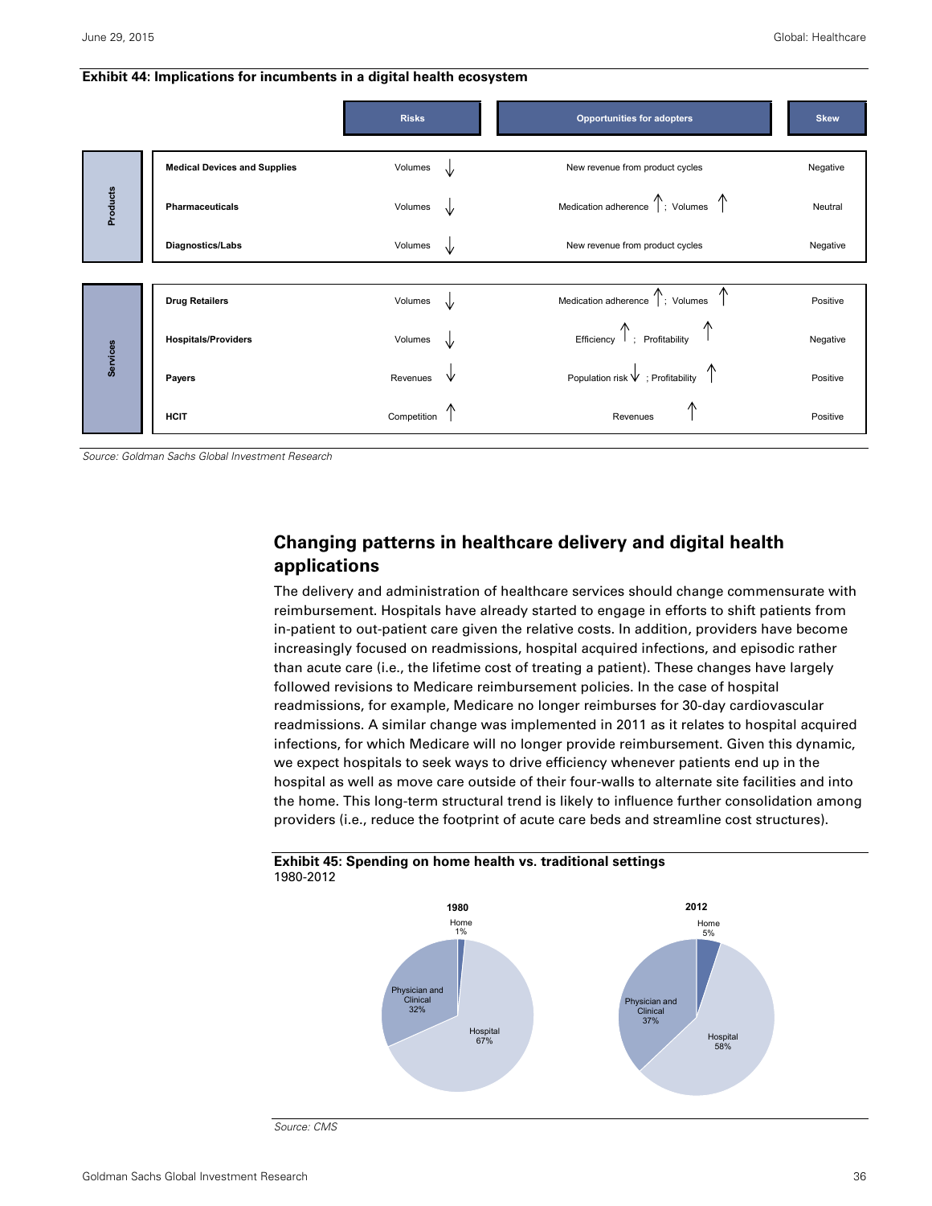**Exhibit 44: Implications for incumbents in a digital health ecosystem**

| | | Risks | Opportunities for adopters | Skew |
|---|---|---|---|---|
| Products | Medical Devices and Supplies | Volumes ↓ | New revenue from product cycles | Negative |
| | Pharmaceuticals | Volumes ↓ | Medication adherence ↑; Volumes ↑ | Neutral |
| | Diagnostics/Labs | Volumes ↓ | New revenue from product cycles | Negative |
| Services | Drug Retailers | Volumes ↓ | Medication adherence ↑; Volumes ↑ | Positive |
| | Hospitals/Providers | Volumes ↓ | Efficiency ↑; Profitability ↑ | Negative |
| | Payers | Revenues ↓ | Population risk ↓; Profitability ↑ | Positive |
| | HCIT | Competition ↑ | Revenues ↑ | Positive |

*Source: Goldman Sachs Global Investment Research*

## Changing patterns in healthcare delivery and digital health applications

The delivery and administration of healthcare services should change commensurate with reimbursement. Hospitals have already started to engage in efforts to shift patients from in-patient to out-patient care given the relative costs. In addition, providers have become increasingly focused on readmissions, hospital acquired infections, and episodic rather than acute care (i.e., the lifetime cost of treating a patient). These changes have largely followed revisions to Medicare reimbursement policies. In the case of hospital readmissions, for example, Medicare no longer reimburses for 30-day cardiovascular readmissions. A similar change was implemented in 2011 as it relates to hospital acquired infections, for which Medicare will no longer provide reimbursement. Given this dynamic, we expect hospitals to seek ways to drive efficiency whenever patients end up in the hospital as well as move care outside of their four-walls to alternate site facilities and into the home. This long-term structural trend is likely to influence further consolidation among providers (i.e., reduce the footprint of acute care beds and streamline cost structures).

**Exhibit 45: Spending on home health vs. traditional settings**
1980-2012

| Setting | 1980 | 2012 |
|---|---|---|
| Home | 1% | 5% |
| Physician and Clinical | 32% | 37% |
| Hospital | 67% | 58% |

*Source: CMS*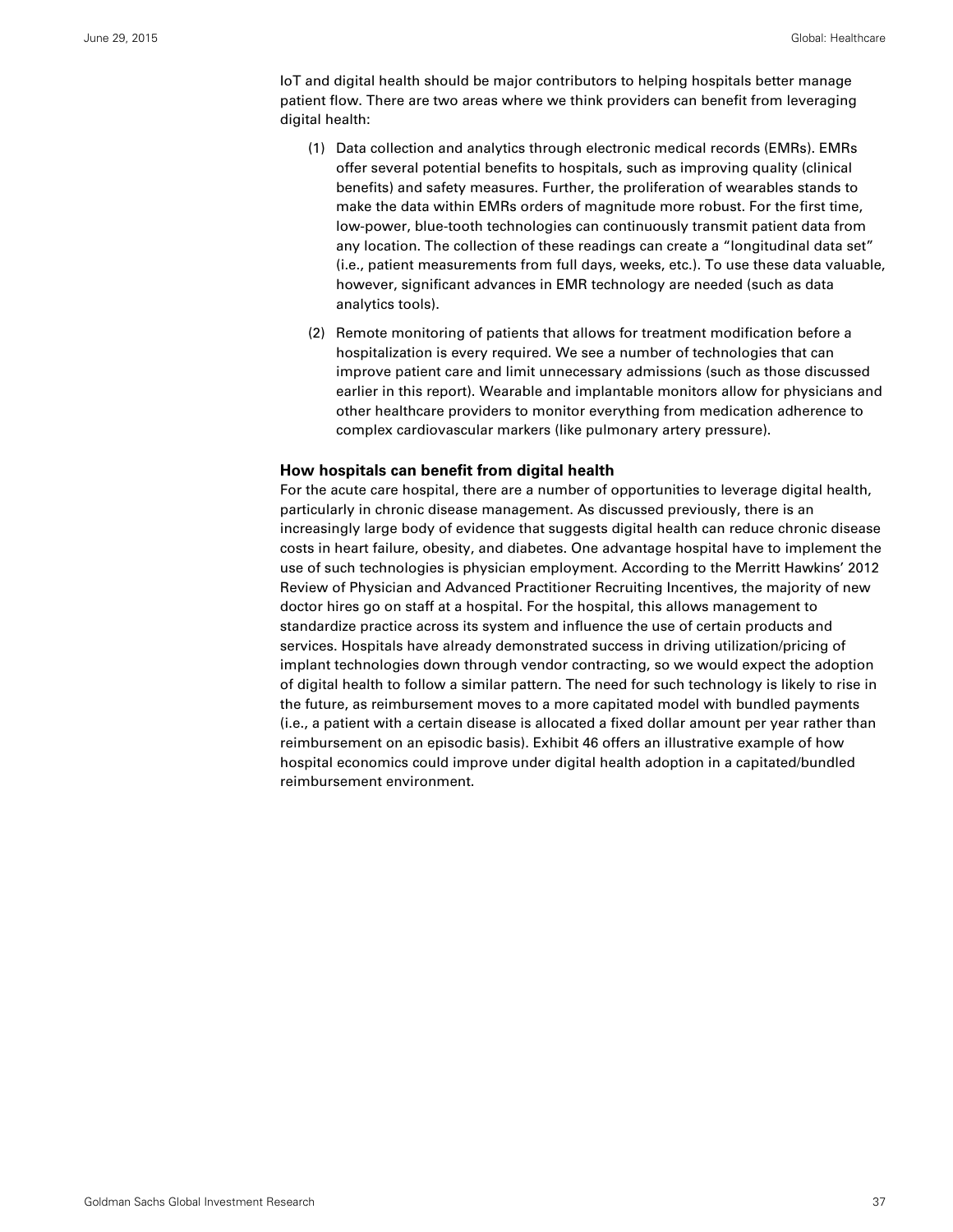IoT and digital health should be major contributors to helping hospitals better manage patient flow. There are two areas where we think providers can benefit from leveraging digital health:

(1) Data collection and analytics through electronic medical records (EMRs). EMRs offer several potential benefits to hospitals, such as improving quality (clinical benefits) and safety measures. Further, the proliferation of wearables stands to make the data within EMRs orders of magnitude more robust. For the first time, low-power, blue-tooth technologies can continuously transmit patient data from any location. The collection of these readings can create a "longitudinal data set" (i.e., patient measurements from full days, weeks, etc.). To use these data valuable, however, significant advances in EMR technology are needed (such as data analytics tools).

(2) Remote monitoring of patients that allows for treatment modification before a hospitalization is every required. We see a number of technologies that can improve patient care and limit unnecessary admissions (such as those discussed earlier in this report). Wearable and implantable monitors allow for physicians and other healthcare providers to monitor everything from medication adherence to complex cardiovascular markers (like pulmonary artery pressure).

**How hospitals can benefit from digital health**

For the acute care hospital, there are a number of opportunities to leverage digital health, particularly in chronic disease management. As discussed previously, there is an increasingly large body of evidence that suggests digital health can reduce chronic disease costs in heart failure, obesity, and diabetes. One advantage hospital have to implement the use of such technologies is physician employment. According to the Merritt Hawkins' 2012 Review of Physician and Advanced Practitioner Recruiting Incentives, the majority of new doctor hires go on staff at a hospital. For the hospital, this allows management to standardize practice across its system and influence the use of certain products and services. Hospitals have already demonstrated success in driving utilization/pricing of implant technologies down through vendor contracting, so we would expect the adoption of digital health to follow a similar pattern. The need for such technology is likely to rise in the future, as reimbursement moves to a more capitated model with bundled payments (i.e., a patient with a certain disease is allocated a fixed dollar amount per year rather than reimbursement on an episodic basis). Exhibit 46 offers an illustrative example of how hospital economics could improve under digital health adoption in a capitated/bundled reimbursement environment.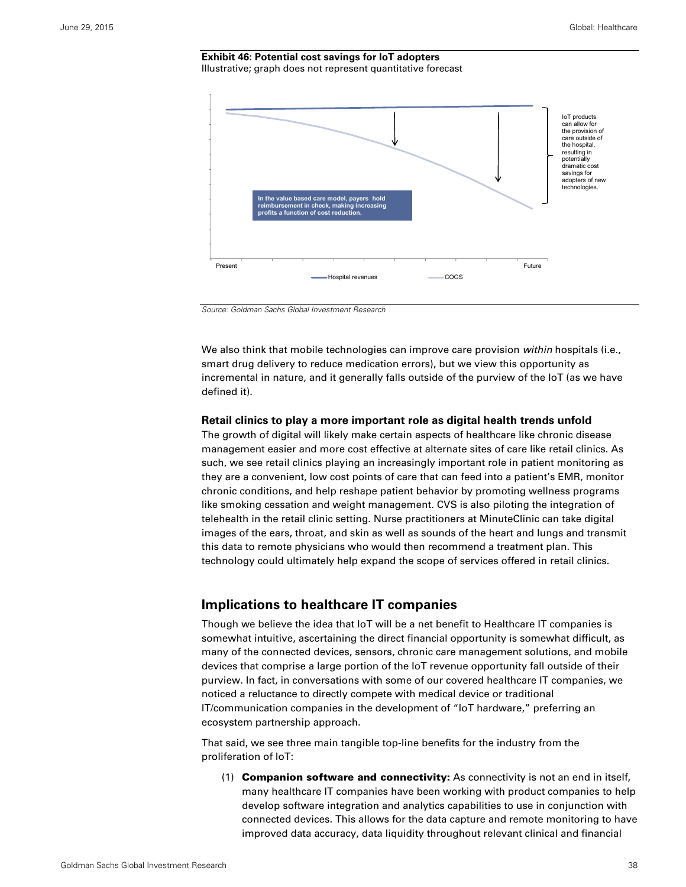**Exhibit 46: Potential cost savings for IoT adopters**
Illustrative; graph does not represent quantitative forecast

In the value based care model, payers hold reimbursement in check, making increasing profits a function of cost reduction.

IoT products can allow for the provision of care outside of the hospital, resulting in potentially dramatic cost savings for adopters of new technologies.

Present — Future

Hospital revenues — COGS

*Source: Goldman Sachs Global Investment Research*

We also think that mobile technologies can improve care provision *within* hospitals (i.e., smart drug delivery to reduce medication errors), but we view this opportunity as incremental in nature, and it generally falls outside of the purview of the IoT (as we have defined it).

### Retail clinics to play a more important role as digital health trends unfold

The growth of digital will likely make certain aspects of healthcare like chronic disease management easier and more cost effective at alternate sites of care like retail clinics. As such, we see retail clinics playing an increasingly important role in patient monitoring as they are a convenient, low cost points of care that can feed into a patient's EMR, monitor chronic conditions, and help reshape patient behavior by promoting wellness programs like smoking cessation and weight management. CVS is also piloting the integration of telehealth in the retail clinic setting. Nurse practitioners at MinuteClinic can take digital images of the ears, throat, and skin as well as sounds of the heart and lungs and transmit this data to remote physicians who would then recommend a treatment plan. This technology could ultimately help expand the scope of services offered in retail clinics.

## Implications to healthcare IT companies

Though we believe the idea that IoT will be a net benefit to Healthcare IT companies is somewhat intuitive, ascertaining the direct financial opportunity is somewhat difficult, as many of the connected devices, sensors, chronic care management solutions, and mobile devices that comprise a large portion of the IoT revenue opportunity fall outside of their purview. In fact, in conversations with some of our covered healthcare IT companies, we noticed a reluctance to directly compete with medical device or traditional IT/communication companies in the development of "IoT hardware," preferring an ecosystem partnership approach.

That said, we see three main tangible top-line benefits for the industry from the proliferation of IoT:

(1) **Companion software and connectivity:** As connectivity is not an end in itself, many healthcare IT companies have been working with product companies to help develop software integration and analytics capabilities to use in conjunction with connected devices. This allows for the data capture and remote monitoring to have improved data accuracy, data liquidity throughout relevant clinical and financial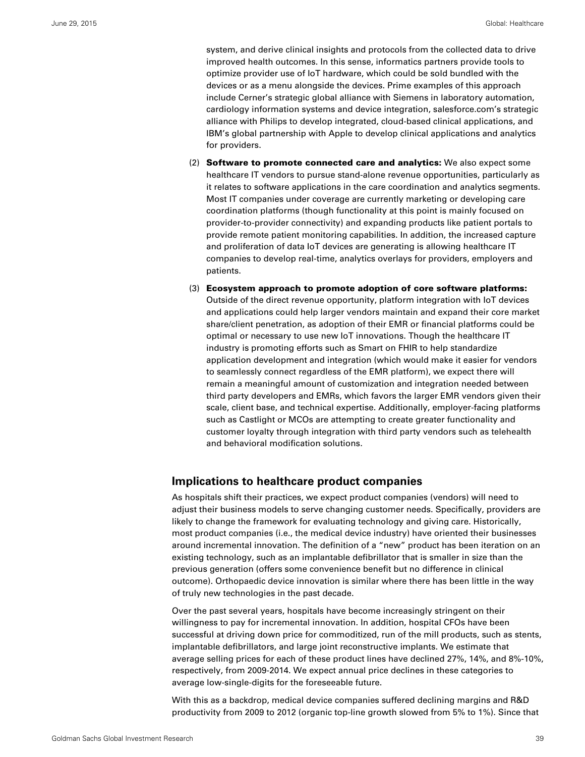system, and derive clinical insights and protocols from the collected data to drive improved health outcomes. In this sense, informatics partners provide tools to optimize provider use of IoT hardware, which could be sold bundled with the devices or as a menu alongside the devices. Prime examples of this approach include Cerner's strategic global alliance with Siemens in laboratory automation, cardiology information systems and device integration, salesforce.com's strategic alliance with Philips to develop integrated, cloud-based clinical applications, and IBM's global partnership with Apple to develop clinical applications and analytics for providers.

(2) **Software to promote connected care and analytics:** We also expect some healthcare IT vendors to pursue stand-alone revenue opportunities, particularly as it relates to software applications in the care coordination and analytics segments. Most IT companies under coverage are currently marketing or developing care coordination platforms (though functionality at this point is mainly focused on provider-to-provider connectivity) and expanding products like patient portals to provide remote patient monitoring capabilities. In addition, the increased capture and proliferation of data IoT devices are generating is allowing healthcare IT companies to develop real-time, analytics overlays for providers, employers and patients.

(3) **Ecosystem approach to promote adoption of core software platforms:** Outside of the direct revenue opportunity, platform integration with IoT devices and applications could help larger vendors maintain and expand their core market share/client penetration, as adoption of their EMR or financial platforms could be optimal or necessary to use new IoT innovations. Though the healthcare IT industry is promoting efforts such as Smart on FHIR to help standardize application development and integration (which would make it easier for vendors to seamlessly connect regardless of the EMR platform), we expect there will remain a meaningful amount of customization and integration needed between third party developers and EMRs, which favors the larger EMR vendors given their scale, client base, and technical expertise. Additionally, employer-facing platforms such as Castlight or MCOs are attempting to create greater functionality and customer loyalty through integration with third party vendors such as telehealth and behavioral modification solutions.

## Implications to healthcare product companies

As hospitals shift their practices, we expect product companies (vendors) will need to adjust their business models to serve changing customer needs. Specifically, providers are likely to change the framework for evaluating technology and giving care. Historically, most product companies (i.e., the medical device industry) have oriented their businesses around incremental innovation. The definition of a "new" product has been iteration on an existing technology, such as an implantable defibrillator that is smaller in size than the previous generation (offers some convenience benefit but no difference in clinical outcome). Orthopaedic device innovation is similar where there has been little in the way of truly new technologies in the past decade.

Over the past several years, hospitals have become increasingly stringent on their willingness to pay for incremental innovation. In addition, hospital CFOs have been successful at driving down price for commoditized, run of the mill products, such as stents, implantable defibrillators, and large joint reconstructive implants. We estimate that average selling prices for each of these product lines have declined 27%, 14%, and 8%-10%, respectively, from 2009-2014. We expect annual price declines in these categories to average low-single-digits for the foreseeable future.

With this as a backdrop, medical device companies suffered declining margins and R&D productivity from 2009 to 2012 (organic top-line growth slowed from 5% to 1%). Since that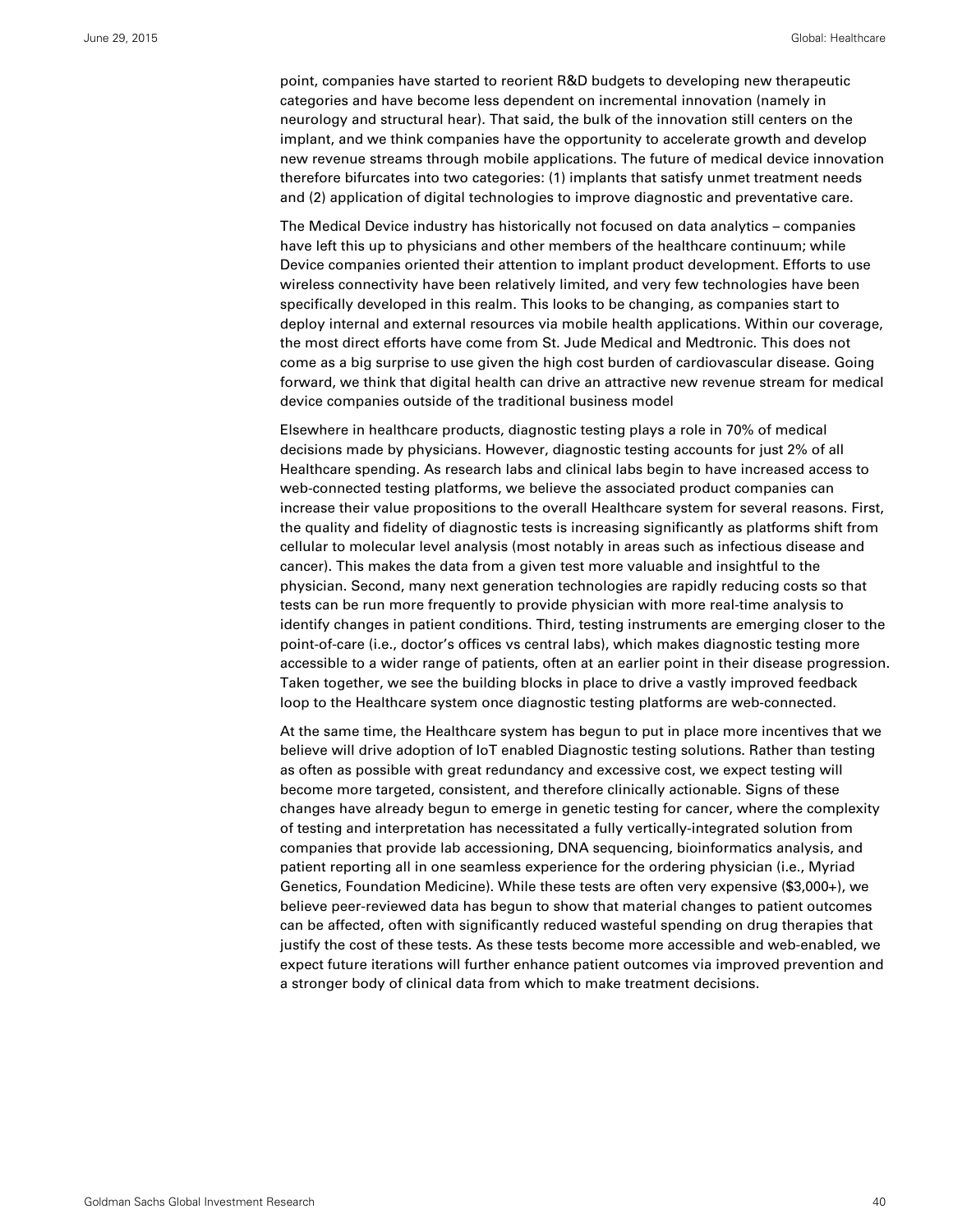point, companies have started to reorient R&D budgets to developing new therapeutic categories and have become less dependent on incremental innovation (namely in neurology and structural hear). That said, the bulk of the innovation still centers on the implant, and we think companies have the opportunity to accelerate growth and develop new revenue streams through mobile applications. The future of medical device innovation therefore bifurcates into two categories: (1) implants that satisfy unmet treatment needs and (2) application of digital technologies to improve diagnostic and preventative care.

The Medical Device industry has historically not focused on data analytics – companies have left this up to physicians and other members of the healthcare continuum; while Device companies oriented their attention to implant product development. Efforts to use wireless connectivity have been relatively limited, and very few technologies have been specifically developed in this realm. This looks to be changing, as companies start to deploy internal and external resources via mobile health applications. Within our coverage, the most direct efforts have come from St. Jude Medical and Medtronic. This does not come as a big surprise to use given the high cost burden of cardiovascular disease. Going forward, we think that digital health can drive an attractive new revenue stream for medical device companies outside of the traditional business model

Elsewhere in healthcare products, diagnostic testing plays a role in 70% of medical decisions made by physicians. However, diagnostic testing accounts for just 2% of all Healthcare spending. As research labs and clinical labs begin to have increased access to web-connected testing platforms, we believe the associated product companies can increase their value propositions to the overall Healthcare system for several reasons. First, the quality and fidelity of diagnostic tests is increasing significantly as platforms shift from cellular to molecular level analysis (most notably in areas such as infectious disease and cancer). This makes the data from a given test more valuable and insightful to the physician. Second, many next generation technologies are rapidly reducing costs so that tests can be run more frequently to provide physician with more real-time analysis to identify changes in patient conditions. Third, testing instruments are emerging closer to the point-of-care (i.e., doctor's offices vs central labs), which makes diagnostic testing more accessible to a wider range of patients, often at an earlier point in their disease progression. Taken together, we see the building blocks in place to drive a vastly improved feedback loop to the Healthcare system once diagnostic testing platforms are web-connected.

At the same time, the Healthcare system has begun to put in place more incentives that we believe will drive adoption of IoT enabled Diagnostic testing solutions. Rather than testing as often as possible with great redundancy and excessive cost, we expect testing will become more targeted, consistent, and therefore clinically actionable. Signs of these changes have already begun to emerge in genetic testing for cancer, where the complexity of testing and interpretation has necessitated a fully vertically-integrated solution from companies that provide lab accessioning, DNA sequencing, bioinformatics analysis, and patient reporting all in one seamless experience for the ordering physician (i.e., Myriad Genetics, Foundation Medicine). While these tests are often very expensive ($3,000+), we believe peer-reviewed data has begun to show that material changes to patient outcomes can be affected, often with significantly reduced wasteful spending on drug therapies that justify the cost of these tests. As these tests become more accessible and web-enabled, we expect future iterations will further enhance patient outcomes via improved prevention and a stronger body of clinical data from which to make treatment decisions.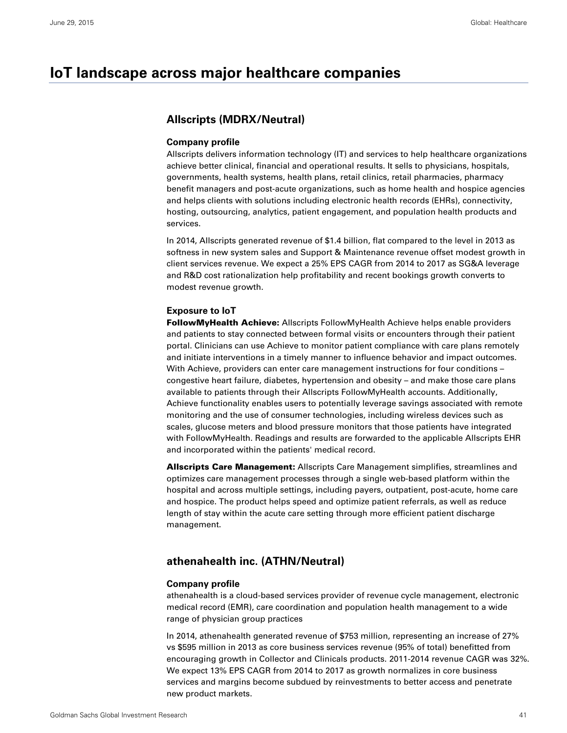# IoT landscape across major healthcare companies

## Allscripts (MDRX/Neutral)

### Company profile

Allscripts delivers information technology (IT) and services to help healthcare organizations achieve better clinical, financial and operational results. It sells to physicians, hospitals, governments, health systems, health plans, retail clinics, retail pharmacies, pharmacy benefit managers and post-acute organizations, such as home health and hospice agencies and helps clients with solutions including electronic health records (EHRs), connectivity, hosting, outsourcing, analytics, patient engagement, and population health products and services.

In 2014, Allscripts generated revenue of $1.4 billion, flat compared to the level in 2013 as softness in new system sales and Support & Maintenance revenue offset modest growth in client services revenue. We expect a 25% EPS CAGR from 2014 to 2017 as SG&A leverage and R&D cost rationalization help profitability and recent bookings growth converts to modest revenue growth.

### Exposure to IoT

**FollowMyHealth Achieve:** Allscripts FollowMyHealth Achieve helps enable providers and patients to stay connected between formal visits or encounters through their patient portal. Clinicians can use Achieve to monitor patient compliance with care plans remotely and initiate interventions in a timely manner to influence behavior and impact outcomes. With Achieve, providers can enter care management instructions for four conditions – congestive heart failure, diabetes, hypertension and obesity – and make those care plans available to patients through their Allscripts FollowMyHealth accounts. Additionally, Achieve functionality enables users to potentially leverage savings associated with remote monitoring and the use of consumer technologies, including wireless devices such as scales, glucose meters and blood pressure monitors that those patients have integrated with FollowMyHealth. Readings and results are forwarded to the applicable Allscripts EHR and incorporated within the patients' medical record.

**Allscripts Care Management:** Allscripts Care Management simplifies, streamlines and optimizes care management processes through a single web-based platform within the hospital and across multiple settings, including payers, outpatient, post-acute, home care and hospice. The product helps speed and optimize patient referrals, as well as reduce length of stay within the acute care setting through more efficient patient discharge management.

## athenahealth inc. (ATHN/Neutral)

### Company profile

athenahealth is a cloud-based services provider of revenue cycle management, electronic medical record (EMR), care coordination and population health management to a wide range of physician group practices

In 2014, athenahealth generated revenue of $753 million, representing an increase of 27% vs $595 million in 2013 as core business services revenue (95% of total) benefitted from encouraging growth in Collector and Clinicals products. 2011-2014 revenue CAGR was 32%. We expect 13% EPS CAGR from 2014 to 2017 as growth normalizes in core business services and margins become subdued by reinvestments to better access and penetrate new product markets.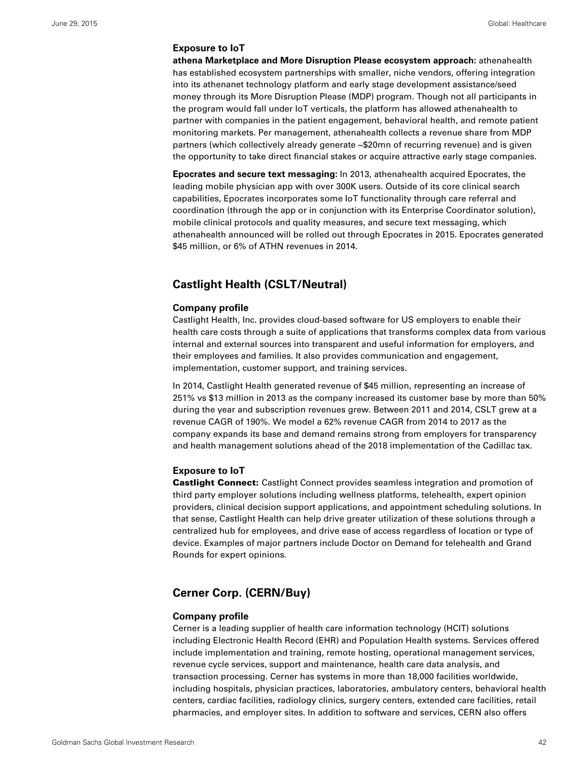### Exposure to IoT

**athena Marketplace and More Disruption Please ecosystem approach:** athenahealth has established ecosystem partnerships with smaller, niche vendors, offering integration into its athenanet technology platform and early stage development assistance/seed money through its More Disruption Please (MDP) program. Though not all participants in the program would fall under IoT verticals, the platform has allowed athenahealth to partner with companies in the patient engagement, behavioral health, and remote patient monitoring markets. Per management, athenahealth collects a revenue share from MDP partners (which collectively already generate ~$20mn of recurring revenue) and is given the opportunity to take direct financial stakes or acquire attractive early stage companies.

**Epocrates and secure text messaging:** In 2013, athenahealth acquired Epocrates, the leading mobile physician app with over 300K users. Outside of its core clinical search capabilities, Epocrates incorporates some IoT functionality through care referral and coordination (through the app or in conjunction with its Enterprise Coordinator solution), mobile clinical protocols and quality measures, and secure text messaging, which athenahealth announced will be rolled out through Epocrates in 2015. Epocrates generated $45 million, or 6% of ATHN revenues in 2014.

## Castlight Health (CSLT/Neutral)

### Company profile

Castlight Health, Inc. provides cloud-based software for US employers to enable their health care costs through a suite of applications that transforms complex data from various internal and external sources into transparent and useful information for employers, and their employees and families. It also provides communication and engagement, implementation, customer support, and training services.

In 2014, Castlight Health generated revenue of $45 million, representing an increase of 251% vs $13 million in 2013 as the company increased its customer base by more than 50% during the year and subscription revenues grew. Between 2011 and 2014, CSLT grew at a revenue CAGR of 190%. We model a 62% revenue CAGR from 2014 to 2017 as the company expands its base and demand remains strong from employers for transparency and health management solutions ahead of the 2018 implementation of the Cadillac tax.

### Exposure to IoT

**Castlight Connect:** Castlight Connect provides seamless integration and promotion of third party employer solutions including wellness platforms, telehealth, expert opinion providers, clinical decision support applications, and appointment scheduling solutions. In that sense, Castlight Health can help drive greater utilization of these solutions through a centralized hub for employees, and drive ease of access regardless of location or type of device. Examples of major partners include Doctor on Demand for telehealth and Grand Rounds for expert opinions.

## Cerner Corp. (CERN/Buy)

### Company profile

Cerner is a leading supplier of health care information technology (HCIT) solutions including Electronic Health Record (EHR) and Population Health systems. Services offered include implementation and training, remote hosting, operational management services, revenue cycle services, support and maintenance, health care data analysis, and transaction processing. Cerner has systems in more than 18,000 facilities worldwide, including hospitals, physician practices, laboratories, ambulatory centers, behavioral health centers, cardiac facilities, radiology clinics, surgery centers, extended care facilities, retail pharmacies, and employer sites. In addition to software and services, CERN also offers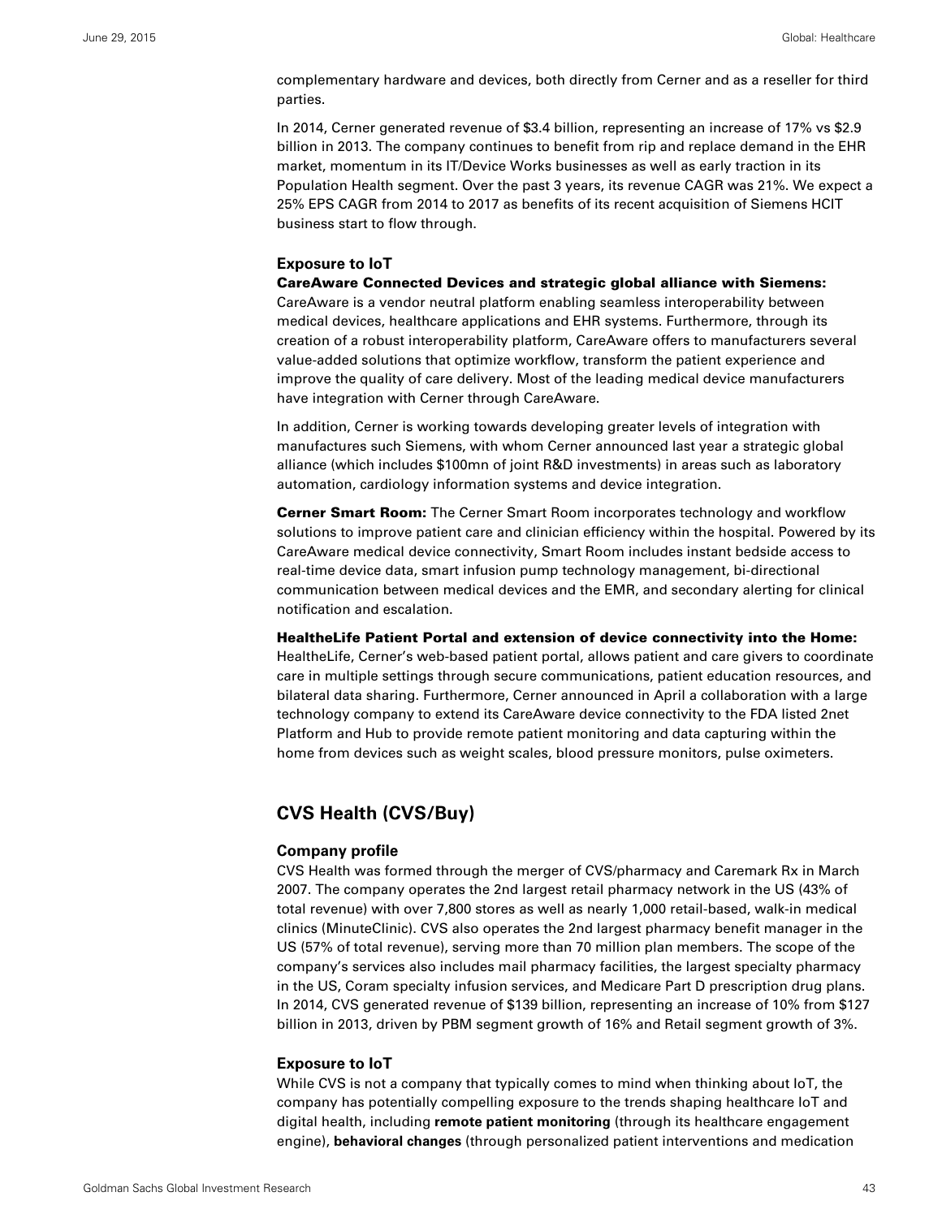complementary hardware and devices, both directly from Cerner and as a reseller for third parties.

In 2014, Cerner generated revenue of $3.4 billion, representing an increase of 17% vs $2.9 billion in 2013. The company continues to benefit from rip and replace demand in the EHR market, momentum in its IT/Device Works businesses as well as early traction in its Population Health segment. Over the past 3 years, its revenue CAGR was 21%. We expect a 25% EPS CAGR from 2014 to 2017 as benefits of its recent acquisition of Siemens HCIT business start to flow through.

### Exposure to IoT

**CareAware Connected Devices and strategic global alliance with Siemens:** CareAware is a vendor neutral platform enabling seamless interoperability between medical devices, healthcare applications and EHR systems. Furthermore, through its creation of a robust interoperability platform, CareAware offers to manufacturers several value-added solutions that optimize workflow, transform the patient experience and improve the quality of care delivery. Most of the leading medical device manufacturers have integration with Cerner through CareAware.

In addition, Cerner is working towards developing greater levels of integration with manufactures such Siemens, with whom Cerner announced last year a strategic global alliance (which includes $100mn of joint R&D investments) in areas such as laboratory automation, cardiology information systems and device integration.

**Cerner Smart Room:** The Cerner Smart Room incorporates technology and workflow solutions to improve patient care and clinician efficiency within the hospital. Powered by its CareAware medical device connectivity, Smart Room includes instant bedside access to real-time device data, smart infusion pump technology management, bi-directional communication between medical devices and the EMR, and secondary alerting for clinical notification and escalation.

**HealtheLife Patient Portal and extension of device connectivity into the Home:** HealtheLife, Cerner's web-based patient portal, allows patient and care givers to coordinate care in multiple settings through secure communications, patient education resources, and bilateral data sharing. Furthermore, Cerner announced in April a collaboration with a large technology company to extend its CareAware device connectivity to the FDA listed 2net Platform and Hub to provide remote patient monitoring and data capturing within the home from devices such as weight scales, blood pressure monitors, pulse oximeters.

## CVS Health (CVS/Buy)

### Company profile

CVS Health was formed through the merger of CVS/pharmacy and Caremark Rx in March 2007. The company operates the 2nd largest retail pharmacy network in the US (43% of total revenue) with over 7,800 stores as well as nearly 1,000 retail-based, walk-in medical clinics (MinuteClinic). CVS also operates the 2nd largest pharmacy benefit manager in the US (57% of total revenue), serving more than 70 million plan members. The scope of the company's services also includes mail pharmacy facilities, the largest specialty pharmacy in the US, Coram specialty infusion services, and Medicare Part D prescription drug plans. In 2014, CVS generated revenue of $139 billion, representing an increase of 10% from $127 billion in 2013, driven by PBM segment growth of 16% and Retail segment growth of 3%.

### Exposure to IoT

While CVS is not a company that typically comes to mind when thinking about IoT, the company has potentially compelling exposure to the trends shaping healthcare IoT and digital health, including **remote patient monitoring** (through its healthcare engagement engine), **behavioral changes** (through personalized patient interventions and medication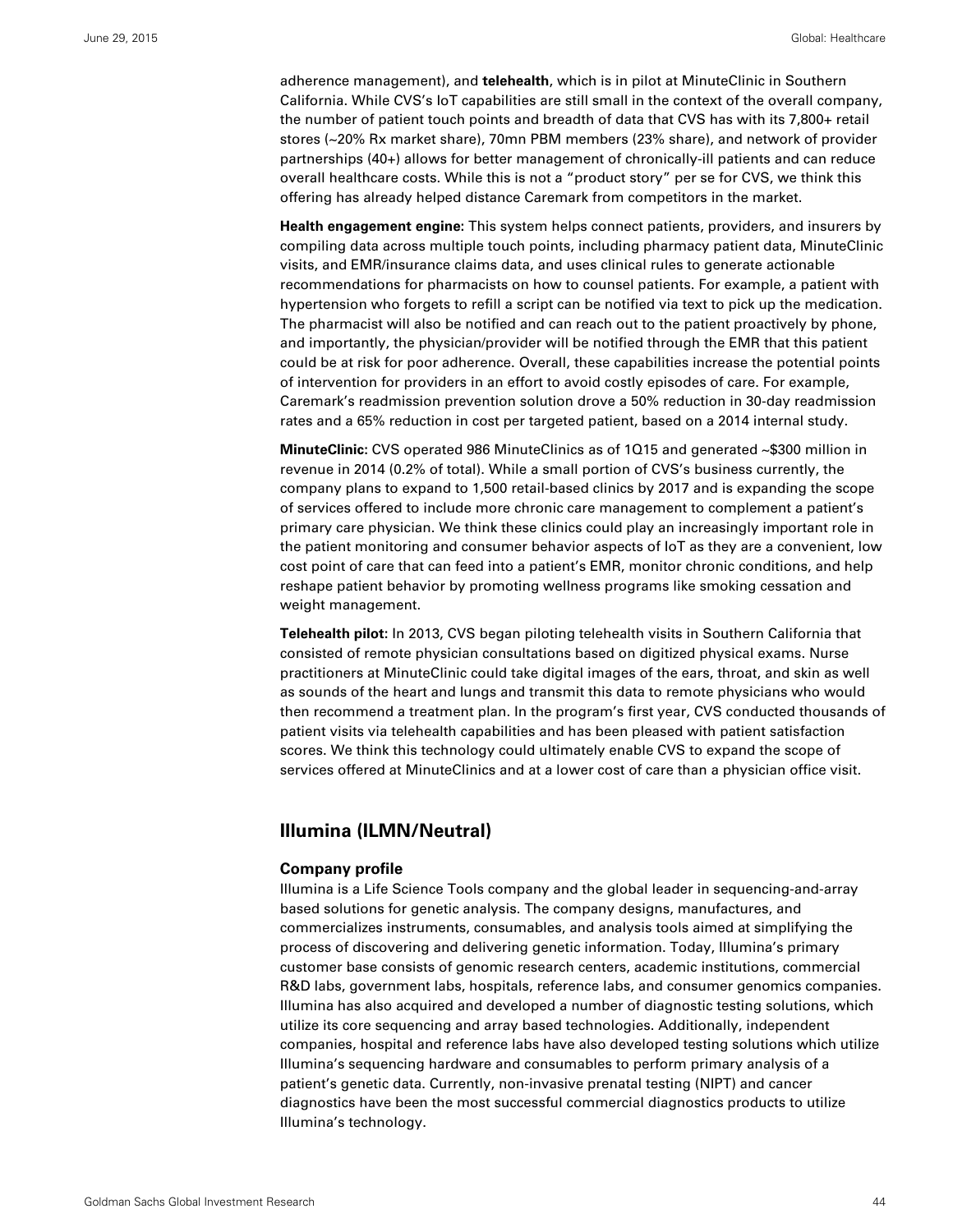adherence management), and **telehealth**, which is in pilot at MinuteClinic in Southern California. While CVS's IoT capabilities are still small in the context of the overall company, the number of patient touch points and breadth of data that CVS has with its 7,800+ retail stores (~20% Rx market share), 70mn PBM members (23% share), and network of provider partnerships (40+) allows for better management of chronically-ill patients and can reduce overall healthcare costs. While this is not a "product story" per se for CVS, we think this offering has already helped distance Caremark from competitors in the market.

**Health engagement engine:** This system helps connect patients, providers, and insurers by compiling data across multiple touch points, including pharmacy patient data, MinuteClinic visits, and EMR/insurance claims data, and uses clinical rules to generate actionable recommendations for pharmacists on how to counsel patients. For example, a patient with hypertension who forgets to refill a script can be notified via text to pick up the medication. The pharmacist will also be notified and can reach out to the patient proactively by phone, and importantly, the physician/provider will be notified through the EMR that this patient could be at risk for poor adherence. Overall, these capabilities increase the potential points of intervention for providers in an effort to avoid costly episodes of care. For example, Caremark's readmission prevention solution drove a 50% reduction in 30-day readmission rates and a 65% reduction in cost per targeted patient, based on a 2014 internal study.

**MinuteClinic:** CVS operated 986 MinuteClinics as of 1Q15 and generated ~$300 million in revenue in 2014 (0.2% of total). While a small portion of CVS's business currently, the company plans to expand to 1,500 retail-based clinics by 2017 and is expanding the scope of services offered to include more chronic care management to complement a patient's primary care physician. We think these clinics could play an increasingly important role in the patient monitoring and consumer behavior aspects of IoT as they are a convenient, low cost point of care that can feed into a patient's EMR, monitor chronic conditions, and help reshape patient behavior by promoting wellness programs like smoking cessation and weight management.

**Telehealth pilot:** In 2013, CVS began piloting telehealth visits in Southern California that consisted of remote physician consultations based on digitized physical exams. Nurse practitioners at MinuteClinic could take digital images of the ears, throat, and skin as well as sounds of the heart and lungs and transmit this data to remote physicians who would then recommend a treatment plan. In the program's first year, CVS conducted thousands of patient visits via telehealth capabilities and has been pleased with patient satisfaction scores. We think this technology could ultimately enable CVS to expand the scope of services offered at MinuteClinics and at a lower cost of care than a physician office visit.

## Illumina (ILMN/Neutral)

### Company profile

Illumina is a Life Science Tools company and the global leader in sequencing-and-array based solutions for genetic analysis. The company designs, manufactures, and commercializes instruments, consumables, and analysis tools aimed at simplifying the process of discovering and delivering genetic information. Today, Illumina's primary customer base consists of genomic research centers, academic institutions, commercial R&D labs, government labs, hospitals, reference labs, and consumer genomics companies. Illumina has also acquired and developed a number of diagnostic testing solutions, which utilize its core sequencing and array based technologies. Additionally, independent companies, hospital and reference labs have also developed testing solutions which utilize Illumina's sequencing hardware and consumables to perform primary analysis of a patient's genetic data. Currently, non-invasive prenatal testing (NIPT) and cancer diagnostics have been the most successful commercial diagnostics products to utilize Illumina's technology.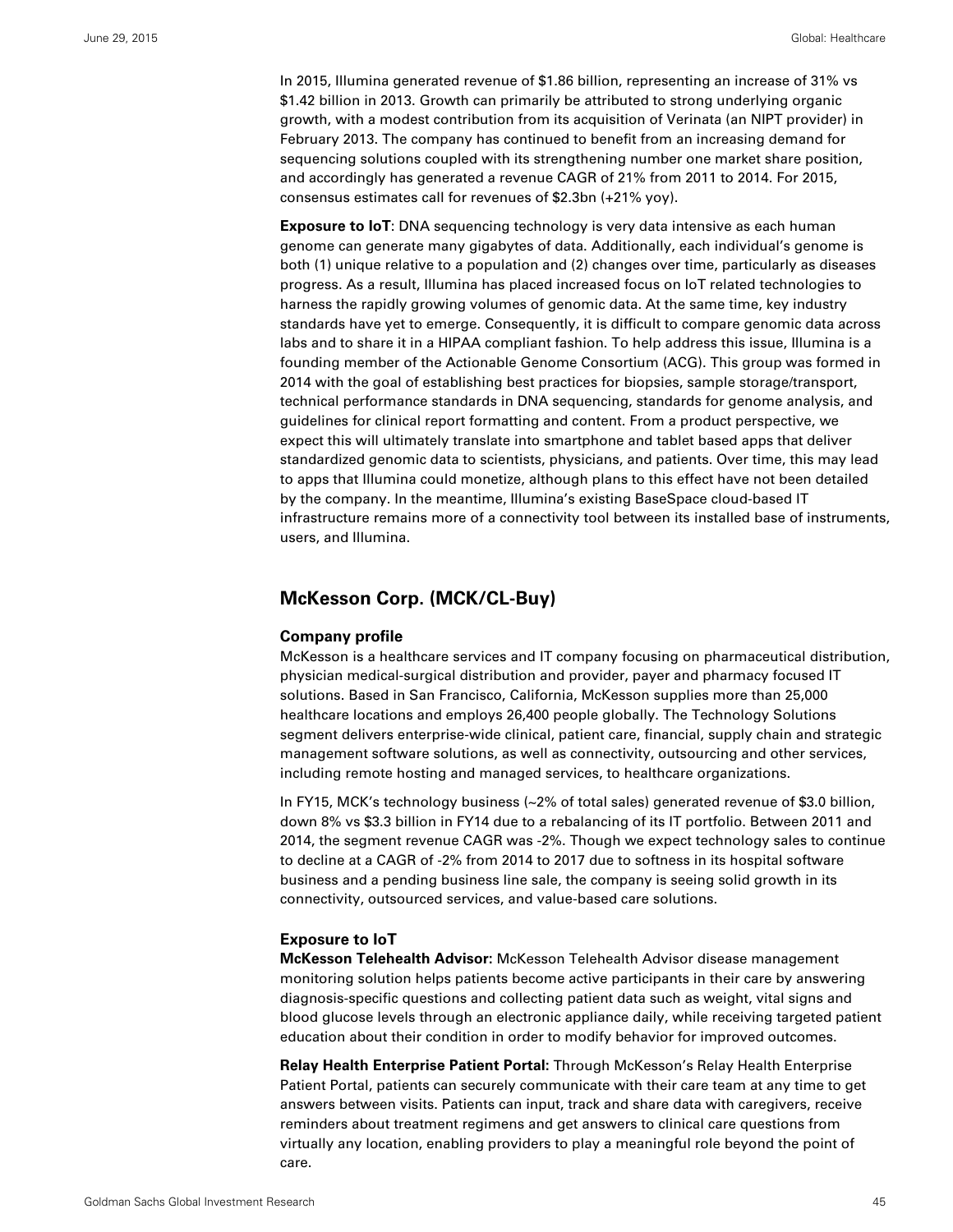In 2015, Illumina generated revenue of $1.86 billion, representing an increase of 31% vs $1.42 billion in 2013. Growth can primarily be attributed to strong underlying organic growth, with a modest contribution from its acquisition of Verinata (an NIPT provider) in February 2013. The company has continued to benefit from an increasing demand for sequencing solutions coupled with its strengthening number one market share position, and accordingly has generated a revenue CAGR of 21% from 2011 to 2014. For 2015, consensus estimates call for revenues of $2.3bn (+21% yoy).

**Exposure to IoT**: DNA sequencing technology is very data intensive as each human genome can generate many gigabytes of data. Additionally, each individual's genome is both (1) unique relative to a population and (2) changes over time, particularly as diseases progress. As a result, Illumina has placed increased focus on IoT related technologies to harness the rapidly growing volumes of genomic data. At the same time, key industry standards have yet to emerge. Consequently, it is difficult to compare genomic data across labs and to share it in a HIPAA compliant fashion. To help address this issue, Illumina is a founding member of the Actionable Genome Consortium (ACG). This group was formed in 2014 with the goal of establishing best practices for biopsies, sample storage/transport, technical performance standards in DNA sequencing, standards for genome analysis, and guidelines for clinical report formatting and content. From a product perspective, we expect this will ultimately translate into smartphone and tablet based apps that deliver standardized genomic data to scientists, physicians, and patients. Over time, this may lead to apps that Illumina could monetize, although plans to this effect have not been detailed by the company. In the meantime, Illumina's existing BaseSpace cloud-based IT infrastructure remains more of a connectivity tool between its installed base of instruments, users, and Illumina.

## McKesson Corp. (MCK/CL-Buy)

### Company profile

McKesson is a healthcare services and IT company focusing on pharmaceutical distribution, physician medical-surgical distribution and provider, payer and pharmacy focused IT solutions. Based in San Francisco, California, McKesson supplies more than 25,000 healthcare locations and employs 26,400 people globally. The Technology Solutions segment delivers enterprise-wide clinical, patient care, financial, supply chain and strategic management software solutions, as well as connectivity, outsourcing and other services, including remote hosting and managed services, to healthcare organizations.

In FY15, MCK's technology business (~2% of total sales) generated revenue of $3.0 billion, down 8% vs $3.3 billion in FY14 due to a rebalancing of its IT portfolio. Between 2011 and 2014, the segment revenue CAGR was -2%. Though we expect technology sales to continue to decline at a CAGR of -2% from 2014 to 2017 due to softness in its hospital software business and a pending business line sale, the company is seeing solid growth in its connectivity, outsourced services, and value-based care solutions.

### Exposure to IoT

**McKesson Telehealth Advisor:** McKesson Telehealth Advisor disease management monitoring solution helps patients become active participants in their care by answering diagnosis-specific questions and collecting patient data such as weight, vital signs and blood glucose levels through an electronic appliance daily, while receiving targeted patient education about their condition in order to modify behavior for improved outcomes.

**Relay Health Enterprise Patient Portal**: Through McKesson's Relay Health Enterprise Patient Portal, patients can securely communicate with their care team at any time to get answers between visits. Patients can input, track and share data with caregivers, receive reminders about treatment regimens and get answers to clinical care questions from virtually any location, enabling providers to play a meaningful role beyond the point of care.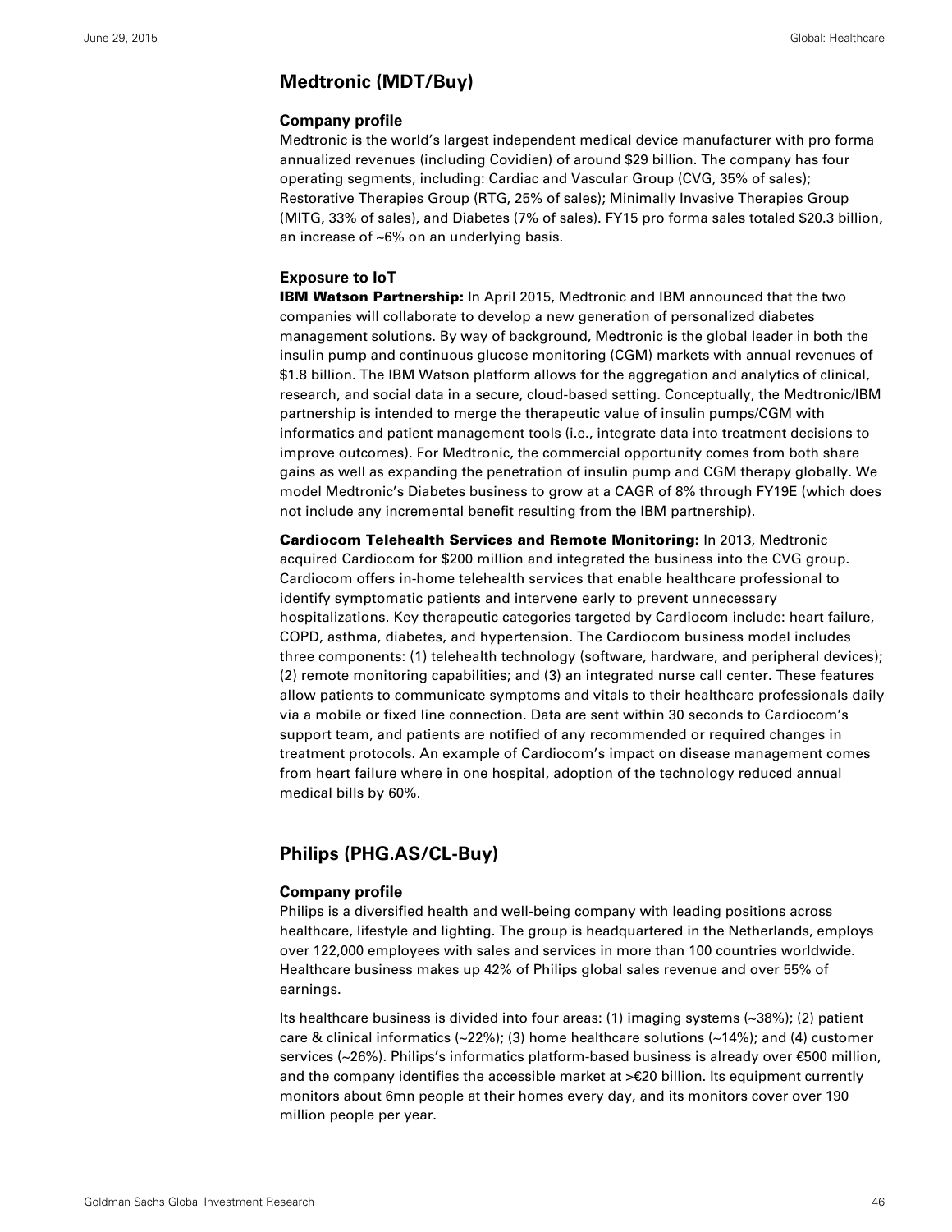## Medtronic (MDT/Buy)

### Company profile

Medtronic is the world's largest independent medical device manufacturer with pro forma annualized revenues (including Covidien) of around $29 billion. The company has four operating segments, including: Cardiac and Vascular Group (CVG, 35% of sales); Restorative Therapies Group (RTG, 25% of sales); Minimally Invasive Therapies Group (MITG, 33% of sales), and Diabetes (7% of sales). FY15 pro forma sales totaled $20.3 billion, an increase of ~6% on an underlying basis.

### Exposure to IoT

**IBM Watson Partnership:** In April 2015, Medtronic and IBM announced that the two companies will collaborate to develop a new generation of personalized diabetes management solutions. By way of background, Medtronic is the global leader in both the insulin pump and continuous glucose monitoring (CGM) markets with annual revenues of $1.8 billion. The IBM Watson platform allows for the aggregation and analytics of clinical, research, and social data in a secure, cloud-based setting. Conceptually, the Medtronic/IBM partnership is intended to merge the therapeutic value of insulin pumps/CGM with informatics and patient management tools (i.e., integrate data into treatment decisions to improve outcomes). For Medtronic, the commercial opportunity comes from both share gains as well as expanding the penetration of insulin pump and CGM therapy globally. We model Medtronic's Diabetes business to grow at a CAGR of 8% through FY19E (which does not include any incremental benefit resulting from the IBM partnership).

**Cardiocom Telehealth Services and Remote Monitoring:** In 2013, Medtronic acquired Cardiocom for $200 million and integrated the business into the CVG group. Cardiocom offers in-home telehealth services that enable healthcare professional to identify symptomatic patients and intervene early to prevent unnecessary hospitalizations. Key therapeutic categories targeted by Cardiocom include: heart failure, COPD, asthma, diabetes, and hypertension. The Cardiocom business model includes three components: (1) telehealth technology (software, hardware, and peripheral devices); (2) remote monitoring capabilities; and (3) an integrated nurse call center. These features allow patients to communicate symptoms and vitals to their healthcare professionals daily via a mobile or fixed line connection. Data are sent within 30 seconds to Cardiocom's support team, and patients are notified of any recommended or required changes in treatment protocols. An example of Cardiocom's impact on disease management comes from heart failure where in one hospital, adoption of the technology reduced annual medical bills by 60%.

## Philips (PHG.AS/CL-Buy)

### Company profile

Philips is a diversified health and well-being company with leading positions across healthcare, lifestyle and lighting. The group is headquartered in the Netherlands, employs over 122,000 employees with sales and services in more than 100 countries worldwide. Healthcare business makes up 42% of Philips global sales revenue and over 55% of earnings.

Its healthcare business is divided into four areas: (1) imaging systems (~38%); (2) patient care & clinical informatics (~22%); (3) home healthcare solutions (~14%); and (4) customer services (~26%). Philips's informatics platform-based business is already over €500 million, and the company identifies the accessible market at >€20 billion. Its equipment currently monitors about 6mn people at their homes every day, and its monitors cover over 190 million people per year.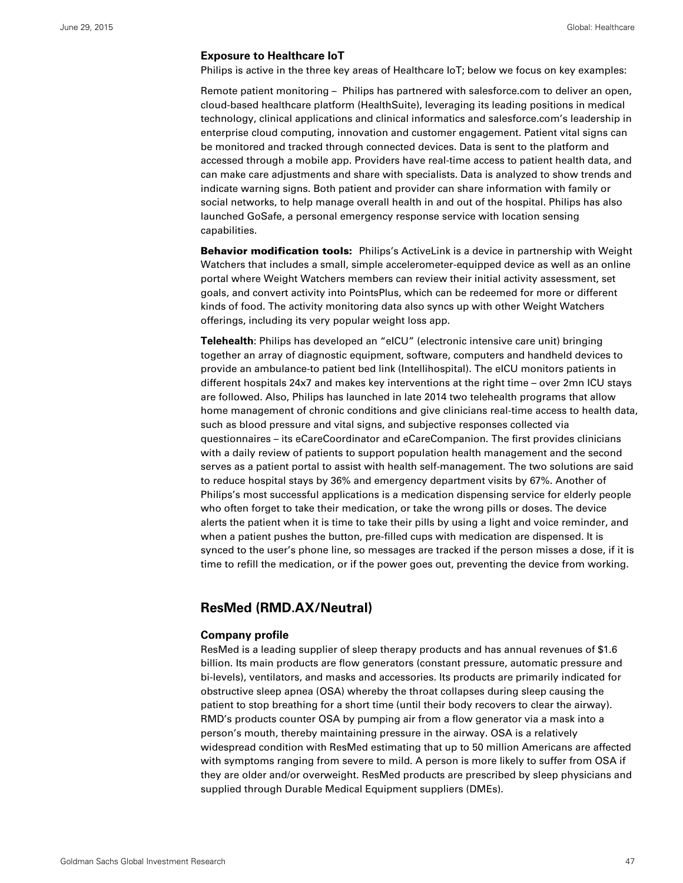### Exposure to Healthcare IoT

Philips is active in the three key areas of Healthcare IoT; below we focus on key examples:

Remote patient monitoring – Philips has partnered with salesforce.com to deliver an open, cloud-based healthcare platform (HealthSuite), leveraging its leading positions in medical technology, clinical applications and clinical informatics and salesforce.com's leadership in enterprise cloud computing, innovation and customer engagement. Patient vital signs can be monitored and tracked through connected devices. Data is sent to the platform and accessed through a mobile app. Providers have real-time access to patient health data, and can make care adjustments and share with specialists. Data is analyzed to show trends and indicate warning signs. Both patient and provider can share information with family or social networks, to help manage overall health in and out of the hospital. Philips has also launched GoSafe, a personal emergency response service with location sensing capabilities.

**Behavior modification tools:** Philips's ActiveLink is a device in partnership with Weight Watchers that includes a small, simple accelerometer-equipped device as well as an online portal where Weight Watchers members can review their initial activity assessment, set goals, and convert activity into PointsPlus, which can be redeemed for more or different kinds of food. The activity monitoring data also syncs up with other Weight Watchers offerings, including its very popular weight loss app.

**Telehealth**: Philips has developed an "eICU" (electronic intensive care unit) bringing together an array of diagnostic equipment, software, computers and handheld devices to provide an ambulance-to patient bed link (Intellihospital). The eICU monitors patients in different hospitals 24x7 and makes key interventions at the right time – over 2mn ICU stays are followed. Also, Philips has launched in late 2014 two telehealth programs that allow home management of chronic conditions and give clinicians real-time access to health data, such as blood pressure and vital signs, and subjective responses collected via questionnaires – its eCareCoordinator and eCareCompanion. The first provides clinicians with a daily review of patients to support population health management and the second serves as a patient portal to assist with health self-management. The two solutions are said to reduce hospital stays by 36% and emergency department visits by 67%. Another of Philips's most successful applications is a medication dispensing service for elderly people who often forget to take their medication, or take the wrong pills or doses. The device alerts the patient when it is time to take their pills by using a light and voice reminder, and when a patient pushes the button, pre-filled cups with medication are dispensed. It is synced to the user's phone line, so messages are tracked if the person misses a dose, if it is time to refill the medication, or if the power goes out, preventing the device from working.

## ResMed (RMD.AX/Neutral)

### Company profile

ResMed is a leading supplier of sleep therapy products and has annual revenues of $1.6 billion. Its main products are flow generators (constant pressure, automatic pressure and bi-levels), ventilators, and masks and accessories. Its products are primarily indicated for obstructive sleep apnea (OSA) whereby the throat collapses during sleep causing the patient to stop breathing for a short time (until their body recovers to clear the airway). RMD's products counter OSA by pumping air from a flow generator via a mask into a person's mouth, thereby maintaining pressure in the airway. OSA is a relatively widespread condition with ResMed estimating that up to 50 million Americans are affected with symptoms ranging from severe to mild. A person is more likely to suffer from OSA if they are older and/or overweight. ResMed products are prescribed by sleep physicians and supplied through Durable Medical Equipment suppliers (DMEs).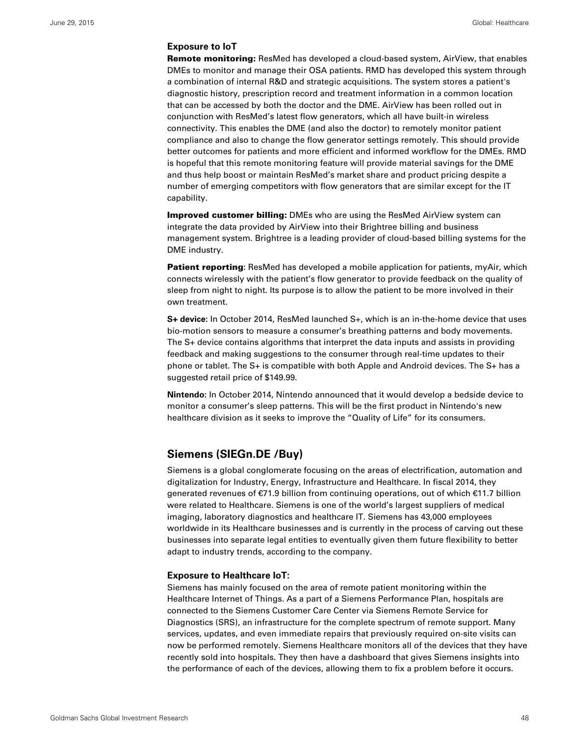### Exposure to IoT

**Remote monitoring:** ResMed has developed a cloud-based system, AirView, that enables DMEs to monitor and manage their OSA patients. RMD has developed this system through a combination of internal R&D and strategic acquisitions. The system stores a patient's diagnostic history, prescription record and treatment information in a common location that can be accessed by both the doctor and the DME. AirView has been rolled out in conjunction with ResMed's latest flow generators, which all have built-in wireless connectivity. This enables the DME (and also the doctor) to remotely monitor patient compliance and also to change the flow generator settings remotely. This should provide better outcomes for patients and more efficient and informed workflow for the DMEs. RMD is hopeful that this remote monitoring feature will provide material savings for the DME and thus help boost or maintain ResMed's market share and product pricing despite a number of emerging competitors with flow generators that are similar except for the IT capability.

**Improved customer billing:** DMEs who are using the ResMed AirView system can integrate the data provided by AirView into their Brightree billing and business management system. Brightree is a leading provider of cloud-based billing systems for the DME industry.

**Patient reporting**: ResMed has developed a mobile application for patients, myAir, which connects wirelessly with the patient's flow generator to provide feedback on the quality of sleep from night to night. Its purpose is to allow the patient to be more involved in their own treatment.

**S+ device:** In October 2014, ResMed launched S+, which is an in-the-home device that uses bio-motion sensors to measure a consumer's breathing patterns and body movements. The S+ device contains algorithms that interpret the data inputs and assists in providing feedback and making suggestions to the consumer through real-time updates to their phone or tablet. The S+ is compatible with both Apple and Android devices. The S+ has a suggested retail price of $149.99.

**Nintendo:** In October 2014, Nintendo announced that it would develop a bedside device to monitor a consumer's sleep patterns. This will be the first product in Nintendo's new healthcare division as it seeks to improve the "Quality of Life" for its consumers.

## Siemens (SIEGn.DE /Buy)

Siemens is a global conglomerate focusing on the areas of electrification, automation and digitalization for Industry, Energy, Infrastructure and Healthcare. In fiscal 2014, they generated revenues of €71.9 billion from continuing operations, out of which €11.7 billion were related to Healthcare. Siemens is one of the world's largest suppliers of medical imaging, laboratory diagnostics and healthcare IT. Siemens has 43,000 employees worldwide in its Healthcare businesses and is currently in the process of carving out these businesses into separate legal entities to eventually given them future flexibility to better adapt to industry trends, according to the company.

### Exposure to Healthcare IoT:

Siemens has mainly focused on the area of remote patient monitoring within the Healthcare Internet of Things. As a part of a Siemens Performance Plan, hospitals are connected to the Siemens Customer Care Center via Siemens Remote Service for Diagnostics (SRS), an infrastructure for the complete spectrum of remote support. Many services, updates, and even immediate repairs that previously required on-site visits can now be performed remotely. Siemens Healthcare monitors all of the devices that they have recently sold into hospitals. They then have a dashboard that gives Siemens insights into the performance of each of the devices, allowing them to fix a problem before it occurs.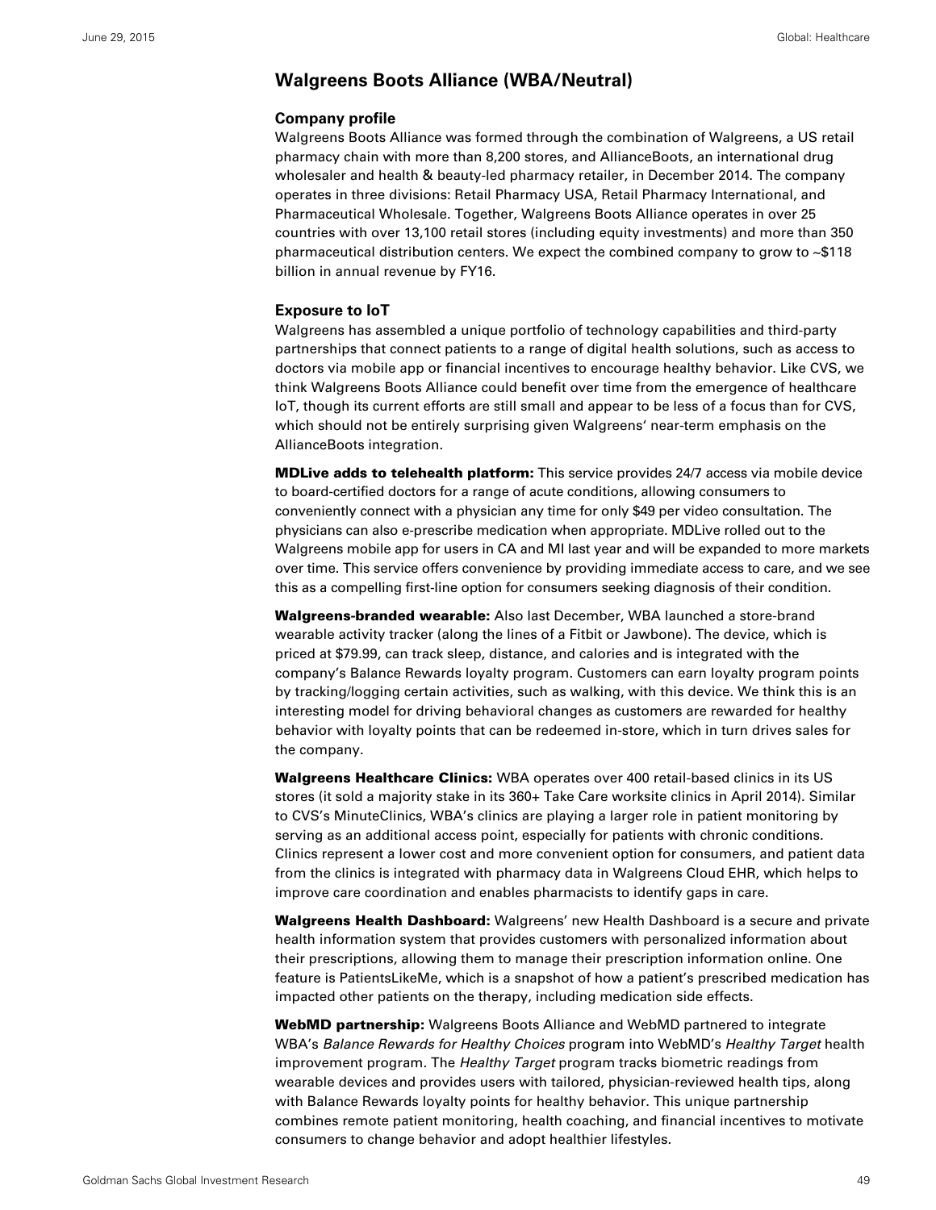## Walgreens Boots Alliance (WBA/Neutral)

### Company profile

Walgreens Boots Alliance was formed through the combination of Walgreens, a US retail pharmacy chain with more than 8,200 stores, and AllianceBoots, an international drug wholesaler and health & beauty-led pharmacy retailer, in December 2014. The company operates in three divisions: Retail Pharmacy USA, Retail Pharmacy International, and Pharmaceutical Wholesale. Together, Walgreens Boots Alliance operates in over 25 countries with over 13,100 retail stores (including equity investments) and more than 350 pharmaceutical distribution centers. We expect the combined company to grow to ~$118 billion in annual revenue by FY16.

### Exposure to IoT

Walgreens has assembled a unique portfolio of technology capabilities and third-party partnerships that connect patients to a range of digital health solutions, such as access to doctors via mobile app or financial incentives to encourage healthy behavior. Like CVS, we think Walgreens Boots Alliance could benefit over time from the emergence of healthcare IoT, though its current efforts are still small and appear to be less of a focus than for CVS, which should not be entirely surprising given Walgreens' near-term emphasis on the AllianceBoots integration.

**MDLive adds to telehealth platform:** This service provides 24/7 access via mobile device to board-certified doctors for a range of acute conditions, allowing consumers to conveniently connect with a physician any time for only $49 per video consultation. The physicians can also e-prescribe medication when appropriate. MDLive rolled out to the Walgreens mobile app for users in CA and MI last year and will be expanded to more markets over time. This service offers convenience by providing immediate access to care, and we see this as a compelling first-line option for consumers seeking diagnosis of their condition.

**Walgreens-branded wearable:** Also last December, WBA launched a store-brand wearable activity tracker (along the lines of a Fitbit or Jawbone). The device, which is priced at $79.99, can track sleep, distance, and calories and is integrated with the company's Balance Rewards loyalty program. Customers can earn loyalty program points by tracking/logging certain activities, such as walking, with this device. We think this is an interesting model for driving behavioral changes as customers are rewarded for healthy behavior with loyalty points that can be redeemed in-store, which in turn drives sales for the company.

**Walgreens Healthcare Clinics:** WBA operates over 400 retail-based clinics in its US stores (it sold a majority stake in its 360+ Take Care worksite clinics in April 2014). Similar to CVS's MinuteClinics, WBA's clinics are playing a larger role in patient monitoring by serving as an additional access point, especially for patients with chronic conditions. Clinics represent a lower cost and more convenient option for consumers, and patient data from the clinics is integrated with pharmacy data in Walgreens Cloud EHR, which helps to improve care coordination and enables pharmacists to identify gaps in care.

**Walgreens Health Dashboard:** Walgreens' new Health Dashboard is a secure and private health information system that provides customers with personalized information about their prescriptions, allowing them to manage their prescription information online. One feature is PatientsLikeMe, which is a snapshot of how a patient's prescribed medication has impacted other patients on the therapy, including medication side effects.

**WebMD partnership:** Walgreens Boots Alliance and WebMD partnered to integrate WBA's *Balance Rewards for Healthy Choices* program into WebMD's *Healthy Target* health improvement program. The *Healthy Target* program tracks biometric readings from wearable devices and provides users with tailored, physician-reviewed health tips, along with Balance Rewards loyalty points for healthy behavior. This unique partnership combines remote patient monitoring, health coaching, and financial incentives to motivate consumers to change behavior and adopt healthier lifestyles.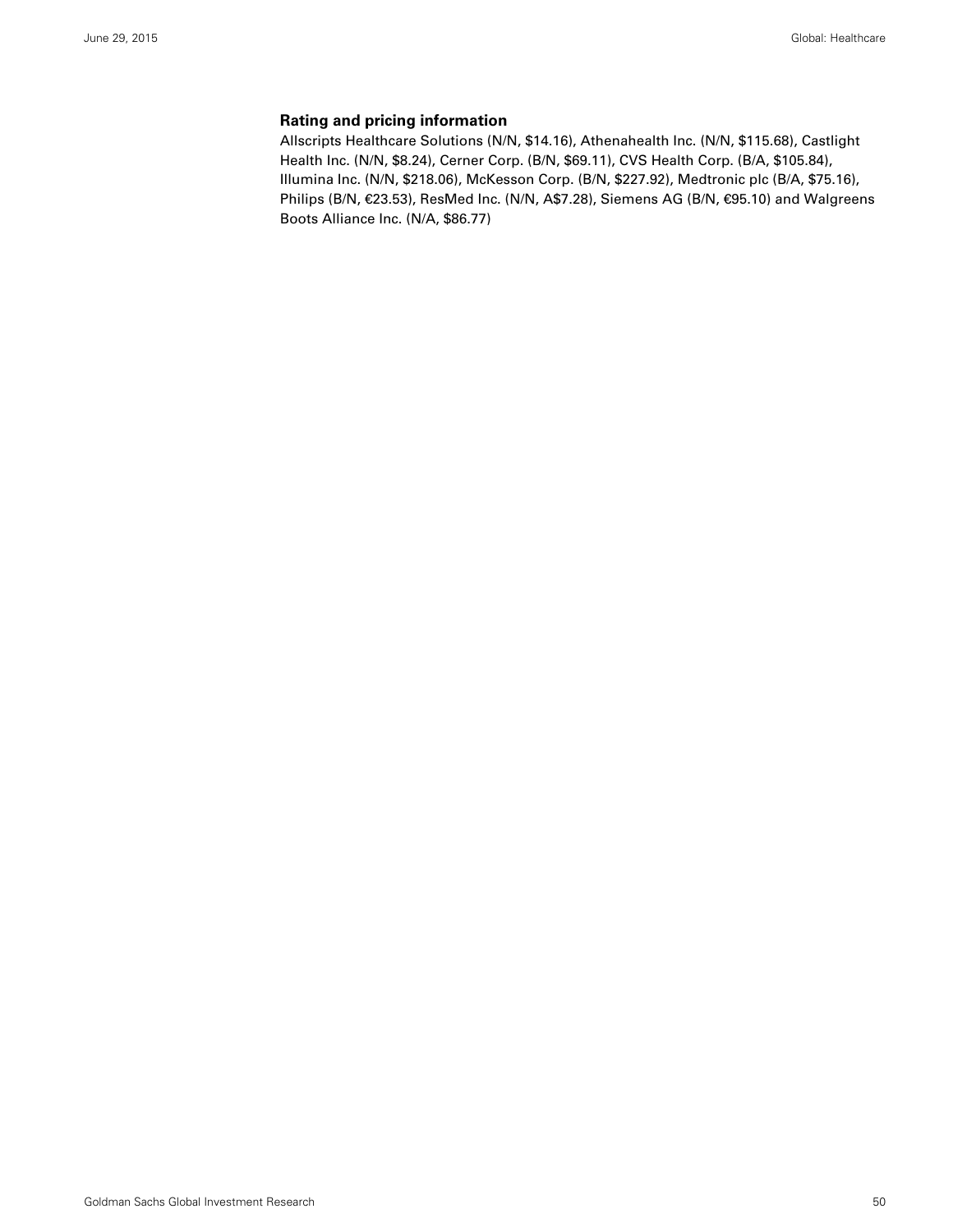### Rating and pricing information

Allscripts Healthcare Solutions (N/N, $14.16), Athenahealth Inc. (N/N, $115.68), Castlight Health Inc. (N/N, $8.24), Cerner Corp. (B/N, $69.11), CVS Health Corp. (B/A, $105.84), Illumina Inc. (N/N, $218.06), McKesson Corp. (B/N, $227.92), Medtronic plc (B/A, $75.16), Philips (B/N, €23.53), ResMed Inc. (N/N, A$7.28), Siemens AG (B/N, €95.10) and Walgreens Boots Alliance Inc. (N/A, $86.77)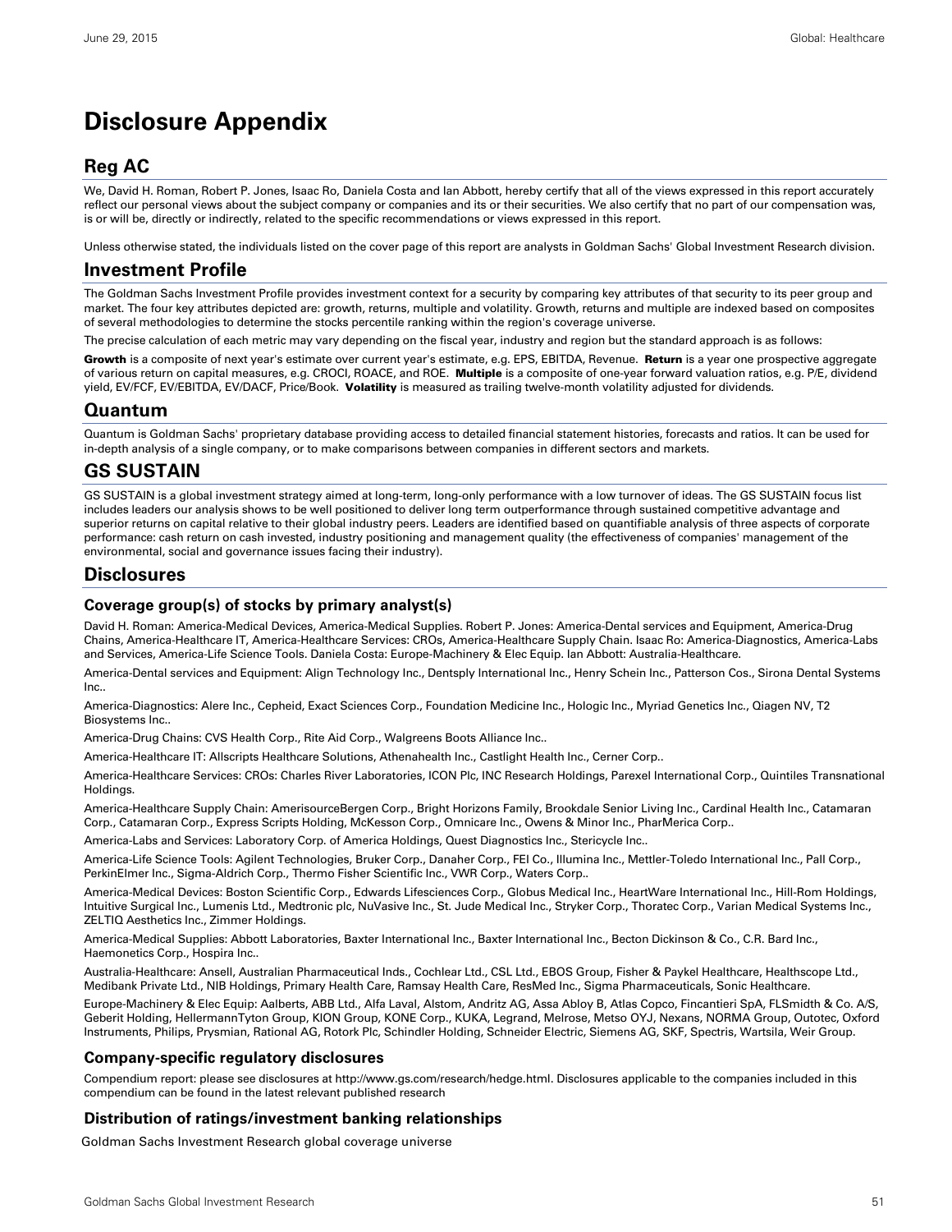# Disclosure Appendix

## Reg AC

We, David H. Roman, Robert P. Jones, Isaac Ro, Daniela Costa and Ian Abbott, hereby certify that all of the views expressed in this report accurately reflect our personal views about the subject company or companies and its or their securities. We also certify that no part of our compensation was, is or will be, directly or indirectly, related to the specific recommendations or views expressed in this report.

Unless otherwise stated, the individuals listed on the cover page of this report are analysts in Goldman Sachs' Global Investment Research division.

## Investment Profile

The Goldman Sachs Investment Profile provides investment context for a security by comparing key attributes of that security to its peer group and market. The four key attributes depicted are: growth, returns, multiple and volatility. Growth, returns and multiple are indexed based on composites of several methodologies to determine the stocks percentile ranking within the region's coverage universe.

The precise calculation of each metric may vary depending on the fiscal year, industry and region but the standard approach is as follows:

**Growth** is a composite of next year's estimate over current year's estimate, e.g. EPS, EBITDA, Revenue. **Return** is a year one prospective aggregate of various return on capital measures, e.g. CROCI, ROACE, and ROE. **Multiple** is a composite of one-year forward valuation ratios, e.g. P/E, dividend yield, EV/FCF, EV/EBITDA, EV/DACF, Price/Book. **Volatility** is measured as trailing twelve-month volatility adjusted for dividends.

## Quantum

Quantum is Goldman Sachs' proprietary database providing access to detailed financial statement histories, forecasts and ratios. It can be used for in-depth analysis of a single company, or to make comparisons between companies in different sectors and markets.

## GS SUSTAIN

GS SUSTAIN is a global investment strategy aimed at long-term, long-only performance with a low turnover of ideas. The GS SUSTAIN focus list includes leaders our analysis shows to be well positioned to deliver long term outperformance through sustained competitive advantage and superior returns on capital relative to their global industry peers. Leaders are identified based on quantifiable analysis of three aspects of corporate performance: cash return on cash invested, industry positioning and management quality (the effectiveness of companies' management of the environmental, social and governance issues facing their industry).

## Disclosures

### Coverage group(s) of stocks by primary analyst(s)

David H. Roman: America-Medical Devices, America-Medical Supplies. Robert P. Jones: America-Dental services and Equipment, America-Drug Chains, America-Healthcare IT, America-Healthcare Services: CROs, America-Healthcare Supply Chain. Isaac Ro: America-Diagnostics, America-Labs and Services, America-Life Science Tools. Daniela Costa: Europe-Machinery & Elec Equip. Ian Abbott: Australia-Healthcare.

America-Dental services and Equipment: Align Technology Inc., Dentsply International Inc., Henry Schein Inc., Patterson Cos., Sirona Dental Systems Inc..

America-Diagnostics: Alere Inc., Cepheid, Exact Sciences Corp., Foundation Medicine Inc., Hologic Inc., Myriad Genetics Inc., Qiagen NV, T2 Biosystems Inc..

America-Drug Chains: CVS Health Corp., Rite Aid Corp., Walgreens Boots Alliance Inc..

America-Healthcare IT: Allscripts Healthcare Solutions, Athenahealth Inc., Castlight Health Inc., Cerner Corp..

America-Healthcare Services: CROs: Charles River Laboratories, ICON Plc, INC Research Holdings, Parexel International Corp., Quintiles Transnational Holdings.

America-Healthcare Supply Chain: AmerisourceBergen Corp., Bright Horizons Family, Brookdale Senior Living Inc., Cardinal Health Inc., Catamaran Corp., Catamaran Corp., Express Scripts Holding, McKesson Corp., Omnicare Inc., Owens & Minor Inc., PharMerica Corp..

America-Labs and Services: Laboratory Corp. of America Holdings, Quest Diagnostics Inc., Stericycle Inc..

America-Life Science Tools: Agilent Technologies, Bruker Corp., Danaher Corp., FEI Co., Illumina Inc., Mettler-Toledo International Inc., Pall Corp., PerkinElmer Inc., Sigma-Aldrich Corp., Thermo Fisher Scientific Inc., VWR Corp., Waters Corp..

America-Medical Devices: Boston Scientific Corp., Edwards Lifesciences Corp., Globus Medical Inc., HeartWare International Inc., Hill-Rom Holdings, Intuitive Surgical Inc., Lumenis Ltd., Medtronic plc, NuVasive Inc., St. Jude Medical Inc., Stryker Corp., Thoratec Corp., Varian Medical Systems Inc., ZELTIQ Aesthetics Inc., Zimmer Holdings.

America-Medical Supplies: Abbott Laboratories, Baxter International Inc., Baxter International Inc., Becton Dickinson & Co., C.R. Bard Inc., Haemonetics Corp., Hospira Inc..

Australia-Healthcare: Ansell, Australian Pharmaceutical Inds., Cochlear Ltd., CSL Ltd., EBOS Group, Fisher & Paykel Healthcare, Healthscope Ltd., Medibank Private Ltd., NIB Holdings, Primary Health Care, Ramsay Health Care, ResMed Inc., Sigma Pharmaceuticals, Sonic Healthcare.

Europe-Machinery & Elec Equip: Aalberts, ABB Ltd., Alfa Laval, Alstom, Andritz AG, Assa Abloy B, Atlas Copco, Fincantieri SpA, FLSmidth & Co. A/S, Geberit Holding, HellermannTyton Group, KION Group, KONE Corp., KUKA, Legrand, Melrose, Metso OYJ, Nexans, NORMA Group, Outotec, Oxford Instruments, Philips, Prysmian, Rational AG, Rotork Plc, Schindler Holding, Schneider Electric, Siemens AG, SKF, Spectris, Wartsila, Weir Group.

### Company-specific regulatory disclosures

Compendium report: please see disclosures at http://www.gs.com/research/hedge.html. Disclosures applicable to the companies included in this compendium can be found in the latest relevant published research

### Distribution of ratings/investment banking relationships

Goldman Sachs Investment Research global coverage universe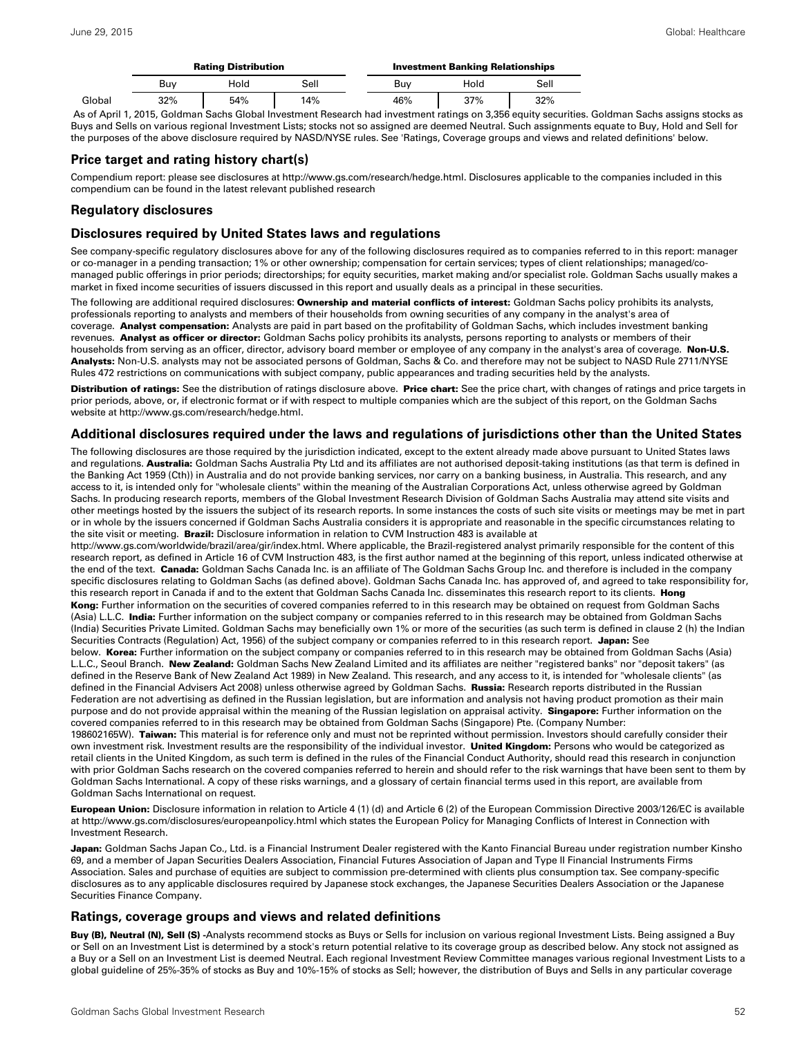| | Rating Distribution | | | Investment Banking Relationships | | |
|---|---|---|---|---|---|---|
| | Buy | Hold | Sell | Buy | Hold | Sell |
| Global | 32% | 54% | 14% | 46% | 37% | 32% |

As of April 1, 2015, Goldman Sachs Global Investment Research had investment ratings on 3,356 equity securities. Goldman Sachs assigns stocks as Buys and Sells on various regional Investment Lists; stocks not so assigned are deemed Neutral. Such assignments equate to Buy, Hold and Sell for the purposes of the above disclosure required by NASD/NYSE rules. See 'Ratings, Coverage groups and views and related definitions' below.

## Price target and rating history chart(s)

Compendium report: please see disclosures at http://www.gs.com/research/hedge.html. Disclosures applicable to the companies included in this compendium can be found in the latest relevant published research

## Regulatory disclosures

## Disclosures required by United States laws and regulations

See company-specific regulatory disclosures above for any of the following disclosures required as to companies referred to in this report: manager or co-manager in a pending transaction; 1% or other ownership; compensation for certain services; types of client relationships; managed/co-managed public offerings in prior periods; directorships; for equity securities, market making and/or specialist role. Goldman Sachs usually makes a market in fixed income securities of issuers discussed in this report and usually deals as a principal in these securities.

The following are additional required disclosures: **Ownership and material conflicts of interest:** Goldman Sachs policy prohibits its analysts, professionals reporting to analysts and members of their households from owning securities of any company in the analyst's area of coverage. **Analyst compensation:** Analysts are paid in part based on the profitability of Goldman Sachs, which includes investment banking revenues. **Analyst as officer or director:** Goldman Sachs policy prohibits its analysts, persons reporting to analysts or members of their households from serving as an officer, director, advisory board member or employee of any company in the analyst's area of coverage. **Non-U.S. Analysts:** Non-U.S. analysts may not be associated persons of Goldman, Sachs & Co. and therefore may not be subject to NASD Rule 2711/NYSE Rules 472 restrictions on communications with subject company, public appearances and trading securities held by the analysts.

**Distribution of ratings:** See the distribution of ratings disclosure above. **Price chart:** See the price chart, with changes of ratings and price targets in prior periods, above, or, if electronic format or if with respect to multiple companies which are the subject of this report, on the Goldman Sachs website at http://www.gs.com/research/hedge.html.

## Additional disclosures required under the laws and regulations of jurisdictions other than the United States

The following disclosures are those required by the jurisdiction indicated, except to the extent already made above pursuant to United States laws and regulations. **Australia:** Goldman Sachs Australia Pty Ltd and its affiliates are not authorised deposit-taking institutions (as that term is defined in the Banking Act 1959 (Cth)) in Australia and do not provide banking services, nor carry on a banking business, in Australia. This research, and any access to it, is intended only for "wholesale clients" within the meaning of the Australian Corporations Act, unless otherwise agreed by Goldman Sachs. In producing research reports, members of the Global Investment Research Division of Goldman Sachs Australia may attend site visits and other meetings hosted by the issuers the subject of its research reports. In some instances the costs of such site visits or meetings may be met in part or in whole by the issuers concerned if Goldman Sachs Australia considers it is appropriate and reasonable in the specific circumstances relating to the site visit or meeting. **Brazil:** Disclosure information in relation to CVM Instruction 483 is available at http://www.gs.com/worldwide/brazil/area/gir/index.html. Where applicable, the Brazil-registered analyst primarily responsible for the content of this research report, as defined in Article 16 of CVM Instruction 483, is the first author named at the beginning of this report, unless indicated otherwise at the end of the text. **Canada:** Goldman Sachs Canada Inc. is an affiliate of The Goldman Sachs Group Inc. and therefore is included in the company specific disclosures relating to Goldman Sachs (as defined above). Goldman Sachs Canada Inc. has approved of, and agreed to take responsibility for, this research report in Canada if and to the extent that Goldman Sachs Canada Inc. disseminates this research report to its clients. **Hong Kong:** Further information on the securities of covered companies referred to in this research may be obtained on request from Goldman Sachs (Asia) L.L.C. **India:** Further information on the subject company or companies referred to in this research may be obtained from Goldman Sachs (India) Securities Private Limited. Goldman Sachs may beneficially own 1% or more of the securities (as such term is defined in clause 2 (h) the Indian Securities Contracts (Regulation) Act, 1956) of the subject company or companies referred to in this research report. **Japan:** See below. **Korea:** Further information on the subject company or companies referred to in this research may be obtained from Goldman Sachs (Asia) L.L.C., Seoul Branch. **New Zealand:** Goldman Sachs New Zealand Limited and its affiliates are neither "registered banks" nor "deposit takers" (as defined in the Reserve Bank of New Zealand Act 1989) in New Zealand. This research, and any access to it, is intended for "wholesale clients" (as defined in the Financial Advisers Act 2008) unless otherwise agreed by Goldman Sachs. **Russia:** Research reports distributed in the Russian Federation are not advertising as defined in the Russian legislation, but are information and analysis not having product promotion as their main purpose and do not provide appraisal within the meaning of the Russian legislation on appraisal activity. **Singapore:** Further information on the covered companies referred to in this research may be obtained from Goldman Sachs (Singapore) Pte. (Company Number: 198602165W). **Taiwan:** This material is for reference only and must not be reprinted without permission. Investors should carefully consider their own investment risk. Investment results are the responsibility of the individual investor. **United Kingdom:** Persons who would be categorized as retail clients in the United Kingdom, as such term is defined in the rules of the Financial Conduct Authority, should read this research in conjunction with prior Goldman Sachs research on the covered companies referred to herein and should refer to the risk warnings that have been sent to them by Goldman Sachs International. A copy of these risks warnings, and a glossary of certain financial terms used in this report, are available from Goldman Sachs International on request.

**European Union:** Disclosure information in relation to Article 4 (1) (d) and Article 6 (2) of the European Commission Directive 2003/126/EC is available at http://www.gs.com/disclosures/europeanpolicy.html which states the European Policy for Managing Conflicts of Interest in Connection with Investment Research.

**Japan:** Goldman Sachs Japan Co., Ltd. is a Financial Instrument Dealer registered with the Kanto Financial Bureau under registration number Kinsho 69, and a member of Japan Securities Dealers Association, Financial Futures Association of Japan and Type II Financial Instruments Firms Association. Sales and purchase of equities are subject to commission pre-determined with clients plus consumption tax. See company-specific disclosures as to any applicable disclosures required by Japanese stock exchanges, the Japanese Securities Dealers Association or the Japanese Securities Finance Company.

## Ratings, coverage groups and views and related definitions

**Buy (B), Neutral (N), Sell (S)** -Analysts recommend stocks as Buys or Sells for inclusion on various regional Investment Lists. Being assigned a Buy or Sell on an Investment List is determined by a stock's return potential relative to its coverage group as described below. Any stock not assigned as a Buy or a Sell on an Investment List is deemed Neutral. Each regional Investment Review Committee manages various regional Investment Lists to a global guideline of 25%-35% of stocks as Buy and 10%-15% of stocks as Sell; however, the distribution of Buys and Sells in any particular coverage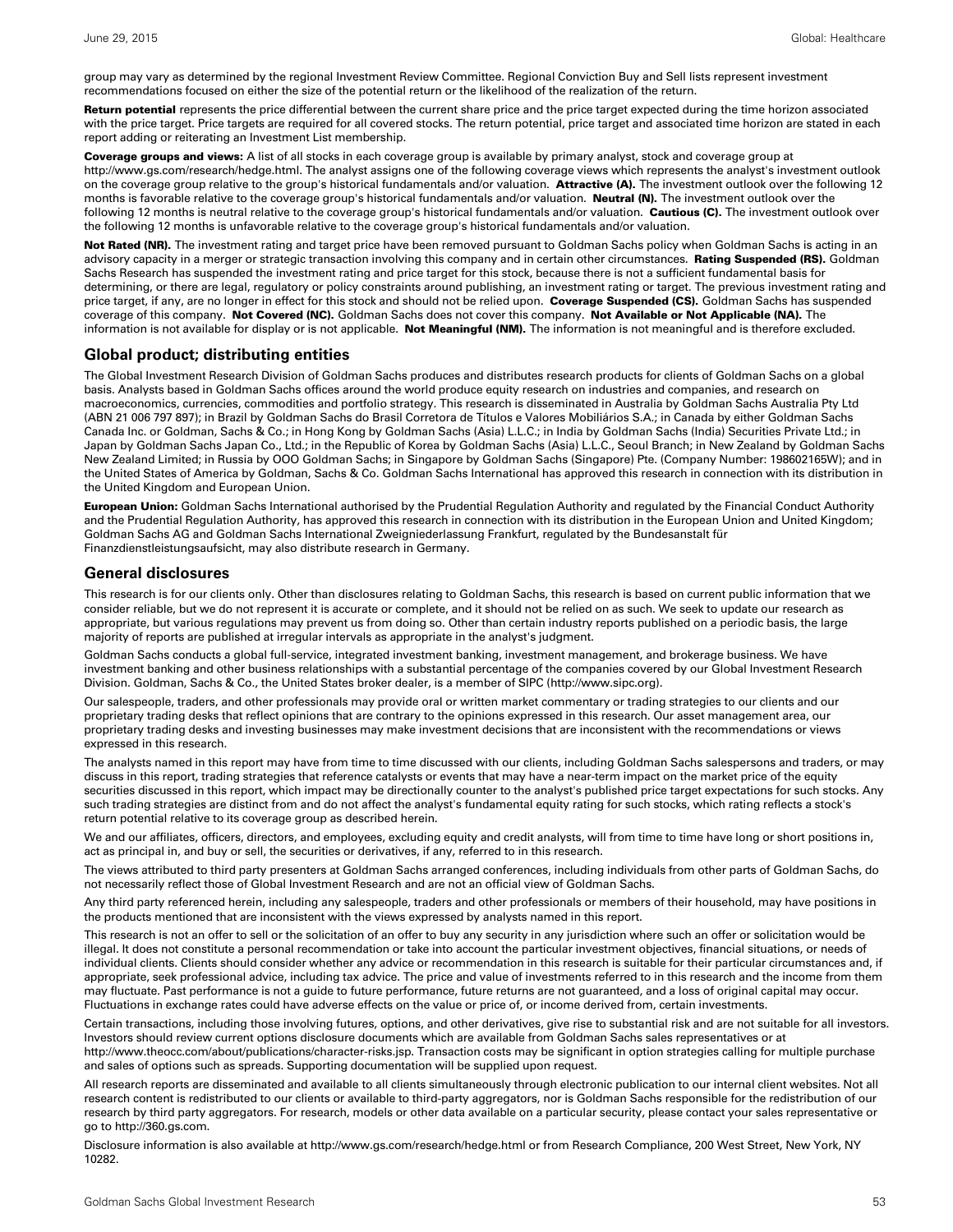group may vary as determined by the regional Investment Review Committee. Regional Conviction Buy and Sell lists represent investment recommendations focused on either the size of the potential return or the likelihood of the realization of the return.

**Return potential** represents the price differential between the current share price and the price target expected during the time horizon associated with the price target. Price targets are required for all covered stocks. The return potential, price target and associated time horizon are stated in each report adding or reiterating an Investment List membership.

**Coverage groups and views:** A list of all stocks in each coverage group is available by primary analyst, stock and coverage group at http://www.gs.com/research/hedge.html. The analyst assigns one of the following coverage views which represents the analyst's investment outlook on the coverage group relative to the group's historical fundamentals and/or valuation. **Attractive (A).** The investment outlook over the following 12 months is favorable relative to the coverage group's historical fundamentals and/or valuation. **Neutral (N).** The investment outlook over the following 12 months is neutral relative to the coverage group's historical fundamentals and/or valuation. **Cautious (C).** The investment outlook over the following 12 months is unfavorable relative to the coverage group's historical fundamentals and/or valuation.

**Not Rated (NR).** The investment rating and target price have been removed pursuant to Goldman Sachs policy when Goldman Sachs is acting in an advisory capacity in a merger or strategic transaction involving this company and in certain other circumstances. **Rating Suspended (RS).** Goldman Sachs Research has suspended the investment rating and price target for this stock, because there is not a sufficient fundamental basis for determining, or there are legal, regulatory or policy constraints around publishing, an investment rating or target. The previous investment rating and price target, if any, are no longer in effect for this stock and should not be relied upon. **Coverage Suspended (CS).** Goldman Sachs has suspended coverage of this company. **Not Covered (NC).** Goldman Sachs does not cover this company. **Not Available or Not Applicable (NA).** The information is not available for display or is not applicable. **Not Meaningful (NM).** The information is not meaningful and is therefore excluded.

## Global product; distributing entities

The Global Investment Research Division of Goldman Sachs produces and distributes research products for clients of Goldman Sachs on a global basis. Analysts based in Goldman Sachs offices around the world produce equity research on industries and companies, and research on macroeconomics, currencies, commodities and portfolio strategy. This research is disseminated in Australia by Goldman Sachs Australia Pty Ltd (ABN 21 006 797 897); in Brazil by Goldman Sachs do Brasil Corretora de Títulos e Valores Mobiliários S.A.; in Canada by either Goldman Sachs Canada Inc. or Goldman, Sachs & Co.; in Hong Kong by Goldman Sachs (Asia) L.L.C.; in India by Goldman Sachs (India) Securities Private Ltd.; in Japan by Goldman Sachs Japan Co., Ltd.; in the Republic of Korea by Goldman Sachs (Asia) L.L.C., Seoul Branch; in New Zealand by Goldman Sachs New Zealand Limited; in Russia by OOO Goldman Sachs; in Singapore by Goldman Sachs (Singapore) Pte. (Company Number: 198602165W); and in the United States of America by Goldman, Sachs & Co. Goldman Sachs International has approved this research in connection with its distribution in the United Kingdom and European Union.

**European Union:** Goldman Sachs International authorised by the Prudential Regulation Authority and regulated by the Financial Conduct Authority and the Prudential Regulation Authority, has approved this research in connection with its distribution in the European Union and United Kingdom; Goldman Sachs AG and Goldman Sachs International Zweigniederlassung Frankfurt, regulated by the Bundesanstalt für Finanzdienstleistungsaufsicht, may also distribute research in Germany.

## General disclosures

This research is for our clients only. Other than disclosures relating to Goldman Sachs, this research is based on current public information that we consider reliable, but we do not represent it is accurate or complete, and it should not be relied on as such. We seek to update our research as appropriate, but various regulations may prevent us from doing so. Other than certain industry reports published on a periodic basis, the large majority of reports are published at irregular intervals as appropriate in the analyst's judgment.

Goldman Sachs conducts a global full-service, integrated investment banking, investment management, and brokerage business. We have investment banking and other business relationships with a substantial percentage of the companies covered by our Global Investment Research Division. Goldman, Sachs & Co., the United States broker dealer, is a member of SIPC (http://www.sipc.org).

Our salespeople, traders, and other professionals may provide oral or written market commentary or trading strategies to our clients and our proprietary trading desks that reflect opinions that are contrary to the opinions expressed in this research. Our asset management area, our proprietary trading desks and investing businesses may make investment decisions that are inconsistent with the recommendations or views expressed in this research.

The analysts named in this report may have from time to time discussed with our clients, including Goldman Sachs salespersons and traders, or may discuss in this report, trading strategies that reference catalysts or events that may have a near-term impact on the market price of the equity securities discussed in this report, which impact may be directionally counter to the analyst's published price target expectations for such stocks. Any such trading strategies are distinct from and do not affect the analyst's fundamental equity rating for such stocks, which rating reflects a stock's return potential relative to its coverage group as described herein.

We and our affiliates, officers, directors, and employees, excluding equity and credit analysts, will from time to time have long or short positions in, act as principal in, and buy or sell, the securities or derivatives, if any, referred to in this research.

The views attributed to third party presenters at Goldman Sachs arranged conferences, including individuals from other parts of Goldman Sachs, do not necessarily reflect those of Global Investment Research and are not an official view of Goldman Sachs.

Any third party referenced herein, including any salespeople, traders and other professionals or members of their household, may have positions in the products mentioned that are inconsistent with the views expressed by analysts named in this report.

This research is not an offer to sell or the solicitation of an offer to buy any security in any jurisdiction where such an offer or solicitation would be illegal. It does not constitute a personal recommendation or take into account the particular investment objectives, financial situations, or needs of individual clients. Clients should consider whether any advice or recommendation in this research is suitable for their particular circumstances and, if appropriate, seek professional advice, including tax advice. The price and value of investments referred to in this research and the income from them may fluctuate. Past performance is not a guide to future performance, future returns are not guaranteed, and a loss of original capital may occur. Fluctuations in exchange rates could have adverse effects on the value or price of, or income derived from, certain investments.

Certain transactions, including those involving futures, options, and other derivatives, give rise to substantial risk and are not suitable for all investors. Investors should review current options disclosure documents which are available from Goldman Sachs sales representatives or at http://www.theocc.com/about/publications/character-risks.jsp. Transaction costs may be significant in option strategies calling for multiple purchase and sales of options such as spreads. Supporting documentation will be supplied upon request.

All research reports are disseminated and available to all clients simultaneously through electronic publication to our internal client websites. Not all research content is redistributed to our clients or available to third-party aggregators, nor is Goldman Sachs responsible for the redistribution of our research by third party aggregators. For research, models or other data available on a particular security, please contact your sales representative or go to http://360.gs.com.

Disclosure information is also available at http://www.gs.com/research/hedge.html or from Research Compliance, 200 West Street, New York, NY 10282.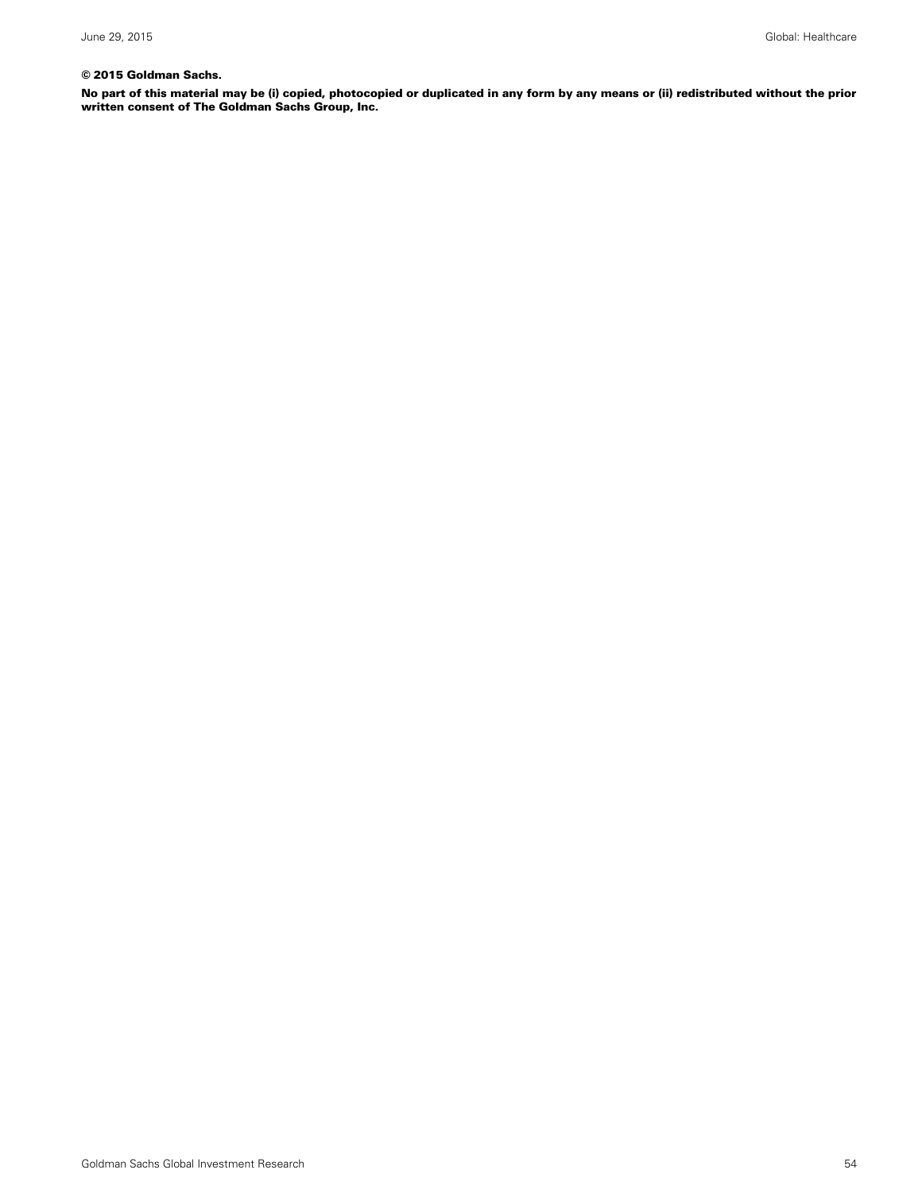**© 2015 Goldman Sachs.**

**No part of this material may be (i) copied, photocopied or duplicated in any form by any means or (ii) redistributed without the prior written consent of The Goldman Sachs Group, Inc.**